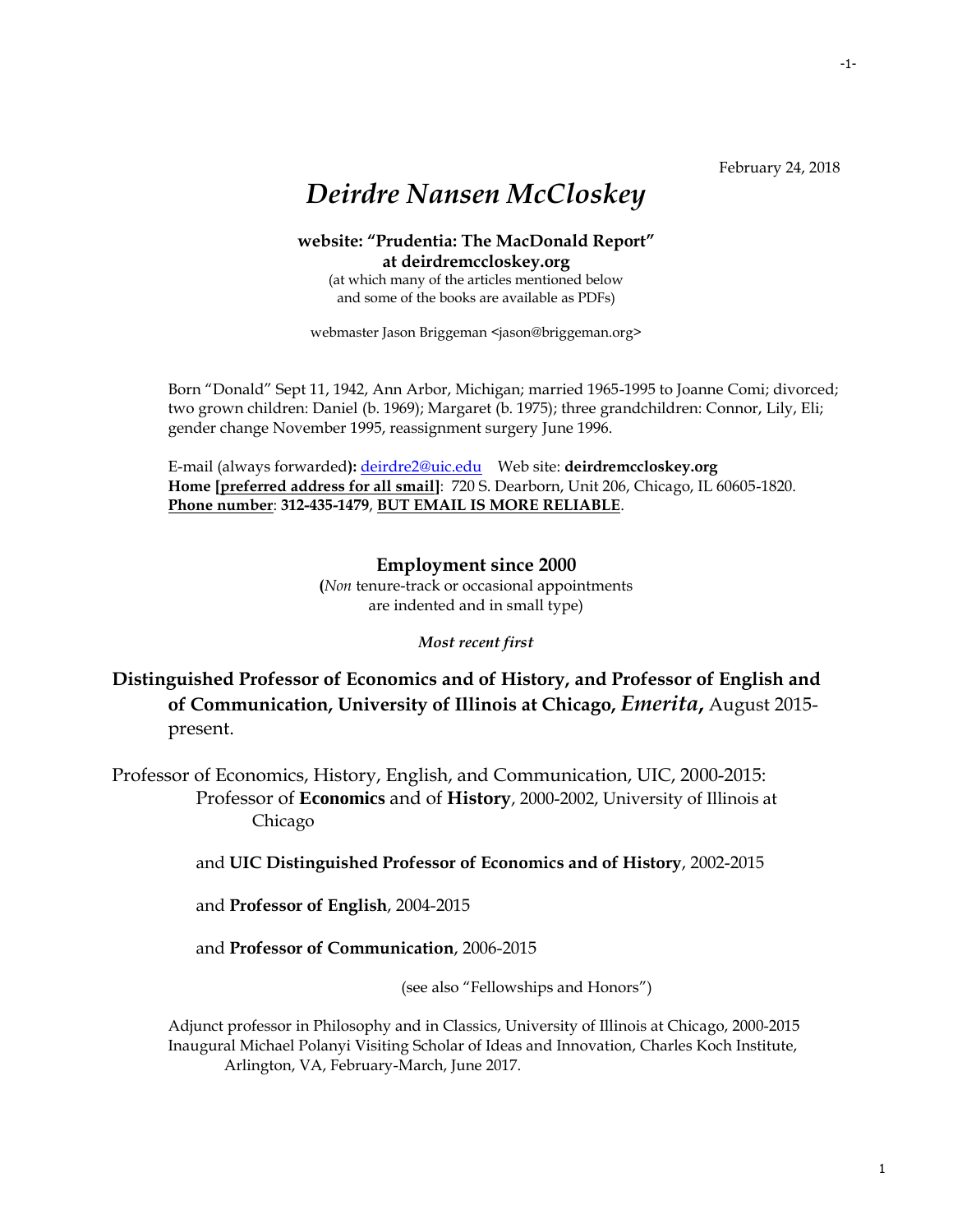February 24, 2018

# *Deirdre Nansen McCloskey*

**website: "Prudentia: The MacDonald Report"**
**at deirdremccloskey.org**
(at which many of the articles mentioned below
and some of the books are available as PDFs)

webmaster Jason Briggeman <jason@briggeman.org>

Born "Donald" Sept 11, 1942, Ann Arbor, Michigan; married 1965-1995 to Joanne Comi; divorced; two grown children: Daniel (b. 1969); Margaret (b. 1975); three grandchildren: Connor, Lily, Eli; gender change November 1995, reassignment surgery June 1996.

E-mail (always forwarded**):** deirdre2@uic.edu Web site: **deirdremccloskey.org**
**Home [preferred address for all smail]**: 720 S. Dearborn, Unit 206, Chicago, IL 60605-1820.
**Phone number**: **312-435-1479**, **BUT EMAIL IS MORE RELIABLE**.

## Employment since 2000

**(***Non* tenure-track or occasional appointments
are indented and in small type)

***Most recent first***

**Distinguished Professor of Economics and of History, and Professor of English and of Communication, University of Illinois at Chicago, *Emerita*,** August 2015-present.

Professor of Economics, History, English, and Communication, UIC, 2000-2015:

Professor of **Economics** and of **History**, 2000-2002, University of Illinois at Chicago

and **UIC Distinguished Professor of Economics and of History**, 2002-2015

and **Professor of English**, 2004-2015

and **Professor of Communication**, 2006-2015

(see also "Fellowships and Honors")

Adjunct professor in Philosophy and in Classics, University of Illinois at Chicago, 2000-2015
Inaugural Michael Polanyi Visiting Scholar of Ideas and Innovation, Charles Koch Institute, Arlington, VA, February-March, June 2017.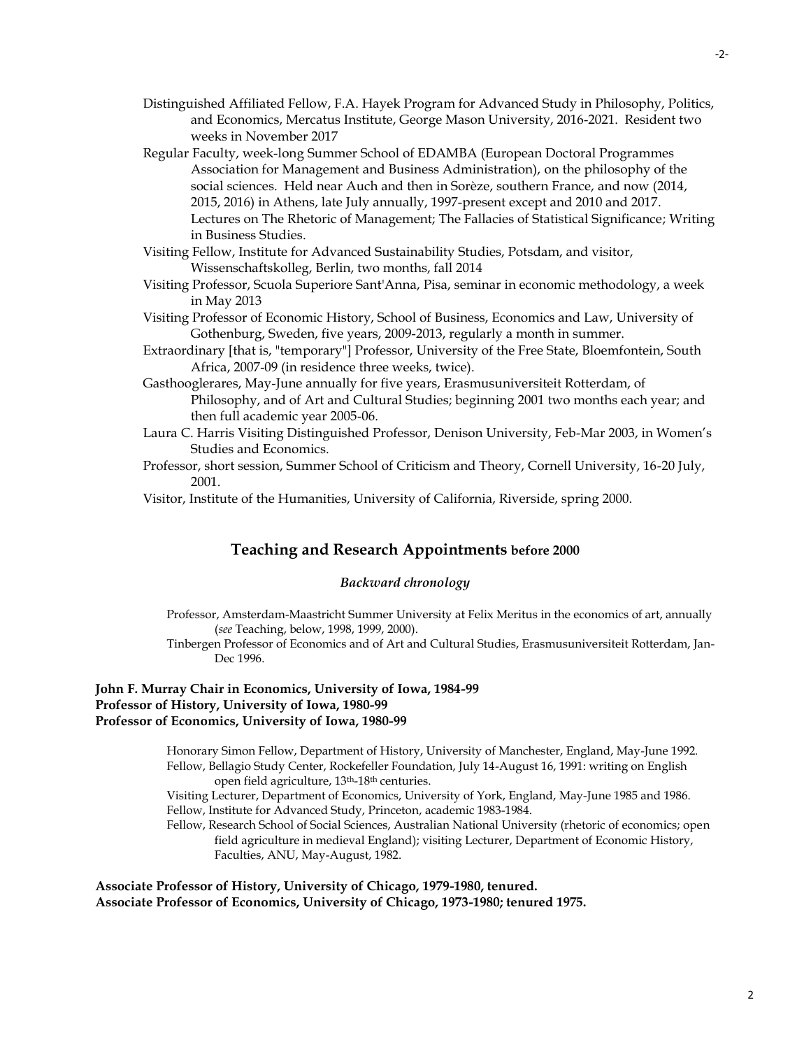Distinguished Affiliated Fellow, F.A. Hayek Program for Advanced Study in Philosophy, Politics, and Economics, Mercatus Institute, George Mason University, 2016-2021. Resident two weeks in November 2017

Regular Faculty, week-long Summer School of EDAMBA (European Doctoral Programmes Association for Management and Business Administration), on the philosophy of the social sciences. Held near Auch and then in Sorèze, southern France, and now (2014, 2015, 2016) in Athens, late July annually, 1997-present except and 2010 and 2017. Lectures on The Rhetoric of Management; The Fallacies of Statistical Significance; Writing in Business Studies.

Visiting Fellow, Institute for Advanced Sustainability Studies, Potsdam, and visitor, Wissenschaftskolleg, Berlin, two months, fall 2014

Visiting Professor, Scuola Superiore Sant'Anna, Pisa, seminar in economic methodology, a week in May 2013

Visiting Professor of Economic History, School of Business, Economics and Law, University of Gothenburg, Sweden, five years, 2009-2013, regularly a month in summer.

Extraordinary [that is, "temporary"] Professor, University of the Free State, Bloemfontein, South Africa, 2007-09 (in residence three weeks, twice).

Gasthooglerares, May-June annually for five years, Erasmusuniversiteit Rotterdam, of Philosophy, and of Art and Cultural Studies; beginning 2001 two months each year; and then full academic year 2005-06.

Laura C. Harris Visiting Distinguished Professor, Denison University, Feb-Mar 2003, in Women's Studies and Economics.

Professor, short session, Summer School of Criticism and Theory, Cornell University, 16-20 July, 2001.

Visitor, Institute of the Humanities, University of California, Riverside, spring 2000.

## Teaching and Research Appointments before 2000

*Backward chronology*

Professor, Amsterdam-Maastricht Summer University at Felix Meritus in the economics of art, annually (*see* Teaching, below, 1998, 1999, 2000).

Tinbergen Professor of Economics and of Art and Cultural Studies, Erasmusuniversiteit Rotterdam, Jan-Dec 1996.

**John F. Murray Chair in Economics, University of Iowa, 1984-99**
**Professor of History, University of Iowa, 1980-99**
**Professor of Economics, University of Iowa, 1980-99**

Honorary Simon Fellow, Department of History, University of Manchester, England, May-June 1992.

Fellow, Bellagio Study Center, Rockefeller Foundation, July 14-August 16, 1991: writing on English open field agriculture, 13th-18th centuries.

Visiting Lecturer, Department of Economics, University of York, England, May-June 1985 and 1986.

Fellow, Institute for Advanced Study, Princeton, academic 1983-1984.

Fellow, Research School of Social Sciences, Australian National University (rhetoric of economics; open field agriculture in medieval England); visiting Lecturer, Department of Economic History, Faculties, ANU, May-August, 1982.

**Associate Professor of History, University of Chicago, 1979-1980, tenured.**
**Associate Professor of Economics, University of Chicago, 1973-1980; tenured 1975.**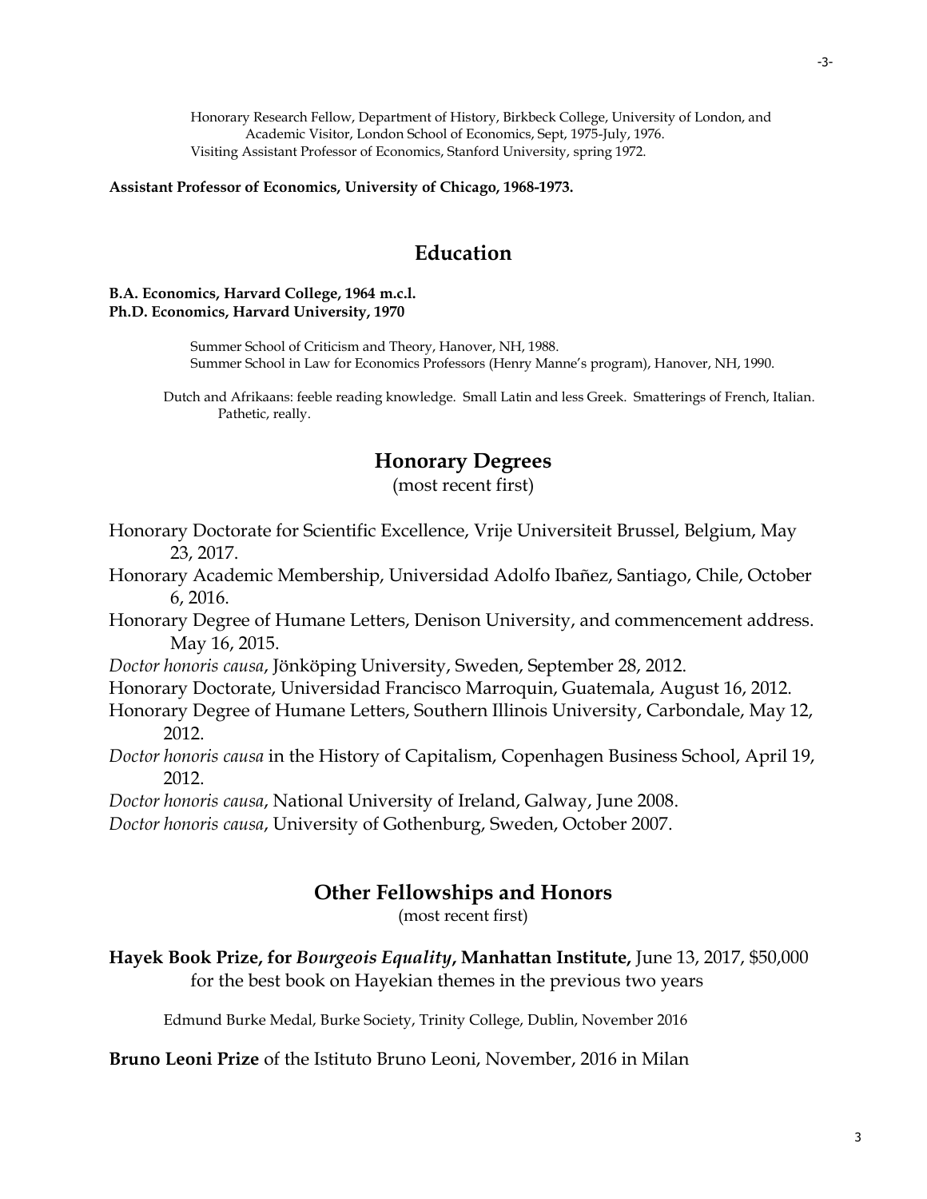Honorary Research Fellow, Department of History, Birkbeck College, University of London, and Academic Visitor, London School of Economics, Sept, 1975-July, 1976.
Visiting Assistant Professor of Economics, Stanford University, spring 1972.

**Assistant Professor of Economics, University of Chicago, 1968-1973.**

## Education

**B.A. Economics, Harvard College, 1964 m.c.l.**
**Ph.D. Economics, Harvard University, 1970**

Summer School of Criticism and Theory, Hanover, NH, 1988.
Summer School in Law for Economics Professors (Henry Manne's program), Hanover, NH, 1990.

Dutch and Afrikaans: feeble reading knowledge. Small Latin and less Greek. Smatterings of French, Italian. Pathetic, really.

## Honorary Degrees

(most recent first)

Honorary Doctorate for Scientific Excellence, Vrije Universiteit Brussel, Belgium, May 23, 2017.
Honorary Academic Membership, Universidad Adolfo Ibañez, Santiago, Chile, October 6, 2016.
Honorary Degree of Humane Letters, Denison University, and commencement address. May 16, 2015.
*Doctor honoris causa*, Jönköping University, Sweden, September 28, 2012.
Honorary Doctorate, Universidad Francisco Marroquin, Guatemala, August 16, 2012.
Honorary Degree of Humane Letters, Southern Illinois University, Carbondale, May 12, 2012.
*Doctor honoris causa* in the History of Capitalism, Copenhagen Business School, April 19, 2012.
*Doctor honoris causa*, National University of Ireland, Galway, June 2008.
*Doctor honoris causa*, University of Gothenburg, Sweden, October 2007.

## Other Fellowships and Honors

(most recent first)

**Hayek Book Prize, for *Bourgeois Equality*, Manhattan Institute,** June 13, 2017, $50,000 for the best book on Hayekian themes in the previous two years

Edmund Burke Medal, Burke Society, Trinity College, Dublin, November 2016

**Bruno Leoni Prize** of the Istituto Bruno Leoni, November, 2016 in Milan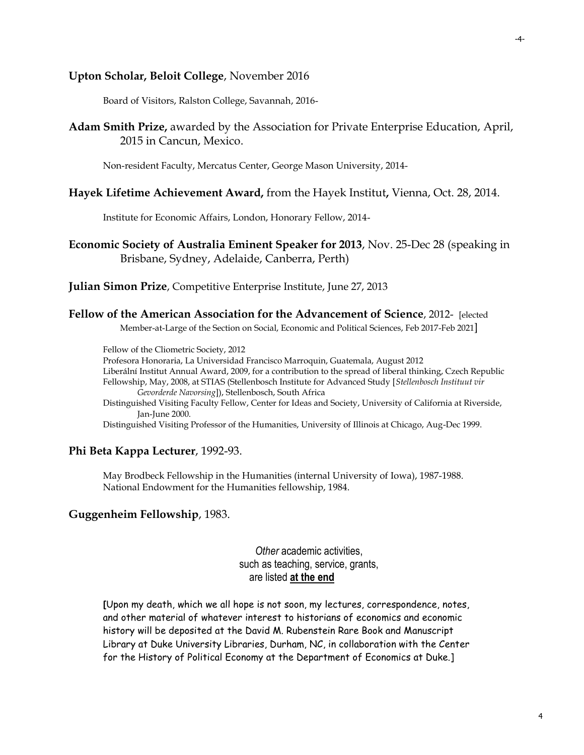**Upton Scholar, Beloit College**, November 2016

Board of Visitors, Ralston College, Savannah, 2016-

**Adam Smith Prize,** awarded by the Association for Private Enterprise Education, April, 2015 in Cancun, Mexico.

Non-resident Faculty, Mercatus Center, George Mason University, 2014-

**Hayek Lifetime Achievement Award,** from the Hayek Institut**,** Vienna, Oct. 28, 2014.

Institute for Economic Affairs, London, Honorary Fellow, 2014-

**Economic Society of Australia Eminent Speaker for 2013**, Nov. 25-Dec 28 (speaking in Brisbane, Sydney, Adelaide, Canberra, Perth)

**Julian Simon Prize**, Competitive Enterprise Institute, June 27, 2013

**Fellow of the American Association for the Advancement of Science**, 2012- [elected Member-at-Large of the Section on Social, Economic and Political Sciences, Feb 2017-Feb 2021]

Fellow of the Cliometric Society, 2012
Profesora Honoraria, La Universidad Francisco Marroquin, Guatemala, August 2012
Liberální Institut Annual Award, 2009, for a contribution to the spread of liberal thinking, Czech Republic
Fellowship, May, 2008, at STIAS (Stellenbosch Institute for Advanced Study [*Stellenbosch Instituut vir Gevorderde Navorsing*]), Stellenbosch, South Africa
Distinguished Visiting Faculty Fellow, Center for Ideas and Society, University of California at Riverside, Jan-June 2000.
Distinguished Visiting Professor of the Humanities, University of Illinois at Chicago, Aug-Dec 1999.

**Phi Beta Kappa Lecturer**, 1992-93.

May Brodbeck Fellowship in the Humanities (internal University of Iowa), 1987-1988.
National Endowment for the Humanities fellowship, 1984.

**Guggenheim Fellowship**, 1983.

*Other* academic activities,
such as teaching, service, grants,
are listed **at the end**

[Upon my death, which we all hope is not soon, my lectures, correspondence, notes, and other material of whatever interest to historians of economics and economic history will be deposited at the David M. Rubenstein Rare Book and Manuscript Library at Duke University Libraries, Durham, NC, in collaboration with the Center for the History of Political Economy at the Department of Economics at Duke.]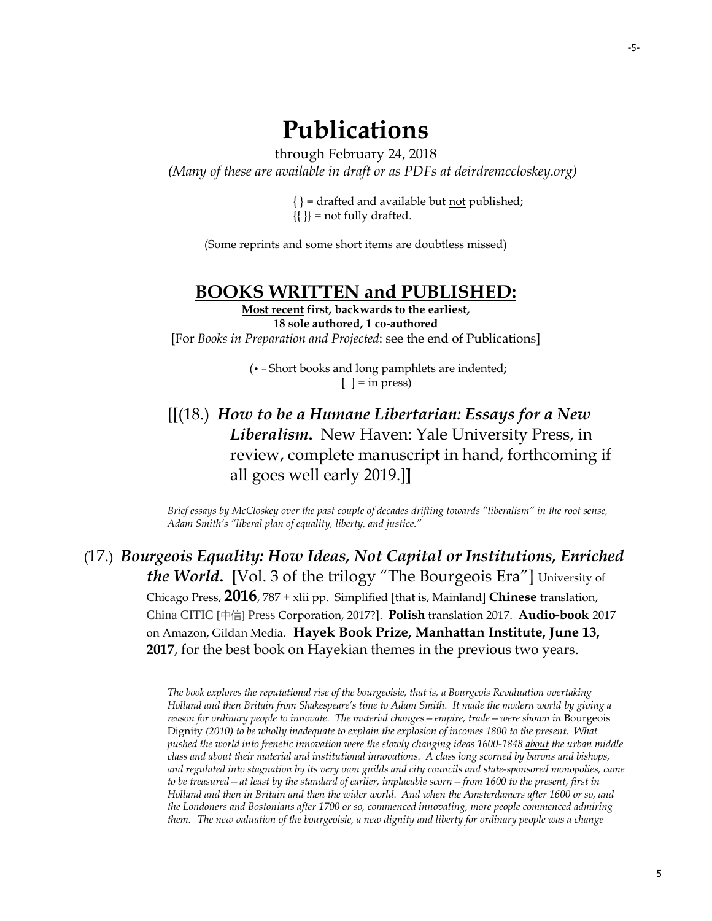# Publications

through February 24, 2018

*(Many of these are available in draft or as PDFs at deirdremccloskey.org)*

{ } = drafted and available but not published;
{{ }} = not fully drafted.

(Some reprints and some short items are doubtless missed)

## BOOKS WRITTEN and PUBLISHED:

**Most recent first, backwards to the earliest,**
**18 sole authored, 1 co-authored**

[For *Books in Preparation and Projected*: see the end of Publications]

(• = Short books and long pamphlets are indented**;**
[ ] = in press)

[[(18.) ***How to be a Humane Libertarian: Essays for a New Liberalism.*** New Haven: Yale University Press, in review, complete manuscript in hand, forthcoming if all goes well early 2019.]**]**

*Brief essays by McCloskey over the past couple of decades drifting towards "liberalism" in the root sense, Adam Smith's "liberal plan of equality, liberty, and justice."*

(17.) ***Bourgeois Equality: How Ideas, Not Capital or Institutions, Enriched the World.*** **[**Vol. 3 of the trilogy "The Bourgeois Era"] University of Chicago Press, **2016**, 787 + xlii pp. Simplified [that is, Mainland] **Chinese** translation, China CITIC [中信] Press Corporation, 2017?]. **Polish** translation 2017. **Audio-book** 2017 on Amazon, Gildan Media. **Hayek Book Prize, Manhattan Institute, June 13, 2017**, for the best book on Hayekian themes in the previous two years.

*The book explores the reputational rise of the bourgeoisie, that is, a Bourgeois Revaluation overtaking Holland and then Britain from Shakespeare's time to Adam Smith. It made the modern world by giving a reason for ordinary people to innovate. The material changes—empire, trade—were shown in* Bourgeois Dignity *(2010) to be wholly inadequate to explain the explosion of incomes 1800 to the present. What pushed the world into frenetic innovation were the slowly changing ideas 1600-1848 about the urban middle class and about their material and institutional innovations. A class long scorned by barons and bishops, and regulated into stagnation by its very own guilds and city councils and state-sponsored monopolies, came to be treasured—at least by the standard of earlier, implacable scorn—from 1600 to the present, first in Holland and then in Britain and then the wider world. And when the Amsterdamers after 1600 or so, and the Londoners and Bostonians after 1700 or so, commenced innovating, more people commenced admiring them. The new valuation of the bourgeoisie, a new dignity and liberty for ordinary people was a change*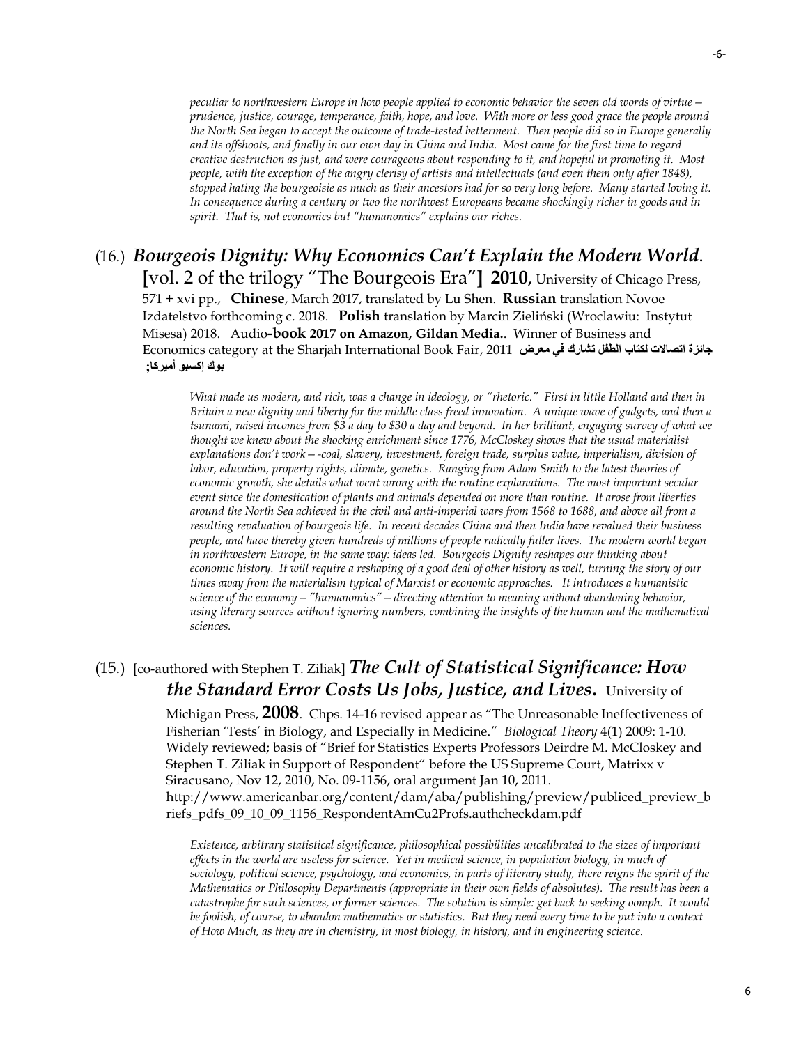*peculiar to northwestern Europe in how people applied to economic behavior the seven old words of virtue—prudence, justice, courage, temperance, faith, hope, and love. With more or less good grace the people around the North Sea began to accept the outcome of trade-tested betterment. Then people did so in Europe generally and its offshoots, and finally in our own day in China and India. Most came for the first time to regard creative destruction as just, and were courageous about responding to it, and hopeful in promoting it. Most people, with the exception of the angry clerisy of artists and intellectuals (and even them only after 1848), stopped hating the bourgeoisie as much as their ancestors had for so very long before. Many started loving it. In consequence during a century or two the northwest Europeans became shockingly richer in goods and in spirit. That is, not economics but "humanomics" explains our riches.*

(16.) ***Bourgeois Dignity: Why Economics Can't Explain the Modern World*. [**vol. 2 of the trilogy "The Bourgeois Era"**] 2010,** University of Chicago Press, 571 + xvi pp., **Chinese**, March 2017, translated by Lu Shen. **Russian** translation Novoe Izdatelstvo forthcoming c. 2018. **Polish** translation by Marcin Zieliński (Wroclawiu: Instytut Misesa) 2018. Audio**-book 2017 on Amazon, Gildan Media.**. Winner of Business and Economics category at the Sharjah International Book Fair, 2011 **جائزة اتصالات لكتاب الطفل تشارك في معرض بوك إكسبو أميركا;**

*What made us modern, and rich, was a change in ideology, or "rhetoric." First in little Holland and then in Britain a new dignity and liberty for the middle class freed innovation. A unique wave of gadgets, and then a tsunami, raised incomes from $3 a day to $30 a day and beyond. In her brilliant, engaging survey of what we thought we knew about the shocking enrichment since 1776, McCloskey shows that the usual materialist explanations don't work—-coal, slavery, investment, foreign trade, surplus value, imperialism, division of labor, education, property rights, climate, genetics. Ranging from Adam Smith to the latest theories of economic growth, she details what went wrong with the routine explanations. The most important secular event since the domestication of plants and animals depended on more than routine. It arose from liberties around the North Sea achieved in the civil and anti-imperial wars from 1568 to 1688, and above all from a resulting revaluation of bourgeois life. In recent decades China and then India have revalued their business people, and have thereby given hundreds of millions of people radically fuller lives. The modern world began in northwestern Europe, in the same way: ideas led. Bourgeois Dignity reshapes our thinking about economic history. It will require a reshaping of a good deal of other history as well, turning the story of our times away from the materialism typical of Marxist or economic approaches. It introduces a humanistic science of the economy—"humanomics"—directing attention to meaning without abandoning behavior, using literary sources without ignoring numbers, combining the insights of the human and the mathematical sciences.*

(15.) [co-authored with Stephen T. Ziliak] ***The Cult of Statistical Significance: How the Standard Error Costs Us Jobs, Justice, and Lives.*** University of Michigan Press, **2008**. Chps. 14-16 revised appear as "The Unreasonable Ineffectiveness of Fisherian 'Tests' in Biology, and Especially in Medicine." *Biological Theory* 4(1) 2009: 1-10. Widely reviewed; basis of "Brief for Statistics Experts Professors Deirdre M. McCloskey and Stephen T. Ziliak in Support of Respondent" before the US Supreme Court, Matrixx v Siracusano, Nov 12, 2010, No. 09-1156, oral argument Jan 10, 2011. http://www.americanbar.org/content/dam/aba/publishing/preview/publiced_preview_briefs_pdfs_09_10_09_1156_RespondentAmCu2Profs.authcheckdam.pdf

*Existence, arbitrary statistical significance, philosophical possibilities uncalibrated to the sizes of important effects in the world are useless for science. Yet in medical science, in population biology, in much of sociology, political science, psychology, and economics, in parts of literary study, there reigns the spirit of the Mathematics or Philosophy Departments (appropriate in their own fields of absolutes). The result has been a catastrophe for such sciences, or former sciences. The solution is simple: get back to seeking oomph. It would be foolish, of course, to abandon mathematics or statistics. But they need every time to be put into a context of How Much, as they are in chemistry, in most biology, in history, and in engineering science.*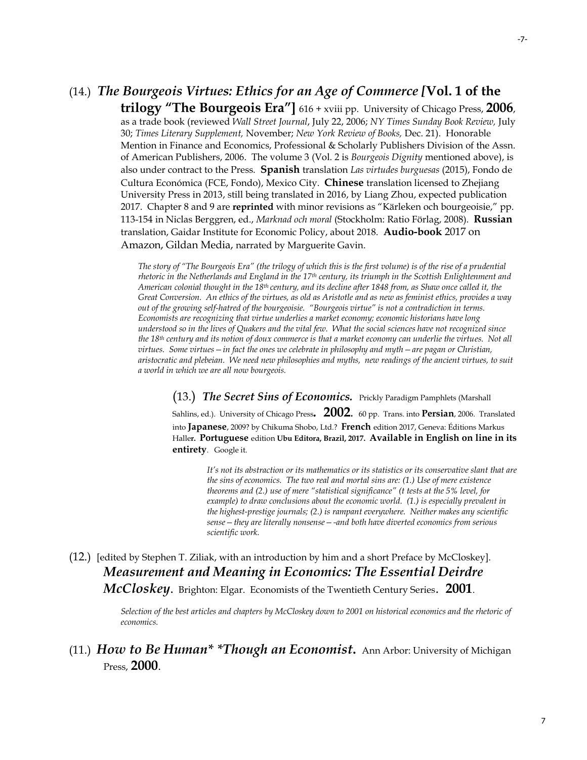(14.) ***The Bourgeois Virtues: Ethics for an Age of Commerce [*Vol. 1 of the trilogy "The Bourgeois Era"]** 616 + xviii pp. University of Chicago Press, **2006**, as a trade book (reviewed *Wall Street Journal*, July 22, 2006; *NY Times Sunday Book Review,* July 30; *Times Literary Supplement,* November; *New York Review of Books,* Dec. 21). Honorable Mention in Finance and Economics, Professional & Scholarly Publishers Division of the Assn. of American Publishers, 2006. The volume 3 (Vol. 2 is *Bourgeois Dignity* mentioned above), is also under contract to the Press. **Spanish** translation *Las virtudes burguesas* (2015), Fondo de Cultura Económica (FCE, Fondo), Mexico City. **Chinese** translation licensed to Zhejiang University Press in 2013, still being translated in 2016, by Liang Zhou, expected publication 2017. Chapter 8 and 9 are **reprinted** with minor revisions as "Kärleken och bourgeoisie," pp. 113-154 in Niclas Berggren, ed., *Marknad och moral* (Stockholm: Ratio Förlag, 2008). **Russian** translation, Gaidar Institute for Economic Policy, about 2018. **Audio-book** 2017 on Amazon, Gildan Media, narrated by Marguerite Gavin.

> *The story of "The Bourgeois Era" (the trilogy of which this is the first volume) is of the rise of a prudential rhetoric in the Netherlands and England in the 17th century, its triumph in the Scottish Enlightenment and American colonial thought in the 18th century, and its decline after 1848 from, as Shaw once called it, the Great Conversion. An ethics of the virtues, as old as Aristotle and as new as feminist ethics, provides a way out of the growing self-hatred of the bourgeoisie. "Bourgeois virtue" is not a contradiction in terms. Economists are recognizing that virtue underlies a market economy; economic historians have long understood so in the lives of Quakers and the vital few. What the social sciences have not recognized since the 18th century and its notion of doux commerce is that a market economy can underlie the virtues. Not all virtues. Some virtues—in fact the ones we celebrate in philosophy and myth—are pagan or Christian, aristocratic and plebeian. We need new philosophies and myths, new readings of the ancient virtues, to suit a world in which we are all now bourgeois.*

(13.) ***The Secret Sins of Economics.*** Prickly Paradigm Pamphlets (Marshall Sahlins, ed.). University of Chicago Press**. 2002.** 60 pp. Trans. into **Persian**, 2006. Translated into **Japanese**, 2009? by Chikuma Shobo, Ltd.? **French** edition 2017, Geneva: Éditions Markus Halle**r. Portuguese** edition **Ubu Editora, Brazil, 2017. Available in English on line in its entirety**. Google it.

> *It's not its abstraction or its mathematics or its statistics or its conservative slant that are the sins of economics. The two real and mortal sins are: (1.) Use of mere existence theorems and (2.) use of mere "statistical significance" (t tests at the 5% level, for example) to draw conclusions about the economic world. (1.) is especially prevalent in the highest-prestige journals; (2.) is rampant everywhere. Neither makes any scientific sense—they are literally nonsense—-and both have diverted economics from serious scientific work.*

(12.) [edited by Stephen T. Ziliak, with an introduction by him and a short Preface by McCloskey]. ***Measurement and Meaning in Economics: The Essential Deirdre McCloskey.*** Brighton: Elgar. Economists of the Twentieth Century Series**. 2001**.

> *Selection of the best articles and chapters by McCloskey down to 2001 on historical economics and the rhetoric of economics.*

(11.) ***How to Be Human* *Though an Economist.*** Ann Arbor: University of Michigan Press, **2000**.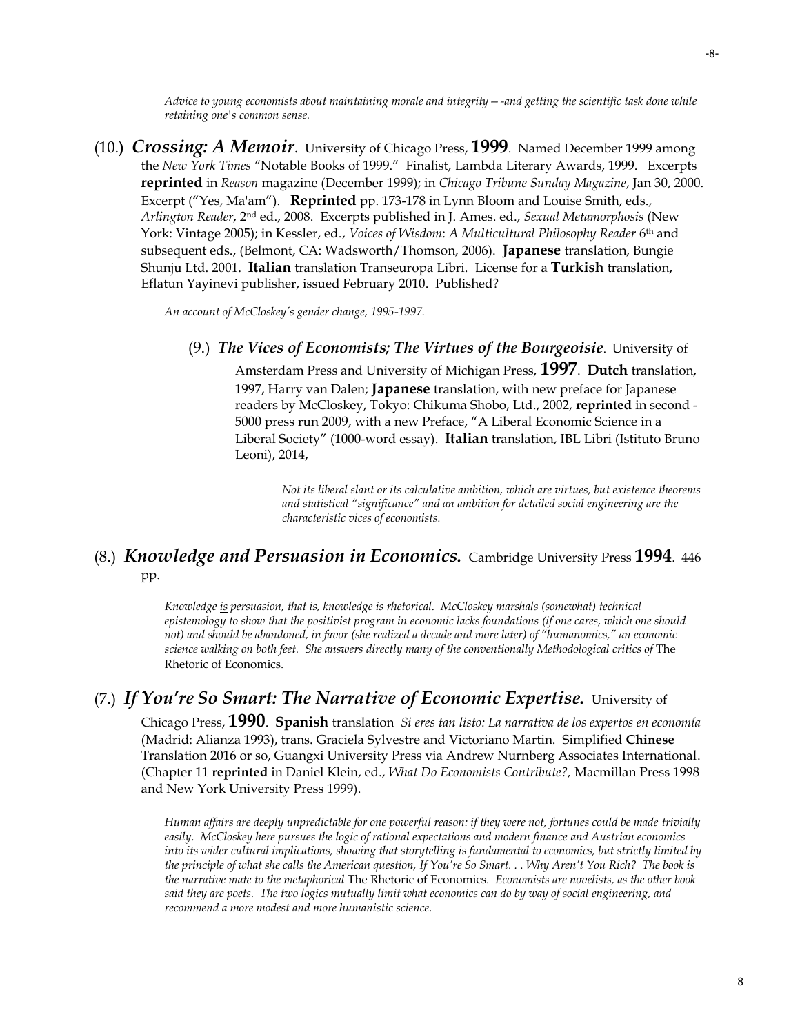*Advice to young economists about maintaining morale and integrity—-and getting the scientific task done while retaining one's common sense.*

(10.) ***Crossing: A Memoir***. University of Chicago Press, **1999**. Named December 1999 among the *New York Times* "Notable Books of 1999." Finalist, Lambda Literary Awards, 1999. Excerpts **reprinted** in *Reason* magazine (December 1999); in *Chicago Tribune Sunday Magazine*, Jan 30, 2000. Excerpt ("Yes, Ma'am"). **Reprinted** pp. 173-178 in Lynn Bloom and Louise Smith, eds., *Arlington Reader*, 2nd ed., 2008. Excerpts published in J. Ames. ed., *Sexual Metamorphosis* (New York: Vintage 2005); in Kessler, ed., *Voices of Wisdom*: *A Multicultural Philosophy Reader* 6th and subsequent eds., (Belmont, CA: Wadsworth/Thomson, 2006). **Japanese** translation, Bungie Shunju Ltd. 2001. **Italian** translation Transeuropa Libri. License for a **Turkish** translation, Eflatun Yayinevi publisher, issued February 2010. Published?

*An account of McCloskey's gender change, 1995-1997.*

(9.) ***The Vices of Economists; The Virtues of the Bourgeoisie***. University of Amsterdam Press and University of Michigan Press, **1997**. **Dutch** translation, 1997, Harry van Dalen; **Japanese** translation, with new preface for Japanese readers by McCloskey, Tokyo: Chikuma Shobo, Ltd., 2002, **reprinted** in second - 5000 press run 2009, with a new Preface, "A Liberal Economic Science in a Liberal Society" (1000-word essay). **Italian** translation, IBL Libri (Istituto Bruno Leoni), 2014,

*Not its liberal slant or its calculative ambition, which are virtues, but existence theorems and statistical "significance" and an ambition for detailed social engineering are the characteristic vices of economists.*

(8.) ***Knowledge and Persuasion in Economics.*** Cambridge University Press **1994**. 446 pp.

*Knowledge is persuasion, that is, knowledge is rhetorical. McCloskey marshals (somewhat) technical epistemology to show that the positivist program in economic lacks foundations (if one cares, which one should not) and should be abandoned, in favor (she realized a decade and more later) of "humanomics," an economic science walking on both feet. She answers directly many of the conventionally Methodological critics of* The Rhetoric of Economics.

(7.) ***If You're So Smart: The Narrative of Economic Expertise.*** University of Chicago Press, **1990**. **Spanish** translation *Si eres tan listo: La narrativa de los expertos en economía* (Madrid: Alianza 1993), trans. Graciela Sylvestre and Victoriano Martin. Simplified **Chinese** Translation 2016 or so, Guangxi University Press via Andrew Nurnberg Associates International. (Chapter 11 **reprinted** in Daniel Klein, ed., *What Do Economists Contribute?*, Macmillan Press 1998 and New York University Press 1999).

*Human affairs are deeply unpredictable for one powerful reason: if they were not, fortunes could be made trivially easily. McCloskey here pursues the logic of rational expectations and modern finance and Austrian economics into its wider cultural implications, showing that storytelling is fundamental to economics, but strictly limited by the principle of what she calls the American question, If You're So Smart. . . Why Aren't You Rich? The book is the narrative mate to the metaphorical* The Rhetoric of Economics*. Economists are novelists, as the other book said they are poets. The two logics mutually limit what economics can do by way of social engineering, and recommend a more modest and more humanistic science.*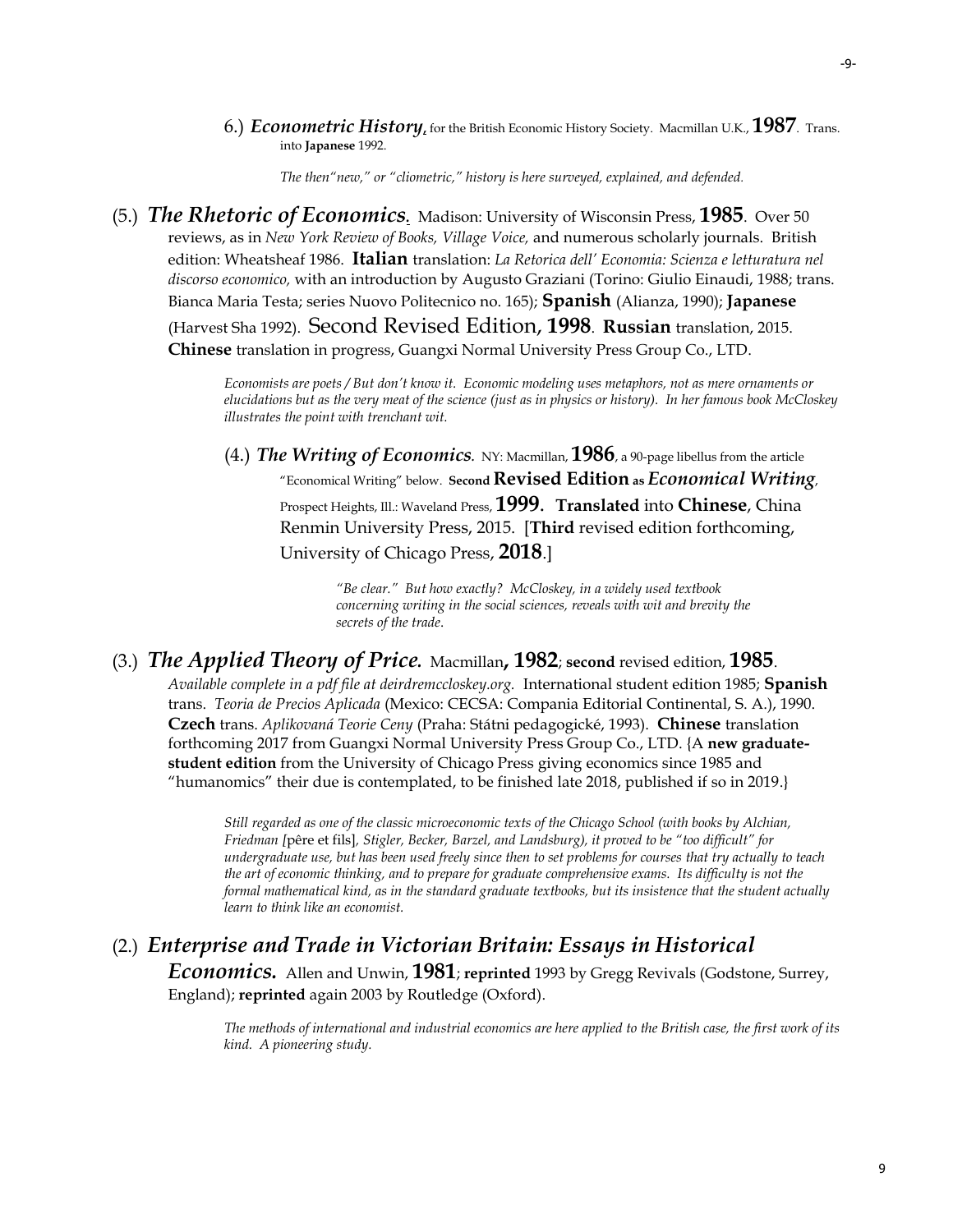6.) ***Econometric History*,** for the British Economic History Society. Macmillan U.K., **1987**. Trans. into **Japanese** 1992.

> *The then"new," or "cliometric," history is here surveyed, explained, and defended.*

(5.) ***The Rhetoric of Economics*.** Madison: University of Wisconsin Press, **1985**. Over 50 reviews, as in *New York Review of Books, Village Voice,* and numerous scholarly journals. British edition: Wheatsheaf 1986. **Italian** translation: *La Retorica dell' Economia: Scienza e letturatura nel discorso economico,* with an introduction by Augusto Graziani (Torino: Giulio Einaudi, 1988; trans. Bianca Maria Testa; series Nuovo Politecnico no. 165); **Spanish** (Alianza, 1990); **Japanese** (Harvest Sha 1992). Second Revised Edition, **1998**. **Russian** translation, 2015. **Chinese** translation in progress, Guangxi Normal University Press Group Co., LTD.

> *Economists are poets / But don't know it. Economic modeling uses metaphors, not as mere ornaments or elucidations but as the very meat of the science (just as in physics or history). In her famous book McCloskey illustrates the point with trenchant wit.*

(4.) ***The Writing of Economics*.** NY: Macmillan, **1986**, a 90-page libellus from the article "Economical Writing" below. **Second Revised Edition as** ***Economical Writing*,** Prospect Heights, Ill.: Waveland Press, **1999**. **Translated** into **Chinese**, China Renmin University Press, 2015. [**Third** revised edition forthcoming, University of Chicago Press, **2018**.]

> *"Be clear." But how exactly? McCloskey, in a widely used textbook concerning writing in the social sciences, reveals with wit and brevity the secrets of the trade.*

(3.) ***The Applied Theory of Price*.** Macmillan**, 1982**; **second** revised edition, **1985**. *Available complete in a pdf file at deirdremccloskey.org.* International student edition 1985; **Spanish** trans. *Teoria de Precios Aplicada* (Mexico: CECSA: Compania Editorial Continental, S. A.), 1990. **Czech** trans. *Aplikovaná Teorie Ceny* (Praha: Státni pedagogické, 1993). **Chinese** translation forthcoming 2017 from Guangxi Normal University Press Group Co., LTD. {A **new graduate-student edition** from the University of Chicago Press giving economics since 1985 and "humanomics" their due is contemplated, to be finished late 2018, published if so in 2019.}

> *Still regarded as one of the classic microeconomic texts of the Chicago School (with books by Alchian, Friedman [*père et fils*], Stigler, Becker, Barzel, and Landsburg), it proved to be "too difficult" for undergraduate use, but has been used freely since then to set problems for courses that try actually to teach the art of economic thinking, and to prepare for graduate comprehensive exams. Its difficulty is not the formal mathematical kind, as in the standard graduate textbooks, but its insistence that the student actually learn to think like an economist.*

(2.) ***Enterprise and Trade in Victorian Britain: Essays in Historical Economics*.** Allen and Unwin, **1981**; **reprinted** 1993 by Gregg Revivals (Godstone, Surrey, England); **reprinted** again 2003 by Routledge (Oxford).

> *The methods of international and industrial economics are here applied to the British case, the first work of its kind. A pioneering study.*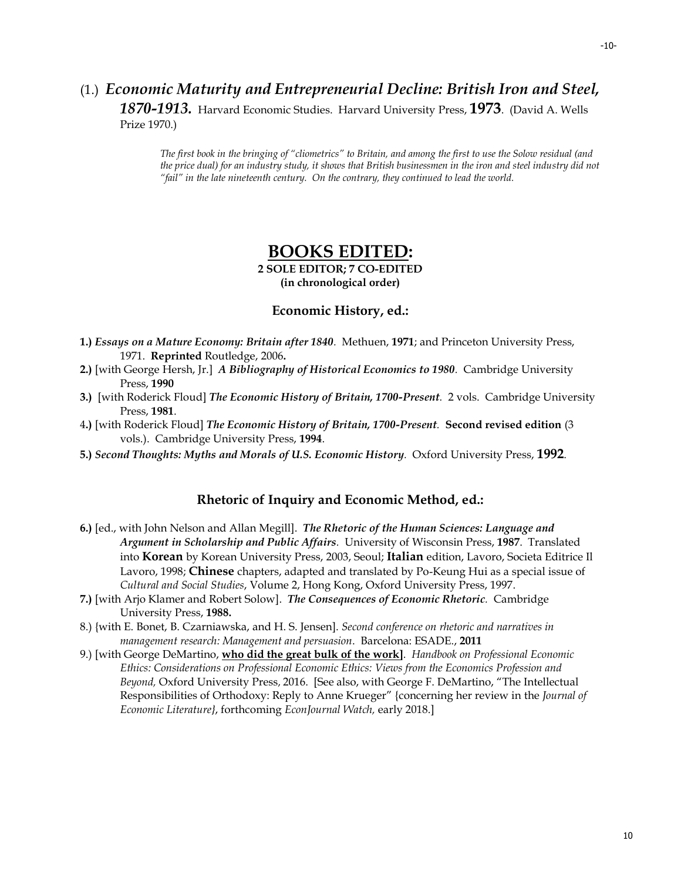(1.) ***Economic Maturity and Entrepreneurial Decline: British Iron and Steel, 1870-1913.*** Harvard Economic Studies. Harvard University Press, **1973**. (David A. Wells Prize 1970.)

> *The first book in the bringing of "cliometrics" to Britain, and among the first to use the Solow residual (and the price dual) for an industry study, it shows that British businessmen in the iron and steel industry did not "fail" in the late nineteenth century. On the contrary, they continued to lead the world.*

## <u>BOOKS EDITED</u>:

**2 SOLE EDITOR; 7 CO-EDITED**
**(in chronological order)**

### Economic History, ed.:

**1.)** ***Essays on a Mature Economy: Britain after 1840***. Methuen, **1971**; and Princeton University Press, 1971. **Reprinted** Routledge, 2006**.**

**2.)** [with George Hersh, Jr.] ***A Bibliography of Historical Economics to 1980***. Cambridge University Press, **1990**

**3.)** [with Roderick Floud] ***The Economic History of Britain, 1700-Present***. 2 vols. Cambridge University Press, **1981**.

4**.)** [with Roderick Floud] ***The Economic History of Britain, 1700-Present***. **Second revised edition** (3 vols.). Cambridge University Press, **1994**.

**5.)** ***Second Thoughts: Myths and Morals of U.S. Economic History***. Oxford University Press, **1992**.

### Rhetoric of Inquiry and Economic Method, ed.:

**6.)** [ed., with John Nelson and Allan Megill]. ***The Rhetoric of the Human Sciences: Language and Argument in Scholarship and Public Affairs***. University of Wisconsin Press, **1987**. Translated into **Korean** by Korean University Press, 2003, Seoul; **Italian** edition, Lavoro, Societa Editrice Il Lavoro, 1998; **Chinese** chapters, adapted and translated by Po-Keung Hui as a special issue of *Cultural and Social Studies*, Volume 2, Hong Kong, Oxford University Press, 1997.

**7.)** [with Arjo Klamer and Robert Solow]. ***The Consequences of Economic Rhetoric***. Cambridge University Press, **1988.**

8.) {with E. Bonet, B. Czarniawska, and H. S. Jensen]. *Second conference on rhetoric and narratives in management research: Management and persuasion*. Barcelona: ESADE., **2011**

9.) [with George DeMartino, **<u>who did the great bulk of the work]</u>**. *Handbook on Professional Economic Ethics: Considerations on Professional Economic Ethics: Views from the Economics Profession and Beyond,* Oxford University Press, 2016. [See also, with George F. DeMartino, "The Intellectual Responsibilities of Orthodoxy: Reply to Anne Krueger" {concerning her review in the *Journal of Economic Literature*}, forthcoming *EconJournal Watch,* early 2018.]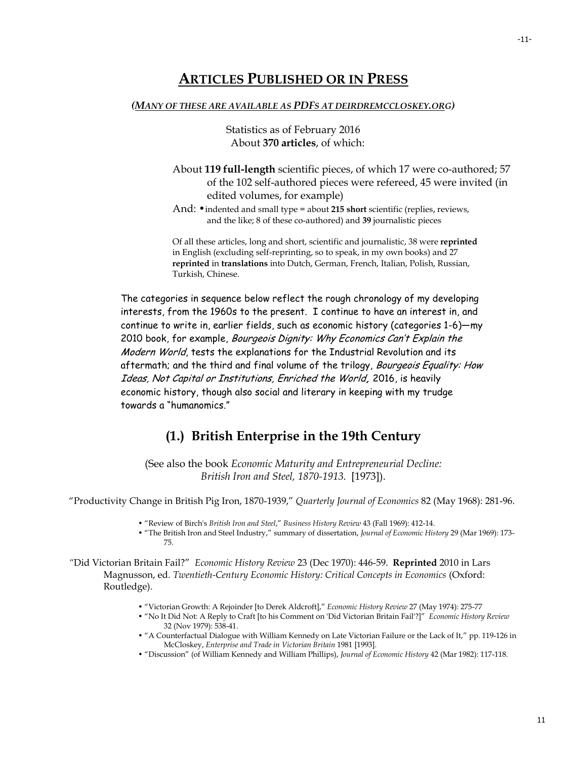## ARTICLES PUBLISHED OR IN PRESS

***(MANY OF THESE ARE AVAILABLE AS PDFS AT DEIRDREMCCLOSKEY.ORG)***

Statistics as of February 2016
About **370 articles**, of which:

About **119 full-length** scientific pieces, of which 17 were co-authored; 57 of the 102 self-authored pieces were refereed, 45 were invited (in edited volumes, for example)

And: • indented and small type = about **215 short** scientific (replies, reviews, and the like; 8 of these co-authored) and **39** journalistic pieces

Of all these articles, long and short, scientific and journalistic, 38 were **reprinted** in English (excluding self-reprinting, so to speak, in my own books) and 27 **reprinted** in **translations** into Dutch, German, French, Italian, Polish, Russian, Turkish, Chinese.

The categories in sequence below reflect the rough chronology of my developing interests, from the 1960s to the present. I continue to have an interest in, and continue to write in, earlier fields, such as economic history (categories 1-6)—my 2010 book, for example, *Bourgeois Dignity: Why Economics Can't Explain the Modern World*, tests the explanations for the Industrial Revolution and its aftermath; and the third and final volume of the trilogy, *Bourgeois Equality: How Ideas, Not Capital or Institutions, Enriched the World,* 2016, is heavily economic history, though also social and literary in keeping with my trudge towards a "humanomics."

## (1.) British Enterprise in the 19th Century

(See also the book *Economic Maturity and Entrepreneurial Decline: British Iron and Steel, 1870-1913.* [1973]).

"Productivity Change in British Pig Iron, 1870-1939," *Quarterly Journal of Economics* 82 (May 1968): 281-96.

- "Review of Birch's *British Iron and Steel*," *Business History Review* 43 (Fall 1969): 412-14.
- "The British Iron and Steel Industry," summary of dissertation, *Journal of Economic History* 29 (Mar 1969): 173-75.

"Did Victorian Britain Fail?" *Economic History Review* 23 (Dec 1970): 446-59. **Reprinted** 2010 in Lars Magnusson, ed. *Twentieth-Century Economic History: Critical Concepts in Economics* (Oxford: Routledge).

- "Victorian Growth: A Rejoinder [to Derek Aldcroft]," *Economic History Review* 27 (May 1974): 275-77
- "No It Did Not: A Reply to Craft [to his Comment on 'Did Victorian Britain Fail'?]" *Economic History Review* 32 (Nov 1979): 538-41.
- "A Counterfactual Dialogue with William Kennedy on Late Victorian Failure or the Lack of It," pp. 119-126 in McCloskey, *Enterprise and Trade in Victorian Britain* 1981 [1993].
- "Discussion" (of William Kennedy and William Phillips), *Journal of Economic History* 42 (Mar 1982): 117-118.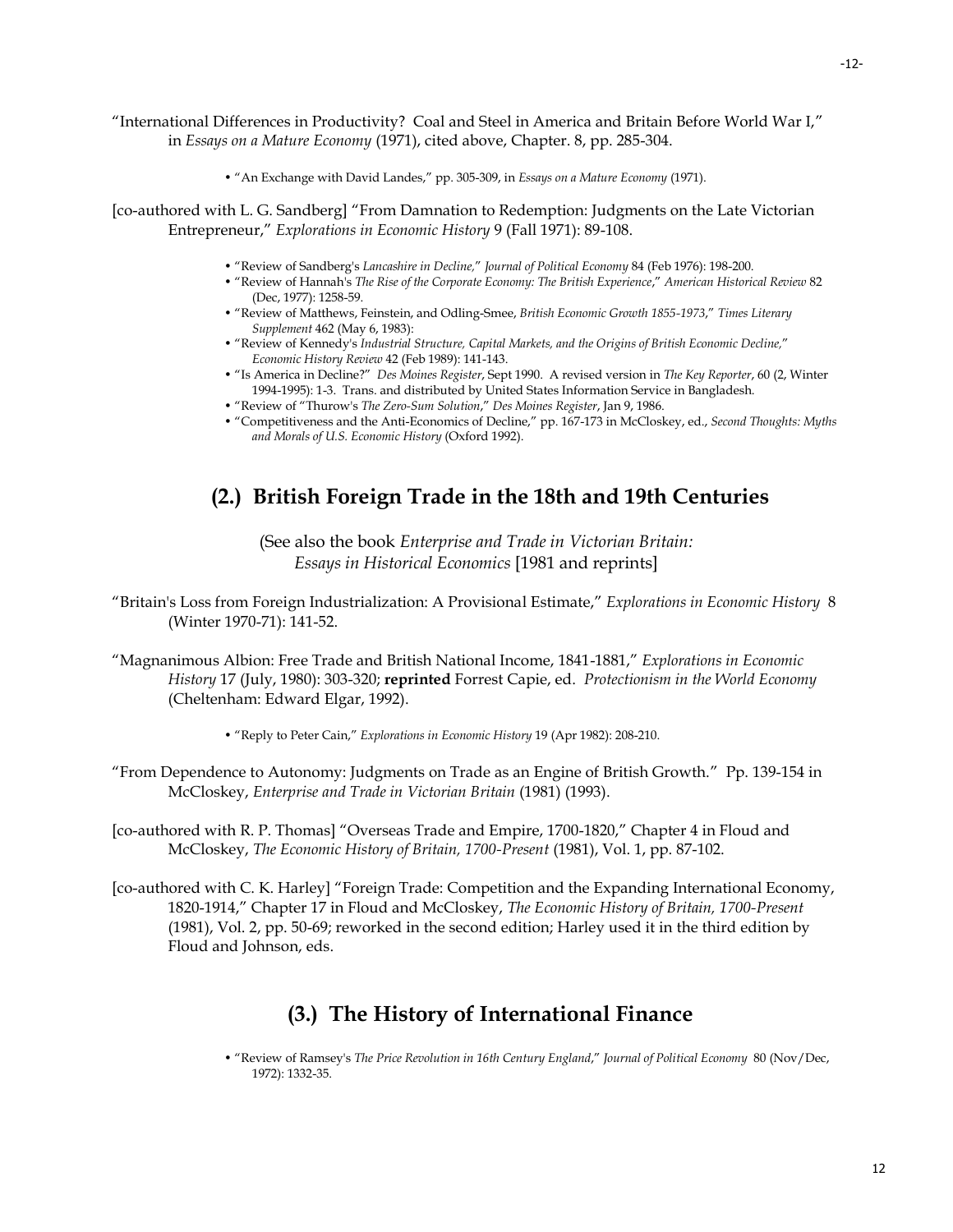"International Differences in Productivity? Coal and Steel in America and Britain Before World War I," in *Essays on a Mature Economy* (1971), cited above, Chapter. 8, pp. 285-304.

- "An Exchange with David Landes," pp. 305-309, in *Essays on a Mature Economy* (1971).

[co-authored with L. G. Sandberg] "From Damnation to Redemption: Judgments on the Late Victorian Entrepreneur," *Explorations in Economic History* 9 (Fall 1971): 89-108.

- "Review of Sandberg's *Lancashire in Decline*," *Journal of Political Economy* 84 (Feb 1976): 198-200.
- "Review of Hannah's *The Rise of the Corporate Economy: The British Experience*," *American Historical Review* 82 (Dec, 1977): 1258-59.
- "Review of Matthews, Feinstein, and Odling-Smee, *British Economic Growth 1855-1973*," *Times Literary Supplement* 462 (May 6, 1983):
- "Review of Kennedy's *Industrial Structure, Capital Markets, and the Origins of British Economic Decline*," *Economic History Review* 42 (Feb 1989): 141-143.
- "Is America in Decline?" *Des Moines Register*, Sept 1990. A revised version in *The Key Reporter*, 60 (2, Winter 1994-1995): 1-3. Trans. and distributed by United States Information Service in Bangladesh.
- "Review of "Thurow's *The Zero-Sum Solution*," *Des Moines Register*, Jan 9, 1986.
- "Competitiveness and the Anti-Economics of Decline," pp. 167-173 in McCloskey, ed., *Second Thoughts: Myths and Morals of U.S. Economic History* (Oxford 1992).

## (2.) British Foreign Trade in the 18th and 19th Centuries

(See also the book *Enterprise and Trade in Victorian Britain: Essays in Historical Economics* [1981 and reprints]

"Britain's Loss from Foreign Industrialization: A Provisional Estimate," *Explorations in Economic History* 8 (Winter 1970-71): 141-52.

"Magnanimous Albion: Free Trade and British National Income, 1841-1881," *Explorations in Economic History* 17 (July, 1980): 303-320; **reprinted** Forrest Capie, ed. *Protectionism in the World Economy* (Cheltenham: Edward Elgar, 1992).

- "Reply to Peter Cain," *Explorations in Economic History* 19 (Apr 1982): 208-210.

"From Dependence to Autonomy: Judgments on Trade as an Engine of British Growth." Pp. 139-154 in McCloskey, *Enterprise and Trade in Victorian Britain* (1981) (1993).

[co-authored with R. P. Thomas] "Overseas Trade and Empire, 1700-1820," Chapter 4 in Floud and McCloskey, *The Economic History of Britain, 1700-Present* (1981), Vol. 1, pp. 87-102.

[co-authored with C. K. Harley] "Foreign Trade: Competition and the Expanding International Economy, 1820-1914," Chapter 17 in Floud and McCloskey, *The Economic History of Britain, 1700-Present* (1981), Vol. 2, pp. 50-69; reworked in the second edition; Harley used it in the third edition by Floud and Johnson, eds.

## (3.) The History of International Finance

- "Review of Ramsey's *The Price Revolution in 16th Century England*," *Journal of Political Economy* 80 (Nov/Dec, 1972): 1332-35.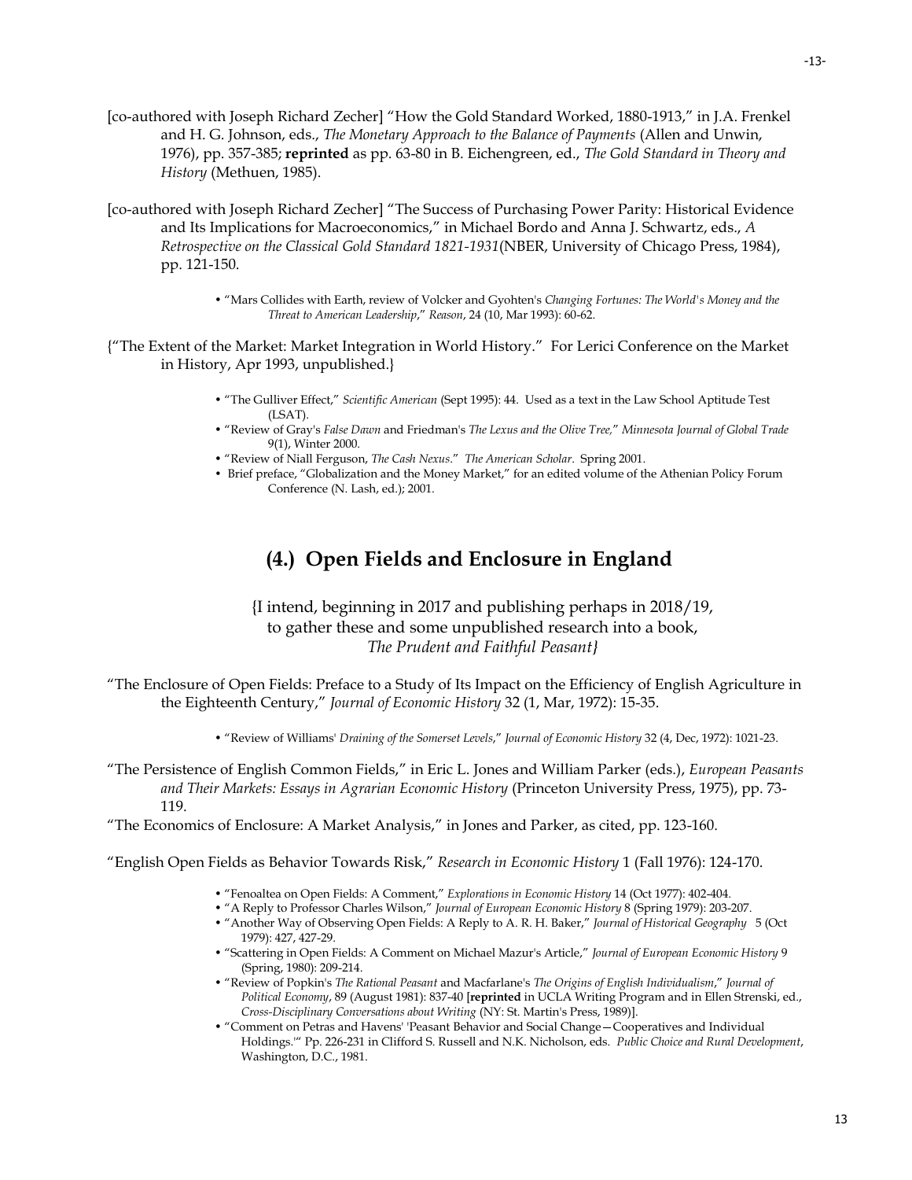[co-authored with Joseph Richard Zecher] "How the Gold Standard Worked, 1880-1913," in J.A. Frenkel and H. G. Johnson, eds., *The Monetary Approach to the Balance of Payments* (Allen and Unwin, 1976), pp. 357-385; **reprinted** as pp. 63-80 in B. Eichengreen, ed., *The Gold Standard in Theory and History* (Methuen, 1985).

[co-authored with Joseph Richard Zecher] "The Success of Purchasing Power Parity: Historical Evidence and Its Implications for Macroeconomics," in Michael Bordo and Anna J. Schwartz, eds., *A Retrospective on the Classical Gold Standard 1821-1931*(NBER, University of Chicago Press, 1984), pp. 121-150.

- "Mars Collides with Earth, review of Volcker and Gyohten's *Changing Fortunes: The World's Money and the Threat to American Leadership*," *Reason*, 24 (10, Mar 1993): 60-62.

{"The Extent of the Market: Market Integration in World History." For Lerici Conference on the Market in History, Apr 1993, unpublished.}

- "The Gulliver Effect," *Scientific American* (Sept 1995): 44. Used as a text in the Law School Aptitude Test (LSAT).
- "Review of Gray's *False Dawn* and Friedman's *The Lexus and the Olive Tree,*" *Minnesota Journal of Global Trade* 9(1), Winter 2000.
- "Review of Niall Ferguson, *The Cash Nexus*." *The American Scholar*. Spring 2001.
- Brief preface, "Globalization and the Money Market," for an edited volume of the Athenian Policy Forum Conference (N. Lash, ed.); 2001.

## (4.) Open Fields and Enclosure in England

{I intend, beginning in 2017 and publishing perhaps in 2018/19, to gather these and some unpublished research into a book, *The Prudent and Faithful Peasant}*

"The Enclosure of Open Fields: Preface to a Study of Its Impact on the Efficiency of English Agriculture in the Eighteenth Century," *Journal of Economic History* 32 (1, Mar, 1972): 15-35.

- "Review of Williams' *Draining of the Somerset Levels*," *Journal of Economic History* 32 (4, Dec, 1972): 1021-23.

"The Persistence of English Common Fields," in Eric L. Jones and William Parker (eds.), *European Peasants and Their Markets: Essays in Agrarian Economic History* (Princeton University Press, 1975), pp. 73-119.

"The Economics of Enclosure: A Market Analysis," in Jones and Parker, as cited, pp. 123-160.

"English Open Fields as Behavior Towards Risk," *Research in Economic History* 1 (Fall 1976): 124-170.

- "Fenoaltea on Open Fields: A Comment," *Explorations in Economic History* 14 (Oct 1977): 402-404.
- "A Reply to Professor Charles Wilson," *Journal of European Economic History* 8 (Spring 1979): 203-207.
- "Another Way of Observing Open Fields: A Reply to A. R. H. Baker," *Journal of Historical Geography* 5 (Oct 1979): 427, 427-29.
- "Scattering in Open Fields: A Comment on Michael Mazur's Article," *Journal of European Economic History* 9 (Spring, 1980): 209-214.
- "Review of Popkin's *The Rational Peasant* and Macfarlane's *The Origins of English Individualism*," *Journal of Political Economy*, 89 (August 1981): 837-40 [**reprinted** in UCLA Writing Program and in Ellen Strenski, ed., *Cross-Disciplinary Conversations about Writing* (NY: St. Martin's Press, 1989)].
- "Comment on Petras and Havens' 'Peasant Behavior and Social Change—Cooperatives and Individual Holdings.'" Pp. 226-231 in Clifford S. Russell and N.K. Nicholson, eds. *Public Choice and Rural Development*, Washington, D.C., 1981.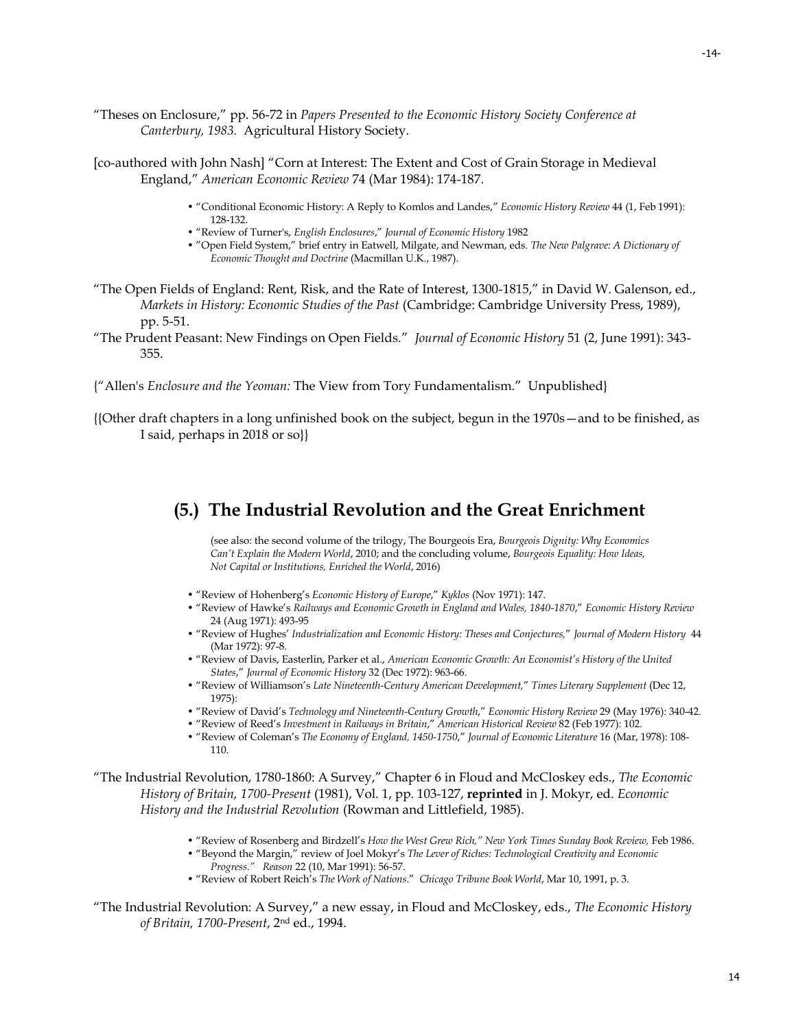"Theses on Enclosure," pp. 56-72 in *Papers Presented to the Economic History Society Conference at Canterbury, 1983.* Agricultural History Society.

[co-authored with John Nash] "Corn at Interest: The Extent and Cost of Grain Storage in Medieval England," *American Economic Review* 74 (Mar 1984): 174-187.

- "Conditional Economic History: A Reply to Komlos and Landes," *Economic History Review* 44 (1, Feb 1991): 128-132.
- "Review of Turner's, *English Enclosures*," *Journal of Economic History* 1982
- "Open Field System," brief entry in Eatwell, Milgate, and Newman, eds. *The New Palgrave: A Dictionary of Economic Thought and Doctrine* (Macmillan U.K., 1987).

"The Open Fields of England: Rent, Risk, and the Rate of Interest, 1300-1815," in David W. Galenson, ed., *Markets in History: Economic Studies of the Past* (Cambridge: Cambridge University Press, 1989), pp. 5-51.

"The Prudent Peasant: New Findings on Open Fields." *Journal of Economic History* 51 (2, June 1991): 343-355.

{"Allen's *Enclosure and the Yeoman:* The View from Tory Fundamentalism." Unpublished}

{{Other draft chapters in a long unfinished book on the subject, begun in the 1970s—and to be finished, as I said, perhaps in 2018 or so}}

## (5.) The Industrial Revolution and the Great Enrichment

(see also: the second volume of the trilogy, The Bourgeois Era, *Bourgeois Dignity: Why Economics Can't Explain the Modern World*, 2010; and the concluding volume, *Bourgeois Equality: How Ideas, Not Capital or Institutions, Enriched the World*, 2016)

- "Review of Hohenberg's *Economic History of Europe*," *Kyklos* (Nov 1971): 147.
- "Review of Hawke's *Railways and Economic Growth in England and Wales, 1840-1870*," *Economic History Review* 24 (Aug 1971): 493-95
- "Review of Hughes' *Industrialization and Economic History: Theses and Conjectures*," *Journal of Modern History* 44 (Mar 1972): 97-8.
- "Review of Davis, Easterlin, Parker et al., *American Economic Growth: An Economist's History of the United States*," *Journal of Economic History* 32 (Dec 1972): 963-66.
- "Review of Williamson's *Late Nineteenth-Century American Development*," *Times Literary Supplement* (Dec 12, 1975):
- "Review of David's *Technology and Nineteenth-Century Growth*," *Economic History Review* 29 (May 1976): 340-42.
- "Review of Reed's *Investment in Railways in Britain*," *American Historical Review* 82 (Feb 1977): 102.
- "Review of Coleman's *The Economy of England, 1450-1750*," *Journal of Economic Literature* 16 (Mar, 1978): 108-110.

"The Industrial Revolution, 1780-1860: A Survey," Chapter 6 in Floud and McCloskey eds., *The Economic History of Britain, 1700-Present* (1981), Vol. 1, pp. 103-127, **reprinted** in J. Mokyr, ed. *Economic History and the Industrial Revolution* (Rowman and Littlefield, 1985).

- "Review of Rosenberg and Birdzell's *How the West Grew Rich*," *New York Times Sunday Book Review,* Feb 1986.
- "Beyond the Margin," review of Joel Mokyr's *The Lever of Riches: Technological Creativity and Economic Progress.*" *Reason* 22 (10, Mar 1991): 56-57.
- "Review of Robert Reich's *The Work of Nations*." *Chicago Tribune Book World*, Mar 10, 1991, p. 3.

"The Industrial Revolution: A Survey," a new essay, in Floud and McCloskey, eds., *The Economic History of Britain, 1700-Present*, 2nd ed., 1994.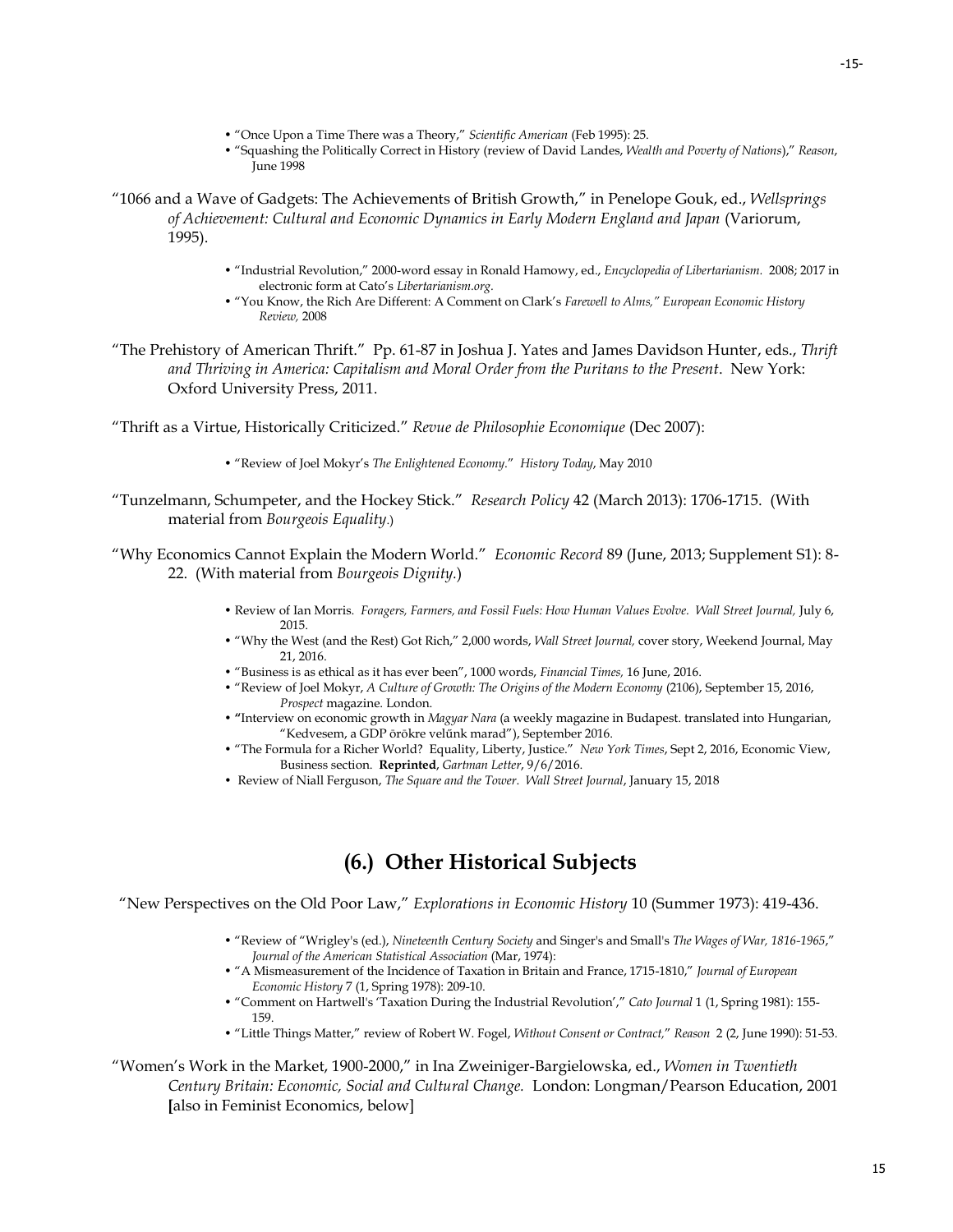- "Once Upon a Time There was a Theory," *Scientific American* (Feb 1995): 25.
- "Squashing the Politically Correct in History (review of David Landes, *Wealth and Poverty of Nations*)," *Reason*, June 1998

"1066 and a Wave of Gadgets: The Achievements of British Growth," in Penelope Gouk, ed., *Wellsprings of Achievement: Cultural and Economic Dynamics in Early Modern England and Japan* (Variorum, 1995).

- "Industrial Revolution," 2000-word essay in Ronald Hamowy, ed., *Encyclopedia of Libertarianism.* 2008; 2017 in electronic form at Cato's *Libertarianism.org.*
- "You Know, the Rich Are Different: A Comment on Clark's *Farewell to Alms," European Economic History Review,* 2008

"The Prehistory of American Thrift." Pp. 61-87 in Joshua J. Yates and James Davidson Hunter, eds., *Thrift and Thriving in America: Capitalism and Moral Order from the Puritans to the Present*. New York: Oxford University Press, 2011.

"Thrift as a Virtue, Historically Criticized." *Revue de Philosophie Economique* (Dec 2007):

- "Review of Joel Mokyr's *The Enlightened Economy*." *History Today*, May 2010

"Tunzelmann, Schumpeter, and the Hockey Stick." *Research Policy* 42 (March 2013): 1706-1715. (With material from *Bourgeois Equality*.)

"Why Economics Cannot Explain the Modern World." *Economic Record* 89 (June, 2013; Supplement S1): 8-22. (With material from *Bourgeois Dignity.*)

- Review of Ian Morris. *Foragers, Farmers, and Fossil Fuels: How Human Values Evolve. Wall Street Journal,* July 6, 2015.
- "Why the West (and the Rest) Got Rich," 2,000 words, *Wall Street Journal,* cover story, Weekend Journal, May 21, 2016.
- "Business is as ethical as it has ever been", 1000 words, *Financial Times,* 16 June, 2016.
- "Review of Joel Mokyr, *A Culture of Growth: The Origins of the Modern Economy* (2106), September 15, 2016, *Prospect* magazine. London.
- **"**Interview on economic growth in *Magyar Nara* (a weekly magazine in Budapest. translated into Hungarian, "Kedvesem, a GDP örökre velűnk marad"), September 2016.
- "The Formula for a Richer World? Equality, Liberty, Justice." *New York Times*, Sept 2, 2016, Economic View, Business section. **Reprinted**, *Gartman Letter*, 9/6/2016.
- Review of Niall Ferguson, *The Square and the Tower. Wall Street Journal*, January 15, 2018

## (6.) Other Historical Subjects

"New Perspectives on the Old Poor Law," *Explorations in Economic History* 10 (Summer 1973): 419-436.

- "Review of "Wrigley's (ed.), *Nineteenth Century Society* and Singer's and Small's *The Wages of War, 1816-1965*," *Journal of the American Statistical Association* (Mar, 1974):
- "A Mismeasurement of the Incidence of Taxation in Britain and France, 1715-1810," *Journal of European Economic History* 7 (1, Spring 1978): 209-10.
- "Comment on Hartwell's 'Taxation During the Industrial Revolution'," *Cato Journal* 1 (1, Spring 1981): 155-159.
- "Little Things Matter," review of Robert W. Fogel, *Without Consent or Contract,*" *Reason* 2 (2, June 1990): 51-53.

"Women's Work in the Market, 1900-2000," in Ina Zweiniger-Bargielowska, ed., *Women in Twentieth Century Britain: Economic, Social and Cultural Change.* London: Longman/Pearson Education, 2001 **[**also in Feminist Economics, below]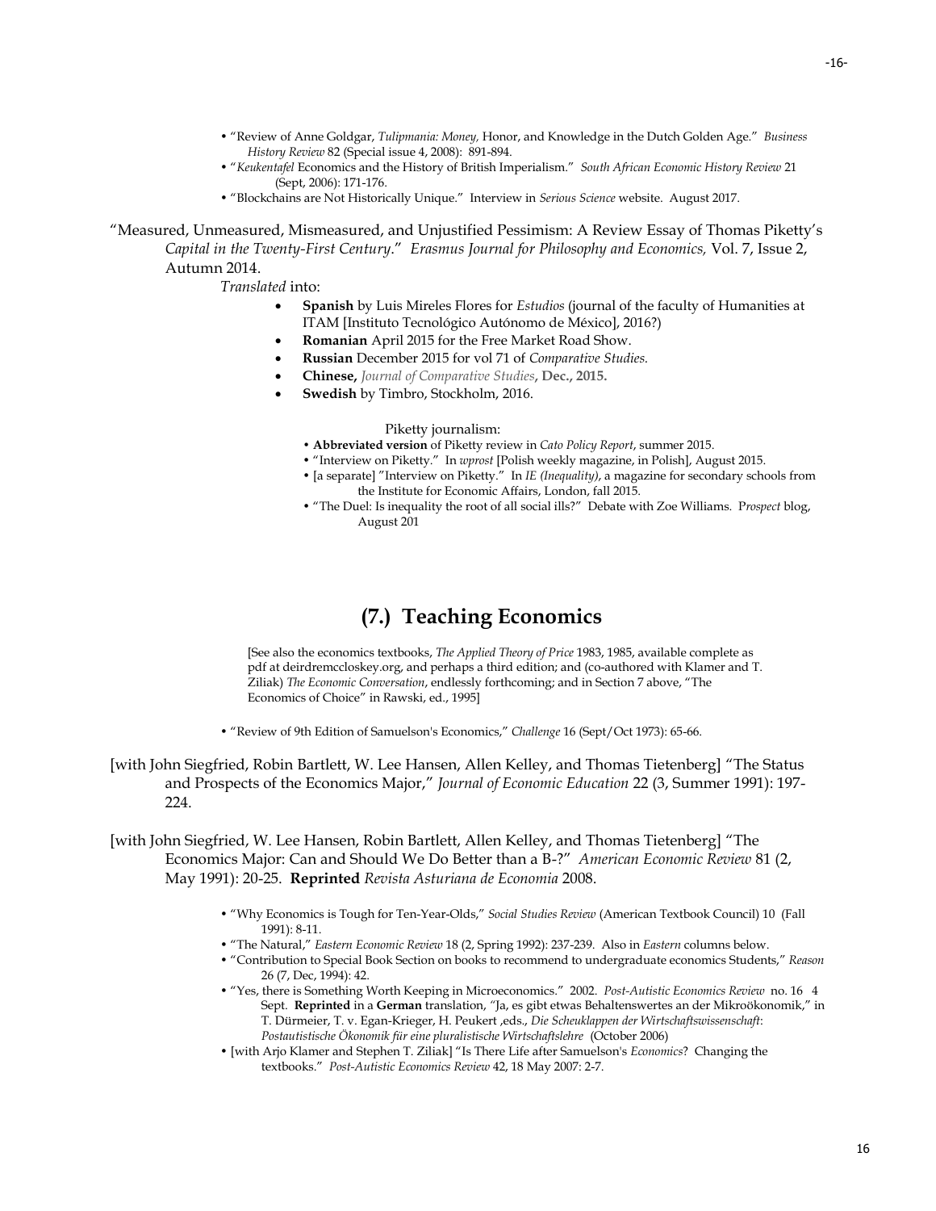- "Review of Anne Goldgar, *Tulipmania: Money,* Honor, and Knowledge in the Dutch Golden Age." *Business History Review* 82 (Special issue 4, 2008): 891-894.
- "*Keukentafel* Economics and the History of British Imperialism." *South African Economic History Review* 21 (Sept, 2006): 171-176.
- "Blockchains are Not Historically Unique." Interview in *Serious Science* website. August 2017.

"Measured, Unmeasured, Mismeasured, and Unjustified Pessimism: A Review Essay of Thomas Piketty's *Capital in the Twenty-First Century*." *Erasmus Journal for Philosophy and Economics,* Vol. 7, Issue 2, Autumn 2014.

*Translated* into:

- **Spanish** by Luis Mireles Flores for *Estudios* (journal of the faculty of Humanities at ITAM [Instituto Tecnológico Autónomo de México], 2016?)
- **Romanian** April 2015 for the Free Market Road Show.
- **Russian** December 2015 for vol 71 of *Comparative Studies.*
- **Chinese,** *Journal of Comparative Studies*, **Dec., 2015.**
- **Swedish** by Timbro, Stockholm, 2016.

Piketty journalism:

- **Abbreviated version** of Piketty review in *Cato Policy Report*, summer 2015.
- "Interview on Piketty." In *wprost* [Polish weekly magazine, in Polish], August 2015.
- [a separate] "Interview on Piketty." In *IE (Inequality)*, a magazine for secondary schools from the Institute for Economic Affairs, London, fall 2015.
- "The Duel: Is inequality the root of all social ills?" Debate with Zoe Williams. P*rospect* blog, August 201

## (7.) Teaching Economics

[See also the economics textbooks, *The Applied Theory of Price* 1983, 1985, available complete as pdf at deirdremccloskey.org, and perhaps a third edition; and (co-authored with Klamer and T. Ziliak) *The Economic Conversation*, endlessly forthcoming; and in Section 7 above, "The Economics of Choice" in Rawski, ed., 1995]

- "Review of 9th Edition of Samuelson's Economics," *Challenge* 16 (Sept/Oct 1973): 65-66.

[with John Siegfried, Robin Bartlett, W. Lee Hansen, Allen Kelley, and Thomas Tietenberg] "The Status and Prospects of the Economics Major," *Journal of Economic Education* 22 (3, Summer 1991): 197-224.

[with John Siegfried, W. Lee Hansen, Robin Bartlett, Allen Kelley, and Thomas Tietenberg] "The Economics Major: Can and Should We Do Better than a B-?" *American Economic Review* 81 (2, May 1991): 20-25. **Reprinted** *Revista Asturiana de Economia* 2008.

- "Why Economics is Tough for Ten-Year-Olds," *Social Studies Review* (American Textbook Council) 10 (Fall 1991): 8-11.
- "The Natural," *Eastern Economic Review* 18 (2, Spring 1992): 237-239. Also in *Eastern* columns below.
- "Contribution to Special Book Section on books to recommend to undergraduate economics Students," *Reason* 26 (7, Dec, 1994): 42.
- "Yes, there is Something Worth Keeping in Microeconomics." 2002. *Post-Autistic Economics Review* no. 16 4 Sept. **Reprinted** in a **German** translation, "Ja, es gibt etwas Behaltenswertes an der Mikroökonomik," in T. Dürmeier, T. v. Egan-Krieger, H. Peukert ,eds., *Die Scheuklappen der Wirtschaftswissenschaft*: *Postautistische Ökonomik für eine pluralistische Wirtschaftslehre* (October 2006)
- [with Arjo Klamer and Stephen T. Ziliak] "Is There Life after Samuelson's *Economics*? Changing the textbooks." *Post-Autistic Economics Review* 42, 18 May 2007: 2-7.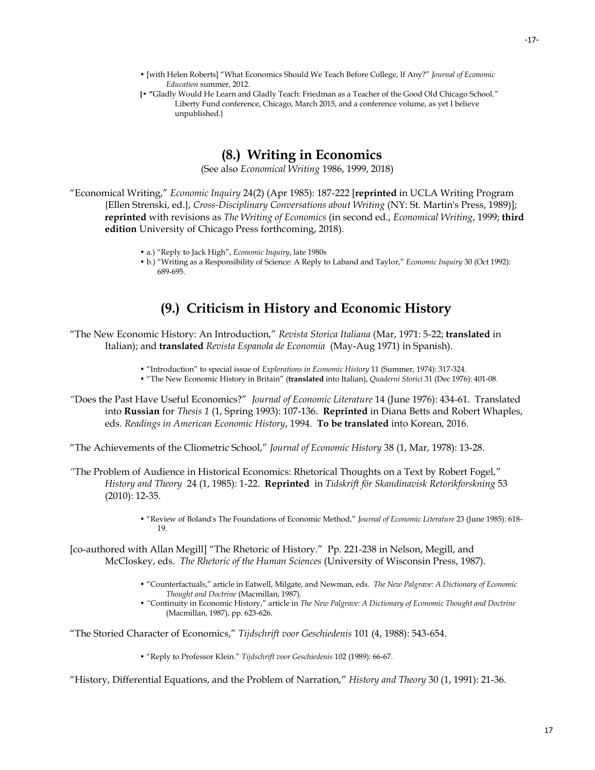- [with Helen Roberts] "What Economics Should We Teach Before College, If Any?" *Journal of Economic Education* summer, 2012.

{• "Gladly Would He Learn and Gladly Teach: Friedman as a Teacher of the Good Old Chicago School." Liberty Fund conference, Chicago, March 2015, and a conference volume, as yet I believe unpublished.}

## (8.) Writing in Economics

(See also *Economical Writing* 1986, 1999, 2018)

"Economical Writing," *Economic Inquiry* 24(2) (Apr 1985): 187-222 [**reprinted** in UCLA Writing Program {Ellen Strenski, ed.}, *Cross-Disciplinary Conversations about Writing* (NY: St. Martin's Press, 1989)]; **reprinted** with revisions as *The Writing of Economics* (in second ed., *Economical Writing*, 1999; **third edition** University of Chicago Press forthcoming, 2018).

- a.) "Reply to Jack High", *Economic Inquiry*, late 1980s
- b.) "Writing as a Responsibility of Science: A Reply to Laband and Taylor," *Economic Inquiry* 30 (Oct 1992): 689-695.

## (9.) Criticism in History and Economic History

"The New Economic History: An Introduction," *Revista Storica Italiana* (Mar, 1971: 5-22; **translated** in Italian); and **translated** *Revista Espanola de Economia* (May-Aug 1971) in Spanish).

- "Introduction" to special issue of *Explorations in Economic History* 11 (Summer, 1974): 317-324.
- "The New Economic History in Britain" (**translated** into Italian), *Quaderni Storici* 31 (Dec 1976): 401-08.

"Does the Past Have Useful Economics?" *Journal of Economic Literature* 14 (June 1976): 434-61. Translated into **Russian** for *Thesis 1* (1, Spring 1993): 107-136. **Reprinted** in Diana Betts and Robert Whaples, eds. *Readings in American Economic History*, 1994. **To be translated** into Korean, 2016.

"The Achievements of the Cliometric School," *Journal of Economic History* 38 (1, Mar, 1978): 13-28.

"The Problem of Audience in Historical Economics: Rhetorical Thoughts on a Text by Robert Fogel," *History and Theory* 24 (1, 1985): 1-22. **Reprinted** in *Tidskrift för Skandinavisk Retorikforskning* 53 (2010): 12-35.

- "Review of Boland's The Foundations of Economic Method," *Journal of Economic Literature* 23 (June 1985): 618-19.

[co-authored with Allan Megill] "The Rhetoric of History." Pp. 221-238 in Nelson, Megill, and McCloskey, eds. *The Rhetoric of the Human Sciences* (University of Wisconsin Press, 1987).

- "Counterfactuals," article in Eatwell, Milgate, and Newman, eds. *The New Palgrave: A Dictionary of Economic Thought and Doctrine* (Macmillan, 1987).
- "Continuity in Economic History," article in *The New Palgrave: A Dictionary of Economic Thought and Doctrine* (Macmillan, 1987), pp. 623-626.

"The Storied Character of Economics," *Tijdschrift voor Geschiedenis* 101 (4, 1988): 543-654.

- "Reply to Professor Klein." *Tijdschrift voor Geschiedenis* 102 (1989): 66-67.

"History, Differential Equations, and the Problem of Narration," *History and Theory* 30 (1, 1991): 21-36.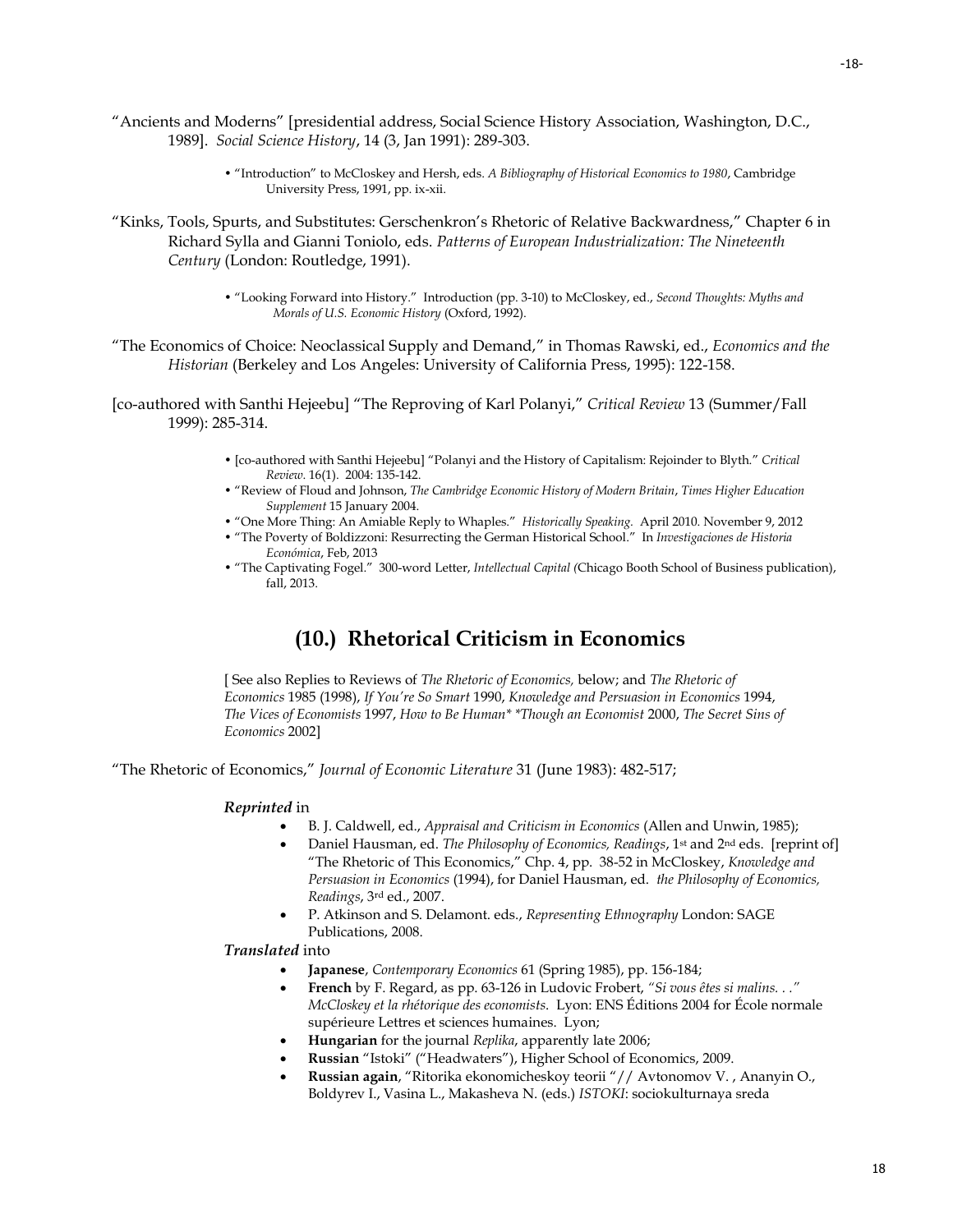"Ancients and Moderns" [presidential address, Social Science History Association, Washington, D.C., 1989]. *Social Science History*, 14 (3, Jan 1991): 289-303.

- "Introduction" to McCloskey and Hersh, eds. *A Bibliography of Historical Economics to 1980*, Cambridge University Press, 1991, pp. ix-xii.

"Kinks, Tools, Spurts, and Substitutes: Gerschenkron's Rhetoric of Relative Backwardness," Chapter 6 in Richard Sylla and Gianni Toniolo, eds. *Patterns of European Industrialization: The Nineteenth Century* (London: Routledge, 1991).

- "Looking Forward into History." Introduction (pp. 3-10) to McCloskey, ed., *Second Thoughts: Myths and Morals of U.S. Economic History* (Oxford, 1992).

"The Economics of Choice: Neoclassical Supply and Demand," in Thomas Rawski, ed., *Economics and the Historian* (Berkeley and Los Angeles: University of California Press, 1995): 122-158.

[co-authored with Santhi Hejeebu] "The Reproving of Karl Polanyi," *Critical Review* 13 (Summer/Fall 1999): 285-314.

- [co-authored with Santhi Hejeebu] "Polanyi and the History of Capitalism: Rejoinder to Blyth." *Critical Review*. 16(1). 2004: 135-142.
- "Review of Floud and Johnson, *The Cambridge Economic History of Modern Britain*, *Times Higher Education Supplement* 15 January 2004.
- "One More Thing: An Amiable Reply to Whaples." *Historically Speaking.* April 2010. November 9, 2012
- "The Poverty of Boldizzoni: Resurrecting the German Historical School." In *Investigaciones de Historia Económica*, Feb, 2013
- "The Captivating Fogel." 300-word Letter, *Intellectual Capital (*Chicago Booth School of Business publication), fall, 2013.

## (10.) Rhetorical Criticism in Economics

[ See also Replies to Reviews of *The Rhetoric of Economics,* below; and *The Rhetoric of Economics* 1985 (1998), *If You're So Smart* 1990, *Knowledge and Persuasion in Economics* 1994, *The Vices of Economists* 1997, *How to Be Human* *Though an Economist* 2000, *The Secret Sins of Economics* 2002]

"The Rhetoric of Economics," *Journal of Economic Literature* 31 (June 1983): 482-517;

***Reprinted*** in

- B. J. Caldwell, ed., *Appraisal and Criticism in Economics* (Allen and Unwin, 1985);
- Daniel Hausman, ed. *The Philosophy of Economics, Readings*, 1st and 2nd eds. [reprint of] "The Rhetoric of This Economics," Chp. 4, pp. 38-52 in McCloskey, *Knowledge and Persuasion in Economics* (1994), for Daniel Hausman, ed. *the Philosophy of Economics, Readings*, 3rd ed., 2007.
- P. Atkinson and S. Delamont. eds., *Representing Ethnography* London: SAGE Publications, 2008.

***Translated*** into

- **Japanese**, *Contemporary Economics* 61 (Spring 1985), pp. 156-184;
- **French** by F. Regard, as pp. 63-126 in Ludovic Frobert, *"Si vous êtes si malins. . ." McCloskey et la rhétorique des economists*. Lyon: ENS Éditions 2004 for École normale supérieure Lettres et sciences humaines. Lyon;
- **Hungarian** for the journal *Replika*, apparently late 2006;
- **Russian** "Istoki" ("Headwaters"), Higher School of Economics, 2009.
- **Russian again**, "Ritorika ekonomicheskoy teorii "// Avtonomov V. , Ananyin O., Boldyrev I., Vasina L., Makasheva N. (eds.) *ISTOKI*: sociokulturnaya sreda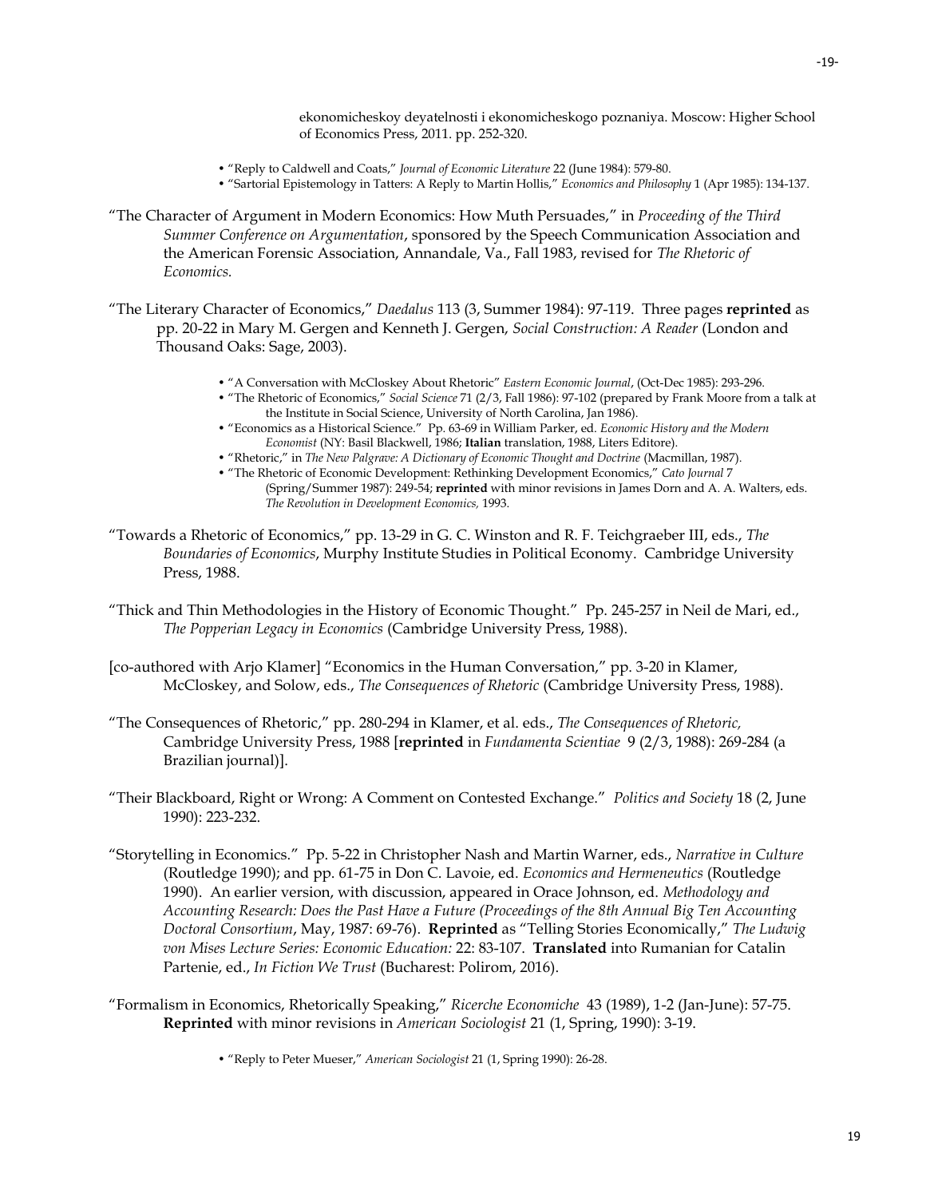ekonomicheskoy deyatelnosti i ekonomicheskogo poznaniya. Moscow: Higher School of Economics Press, 2011. pp. 252-320.

- "Reply to Caldwell and Coats," *Journal of Economic Literature* 22 (June 1984): 579-80.
- "Sartorial Epistemology in Tatters: A Reply to Martin Hollis," *Economics and Philosophy* 1 (Apr 1985): 134-137.

"The Character of Argument in Modern Economics: How Muth Persuades," in *Proceeding of the Third Summer Conference on Argumentation*, sponsored by the Speech Communication Association and the American Forensic Association, Annandale, Va., Fall 1983, revised for *The Rhetoric of Economics.*

"The Literary Character of Economics," *Daedalus* 113 (3, Summer 1984): 97-119. Three pages **reprinted** as pp. 20-22 in Mary M. Gergen and Kenneth J. Gergen, *Social Construction: A Reader* (London and Thousand Oaks: Sage, 2003).

- "A Conversation with McCloskey About Rhetoric" *Eastern Economic Journal*, (Oct-Dec 1985): 293-296.
- "The Rhetoric of Economics," *Social Science* 71 (2/3, Fall 1986): 97-102 (prepared by Frank Moore from a talk at the Institute in Social Science, University of North Carolina, Jan 1986).
- "Economics as a Historical Science." Pp. 63-69 in William Parker, ed. *Economic History and the Modern Economist* (NY: Basil Blackwell, 1986; **Italian** translation, 1988, Liters Editore).
- "Rhetoric," in *The New Palgrave: A Dictionary of Economic Thought and Doctrine* (Macmillan, 1987).
- "The Rhetoric of Economic Development: Rethinking Development Economics," *Cato Journal* 7 (Spring/Summer 1987): 249-54; **reprinted** with minor revisions in James Dorn and A. A. Walters, eds. *The Revolution in Development Economics,* 1993.

"Towards a Rhetoric of Economics," pp. 13-29 in G. C. Winston and R. F. Teichgraeber III, eds., *The Boundaries of Economics*, Murphy Institute Studies in Political Economy. Cambridge University Press, 1988.

"Thick and Thin Methodologies in the History of Economic Thought." Pp. 245-257 in Neil de Mari, ed., *The Popperian Legacy in Economics* (Cambridge University Press, 1988).

[co-authored with Arjo Klamer] "Economics in the Human Conversation," pp. 3-20 in Klamer, McCloskey, and Solow, eds., *The Consequences of Rhetoric* (Cambridge University Press, 1988).

"The Consequences of Rhetoric," pp. 280-294 in Klamer, et al. eds., *The Consequences of Rhetoric,* Cambridge University Press, 1988 [**reprinted** in *Fundamenta Scientiae* 9 (2/3, 1988): 269-284 (a Brazilian journal)].

"Their Blackboard, Right or Wrong: A Comment on Contested Exchange." *Politics and Society* 18 (2, June 1990): 223-232.

"Storytelling in Economics." Pp. 5-22 in Christopher Nash and Martin Warner, eds., *Narrative in Culture* (Routledge 1990); and pp. 61-75 in Don C. Lavoie, ed. *Economics and Hermeneutics* (Routledge 1990). An earlier version, with discussion, appeared in Orace Johnson, ed. *Methodology and Accounting Research: Does the Past Have a Future (Proceedings of the 8th Annual Big Ten Accounting Doctoral Consortium*, May, 1987: 69-76). **Reprinted** as "Telling Stories Economically," *The Ludwig von Mises Lecture Series: Economic Education:* 22: 83-107. **Translated** into Rumanian for Catalin Partenie, ed., *In Fiction We Trust* (Bucharest: Polirom, 2016).

"Formalism in Economics, Rhetorically Speaking," *Ricerche Economiche* 43 (1989), 1-2 (Jan-June): 57-75. **Reprinted** with minor revisions in *American Sociologist* 21 (1, Spring, 1990): 3-19.

- "Reply to Peter Mueser," *American Sociologist* 21 (1, Spring 1990): 26-28.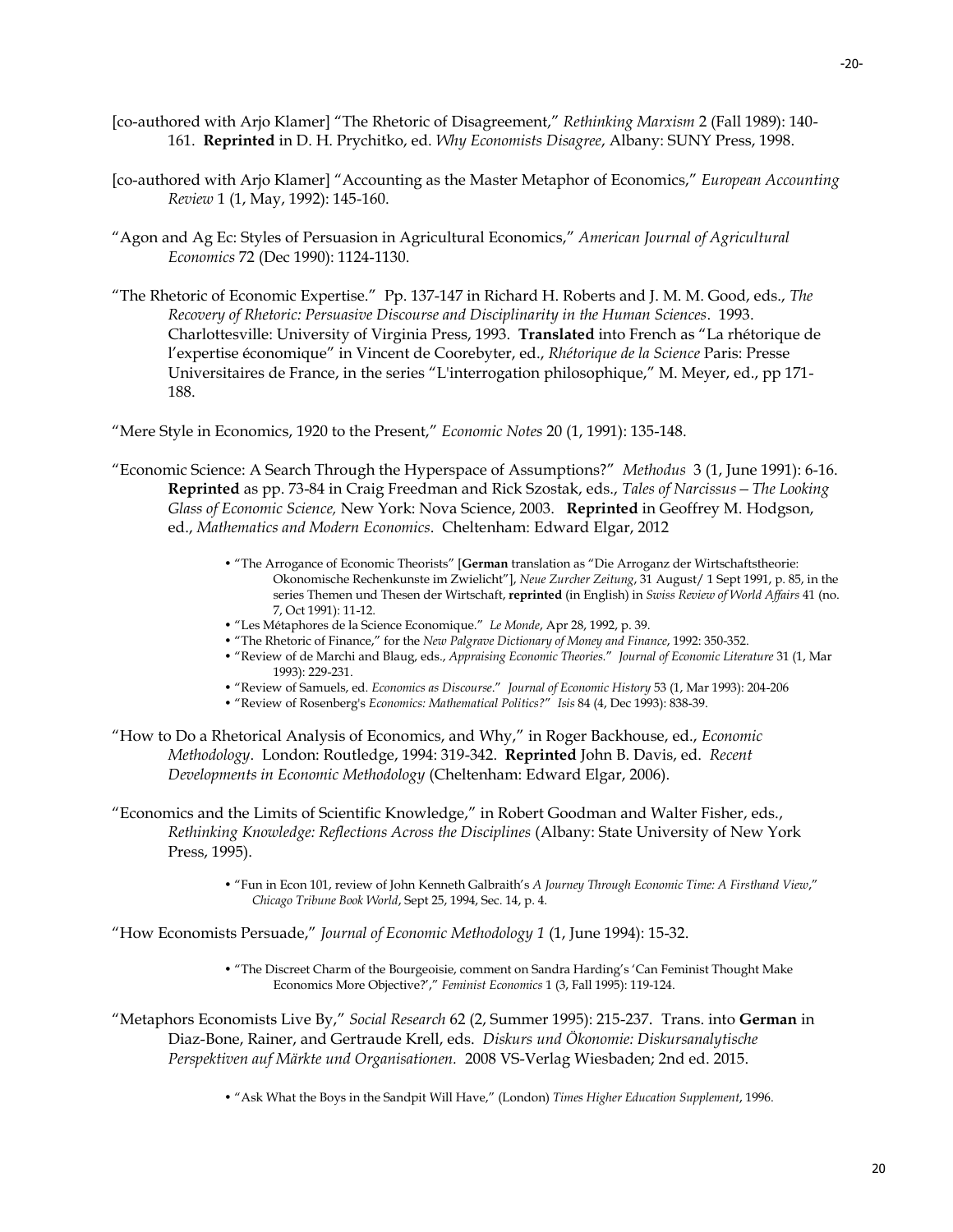[co-authored with Arjo Klamer] "The Rhetoric of Disagreement," *Rethinking Marxism* 2 (Fall 1989): 140-161. **Reprinted** in D. H. Prychitko, ed. *Why Economists Disagree*, Albany: SUNY Press, 1998.

[co-authored with Arjo Klamer] "Accounting as the Master Metaphor of Economics," *European Accounting Review* 1 (1, May, 1992): 145-160.

"Agon and Ag Ec: Styles of Persuasion in Agricultural Economics," *American Journal of Agricultural Economics* 72 (Dec 1990): 1124-1130.

"The Rhetoric of Economic Expertise." Pp. 137-147 in Richard H. Roberts and J. M. M. Good, eds., *The Recovery of Rhetoric: Persuasive Discourse and Disciplinarity in the Human Sciences*. 1993. Charlottesville: University of Virginia Press, 1993. **Translated** into French as "La rhétorique de l'expertise économique" in Vincent de Coorebyter, ed., *Rhétorique de la Science* Paris: Presse Universitaires de France, in the series "L'interrogation philosophique," M. Meyer, ed., pp 171-188.

"Mere Style in Economics, 1920 to the Present," *Economic Notes* 20 (1, 1991): 135-148.

"Economic Science: A Search Through the Hyperspace of Assumptions?" *Methodus* 3 (1, June 1991): 6-16. **Reprinted** as pp. 73-84 in Craig Freedman and Rick Szostak, eds., *Tales of Narcissus – The Looking Glass of Economic Science,* New York: Nova Science, 2003. **Reprinted** in Geoffrey M. Hodgson, ed., *Mathematics and Modern Economics*. Cheltenham: Edward Elgar, 2012

- "The Arrogance of Economic Theorists" [**German** translation as "Die Arroganz der Wirtschaftstheorie: Okonomische Rechenkunste im Zwielicht"], *Neue Zurcher Zeitung*, 31 August/ 1 Sept 1991, p. 85, in the series Themen und Thesen der Wirtschaft, **reprinted** (in English) in *Swiss Review of World Affairs* 41 (no. 7, Oct 1991): 11-12.
- "Les Métaphores de la Science Economique." *Le Monde*, Apr 28, 1992, p. 39.
- "The Rhetoric of Finance," for the *New Palgrave Dictionary of Money and Finance*, 1992: 350-352.
- "Review of de Marchi and Blaug, eds., *Appraising Economic Theories*." *Journal of Economic Literature* 31 (1, Mar 1993): 229-231.
- "Review of Samuels, ed. *Economics as Discourse*." *Journal of Economic History* 53 (1, Mar 1993): 204-206
- "Review of Rosenberg's *Economics: Mathematical Politics?*" *Isis* 84 (4, Dec 1993): 838-39.

"How to Do a Rhetorical Analysis of Economics, and Why," in Roger Backhouse, ed., *Economic Methodology*. London: Routledge, 1994: 319-342. **Reprinted** John B. Davis, ed. *Recent Developments in Economic Methodology* (Cheltenham: Edward Elgar, 2006).

"Economics and the Limits of Scientific Knowledge," in Robert Goodman and Walter Fisher, eds., *Rethinking Knowledge: Reflections Across the Disciplines* (Albany: State University of New York Press, 1995).

- "Fun in Econ 101, review of John Kenneth Galbraith's *A Journey Through Economic Time: A Firsthand View*," *Chicago Tribune Book World*, Sept 25, 1994, Sec. 14, p. 4.

"How Economists Persuade," *Journal of Economic Methodology 1* (1, June 1994): 15-32.

- "The Discreet Charm of the Bourgeoisie, comment on Sandra Harding's 'Can Feminist Thought Make Economics More Objective?'," *Feminist Economics* 1 (3, Fall 1995): 119-124.

"Metaphors Economists Live By," *Social Research* 62 (2, Summer 1995): 215-237. Trans. into **German** in Diaz-Bone, Rainer, and Gertraude Krell, eds. *Diskurs und Ökonomie: Diskursanalytische Perspektiven auf Märkte und Organisationen.* 2008 VS-Verlag Wiesbaden; 2nd ed. 2015.

- "Ask What the Boys in the Sandpit Will Have," (London) *Times Higher Education Supplement*, 1996.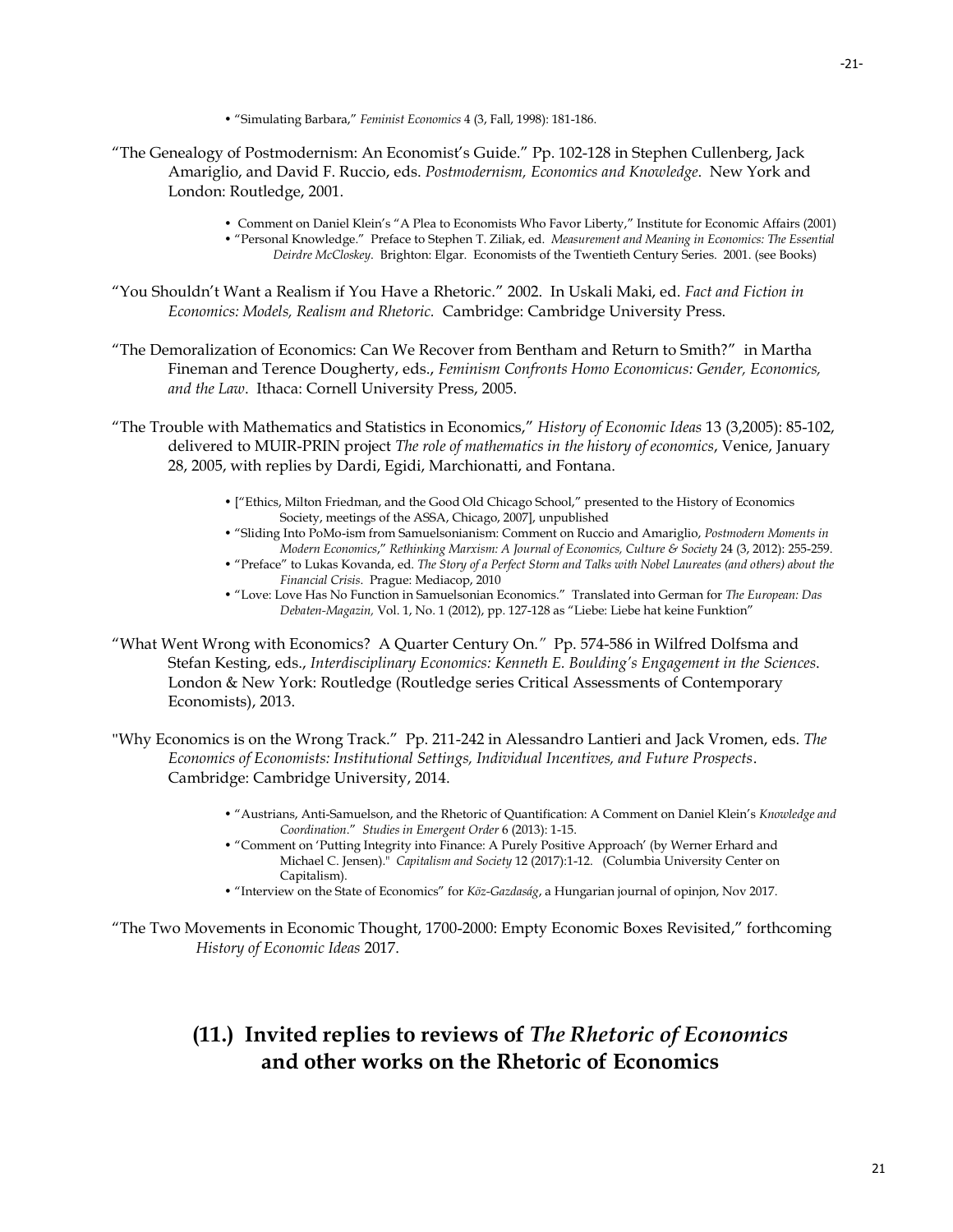- "Simulating Barbara," *Feminist Economics* 4 (3, Fall, 1998): 181-186.

"The Genealogy of Postmodernism: An Economist's Guide." Pp. 102-128 in Stephen Cullenberg, Jack Amariglio, and David F. Ruccio, eds. *Postmodernism, Economics and Knowledge*. New York and London: Routledge, 2001.

- Comment on Daniel Klein's "A Plea to Economists Who Favor Liberty," Institute for Economic Affairs (2001)
- "Personal Knowledge." Preface to Stephen T. Ziliak, ed. *Measurement and Meaning in Economics: The Essential Deirdre McCloskey*. Brighton: Elgar. Economists of the Twentieth Century Series. 2001. (see Books)

"You Shouldn't Want a Realism if You Have a Rhetoric." 2002. In Uskali Maki, ed. *Fact and Fiction in Economics: Models, Realism and Rhetoric.* Cambridge: Cambridge University Press.

"The Demoralization of Economics: Can We Recover from Bentham and Return to Smith?" in Martha Fineman and Terence Dougherty, eds., *Feminism Confronts Homo Economicus: Gender, Economics, and the Law*. Ithaca: Cornell University Press, 2005.

"The Trouble with Mathematics and Statistics in Economics," *History of Economic Ideas* 13 (3,2005): 85-102, delivered to MUIR-PRIN project *The role of mathematics in the history of economics*, Venice, January 28, 2005, with replies by Dardi, Egidi, Marchionatti, and Fontana.

- ["Ethics, Milton Friedman, and the Good Old Chicago School," presented to the History of Economics Society, meetings of the ASSA, Chicago, 2007], unpublished
- "Sliding Into PoMo-ism from Samuelsonianism: Comment on Ruccio and Amariglio, *Postmodern Moments in Modern Economics*," *Rethinking Marxism: A Journal of Economics, Culture & Society* 24 (3, 2012): 255-259.
- "Preface" to Lukas Kovanda, ed. *The Story of a Perfect Storm and Talks with Nobel Laureates (and others) about the Financial Crisis*. Prague: Mediacop, 2010
- "Love: Love Has No Function in Samuelsonian Economics." Translated into German for *The European: Das Debaten-Magazin,* Vol. 1, No. 1 (2012), pp. 127-128 as "Liebe: Liebe hat keine Funktion"

"What Went Wrong with Economics? A Quarter Century On." Pp. 574-586 in Wilfred Dolfsma and Stefan Kesting, eds., *Interdisciplinary Economics: Kenneth E. Boulding's Engagement in the Sciences*. London & New York: Routledge (Routledge series Critical Assessments of Contemporary Economists), 2013.

"Why Economics is on the Wrong Track." Pp. 211-242 in Alessandro Lantieri and Jack Vromen, eds. *The Economics of Economists: Institutional Settings, Individual Incentives, and Future Prospects*. Cambridge: Cambridge University, 2014.

- "Austrians, Anti-Samuelson, and the Rhetoric of Quantification: A Comment on Daniel Klein's *Knowledge and Coordination*." *Studies in Emergent Order* 6 (2013): 1-15.
- "Comment on 'Putting Integrity into Finance: A Purely Positive Approach' (by Werner Erhard and Michael C. Jensen)." *Capitalism and Society* 12 (2017):1-12. (Columbia University Center on Capitalism).
- "Interview on the State of Economics" for *Köz-Gazdaság*, a Hungarian journal of opinjon, Nov 2017.

"The Two Movements in Economic Thought, 1700-2000: Empty Economic Boxes Revisited," forthcoming *History of Economic Ideas* 2017.

## (11.) Invited replies to reviews of *The Rhetoric of Economics* and other works on the Rhetoric of Economics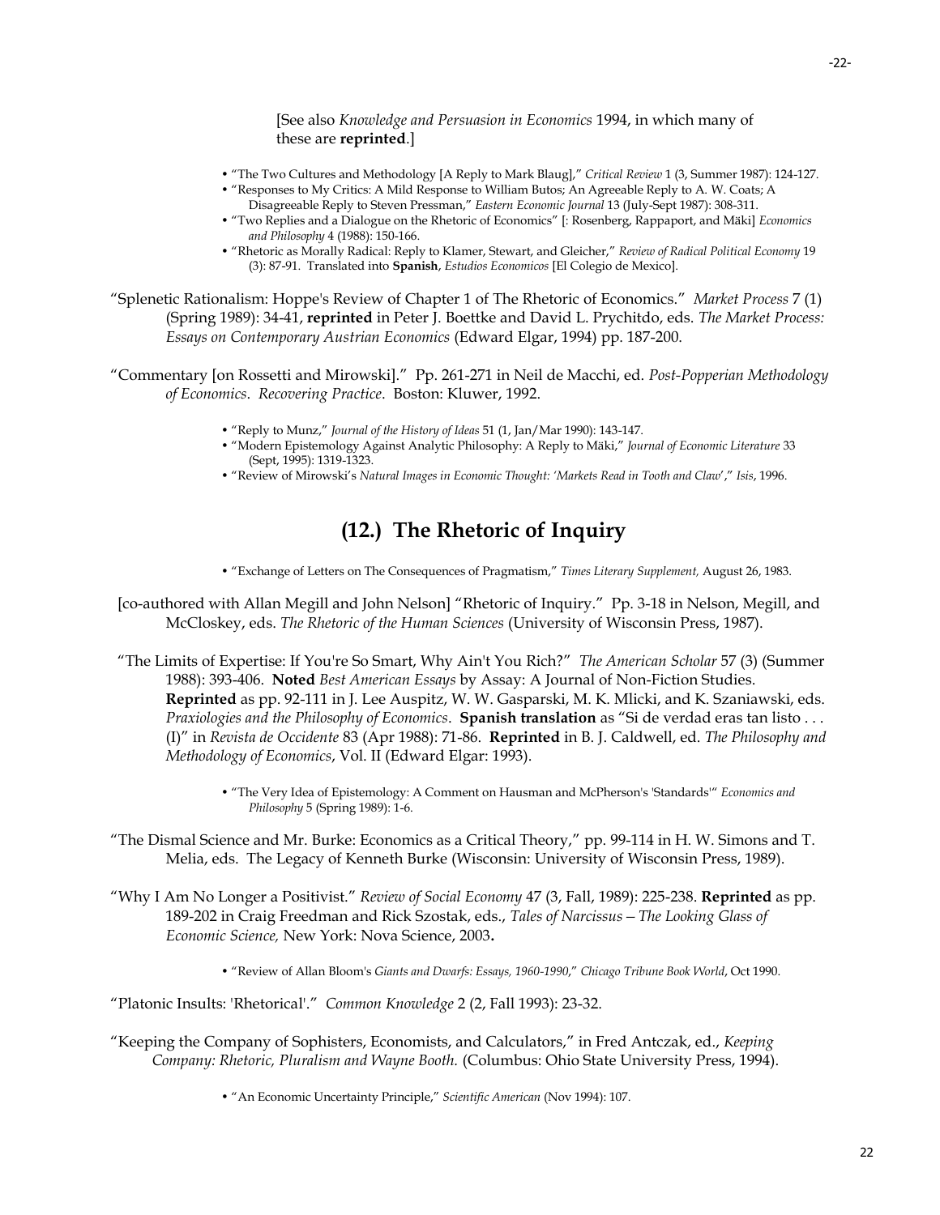[See also *Knowledge and Persuasion in Economics* 1994, in which many of these are **reprinted**.]

- "The Two Cultures and Methodology [A Reply to Mark Blaug]," *Critical Review* 1 (3, Summer 1987): 124-127.
- "Responses to My Critics: A Mild Response to William Butos; An Agreeable Reply to A. W. Coats; A Disagreeable Reply to Steven Pressman," *Eastern Economic Journal* 13 (July-Sept 1987): 308-311.
- "Two Replies and a Dialogue on the Rhetoric of Economics" [: Rosenberg, Rappaport, and Mäki] *Economics and Philosophy* 4 (1988): 150-166.
- "Rhetoric as Morally Radical: Reply to Klamer, Stewart, and Gleicher," *Review of Radical Political Economy* 19 (3): 87-91. Translated into **Spanish**, *Estudios Economicos* [El Colegio de Mexico].

"Splenetic Rationalism: Hoppe's Review of Chapter 1 of The Rhetoric of Economics." *Market Process* 7 (1) (Spring 1989): 34-41, **reprinted** in Peter J. Boettke and David L. Prychitdo, eds. *The Market Process: Essays on Contemporary Austrian Economics* (Edward Elgar, 1994) pp. 187-200.

"Commentary [on Rossetti and Mirowski]." Pp. 261-271 in Neil de Macchi, ed. *Post-Popperian Methodology of Economics*. *Recovering Practice*. Boston: Kluwer, 1992.

- "Reply to Munz," *Journal of the History of Ideas* 51 (1, Jan/Mar 1990): 143-147.
- "Modern Epistemology Against Analytic Philosophy: A Reply to Mäki," *Journal of Economic Literature* 33 (Sept, 1995): 1319-1323.
- "Review of Mirowski's *Natural Images in Economic Thought: 'Markets Read in Tooth and Claw'*," *Isis*, 1996.

## (12.) The Rhetoric of Inquiry

- "Exchange of Letters on The Consequences of Pragmatism," *Times Literary Supplement,* August 26, 1983.

[co-authored with Allan Megill and John Nelson] "Rhetoric of Inquiry." Pp. 3-18 in Nelson, Megill, and McCloskey, eds. *The Rhetoric of the Human Sciences* (University of Wisconsin Press, 1987).

"The Limits of Expertise: If You're So Smart, Why Ain't You Rich?" *The American Scholar* 57 (3) (Summer 1988): 393-406. **Noted** *Best American Essays* by Assay: A Journal of Non-Fiction Studies. **Reprinted** as pp. 92-111 in J. Lee Auspitz, W. W. Gasparski, M. K. Mlicki, and K. Szaniawski, eds. *Praxiologies and the Philosophy of Economics*. **Spanish translation** as "Si de verdad eras tan listo . . . (I)" in *Revista de Occidente* 83 (Apr 1988): 71-86. **Reprinted** in B. J. Caldwell, ed. *The Philosophy and Methodology of Economics*, Vol. II (Edward Elgar: 1993).

- "The Very Idea of Epistemology: A Comment on Hausman and McPherson's 'Standards'" *Economics and Philosophy* 5 (Spring 1989): 1-6.

"The Dismal Science and Mr. Burke: Economics as a Critical Theory," pp. 99-114 in H. W. Simons and T. Melia, eds. The Legacy of Kenneth Burke (Wisconsin: University of Wisconsin Press, 1989).

"Why I Am No Longer a Positivist." *Review of Social Economy* 47 (3, Fall, 1989): 225-238. **Reprinted** as pp. 189-202 in Craig Freedman and Rick Szostak, eds., *Tales of Narcissus—The Looking Glass of Economic Science,* New York: Nova Science, 2003**.**

- "Review of Allan Bloom's *Giants and Dwarfs: Essays, 1960-1990*," *Chicago Tribune Book World*, Oct 1990.

"Platonic Insults: 'Rhetorical'." *Common Knowledge* 2 (2, Fall 1993): 23-32.

"Keeping the Company of Sophisters, Economists, and Calculators," in Fred Antczak, ed., *Keeping Company: Rhetoric, Pluralism and Wayne Booth.* (Columbus: Ohio State University Press, 1994).

- "An Economic Uncertainty Principle," *Scientific American* (Nov 1994): 107.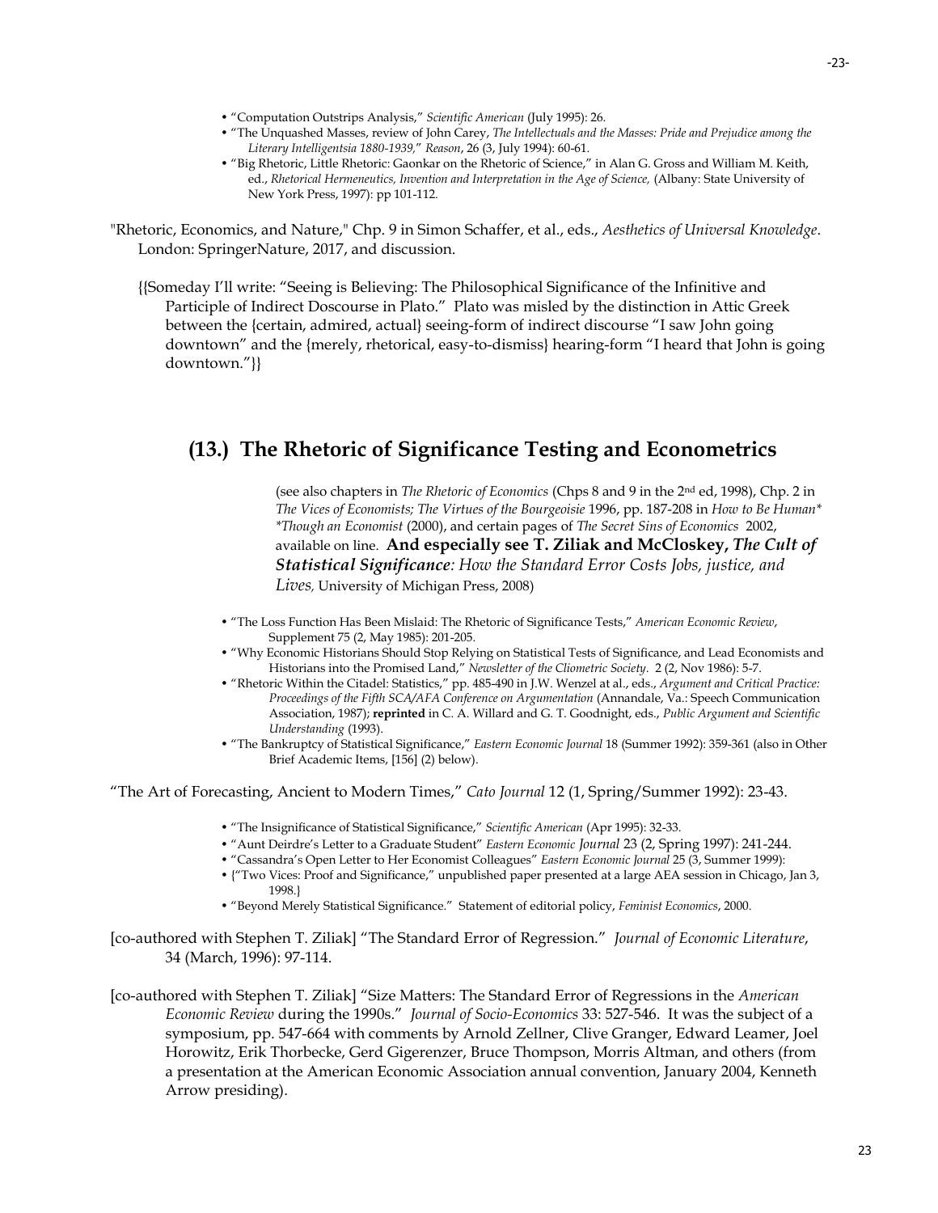- "Computation Outstrips Analysis," *Scientific American* (July 1995): 26.
- "The Unquashed Masses, review of John Carey, *The Intellectuals and the Masses: Pride and Prejudice among the Literary Intelligentsia 1880-1939*," *Reason*, 26 (3, July 1994): 60-61.
- "Big Rhetoric, Little Rhetoric: Gaonkar on the Rhetoric of Science," in Alan G. Gross and William M. Keith, ed., *Rhetorical Hermeneutics, Invention and Interpretation in the Age of Science,* (Albany: State University of New York Press, 1997): pp 101-112.

"Rhetoric, Economics, and Nature," Chp. 9 in Simon Schaffer, et al., eds., *Aesthetics of Universal Knowledge*. London: SpringerNature, 2017, and discussion.

{{Someday I'll write: "Seeing is Believing: The Philosophical Significance of the Infinitive and Participle of Indirect Doscourse in Plato." Plato was misled by the distinction in Attic Greek between the {certain, admired, actual} seeing-form of indirect discourse "I saw John going downtown" and the {merely, rhetorical, easy-to-dismiss} hearing-form "I heard that John is going downtown."}}

## (13.) The Rhetoric of Significance Testing and Econometrics

(see also chapters in *The Rhetoric of Economics* (Chps 8 and 9 in the 2nd ed, 1998), Chp. 2 in *The Vices of Economists; The Virtues of the Bourgeoisie* 1996, pp. 187-208 in *How to Be Human\* \*Though an Economist* (2000), and certain pages of *The Secret Sins of Economics* 2002, available on line. **And especially see T. Ziliak and McCloskey, *The Cult of Statistical Significance*:** *How the Standard Error Costs Jobs, justice, and Lives,* University of Michigan Press, 2008)

- "The Loss Function Has Been Mislaid: The Rhetoric of Significance Tests," *American Economic Review*, Supplement 75 (2, May 1985): 201-205.
- "Why Economic Historians Should Stop Relying on Statistical Tests of Significance, and Lead Economists and Historians into the Promised Land," *Newsletter of the Cliometric Society*. 2 (2, Nov 1986): 5-7.
- "Rhetoric Within the Citadel: Statistics," pp. 485-490 in J.W. Wenzel at al., eds., *Argument and Critical Practice: Proceedings of the Fifth SCA/AFA Conference on Argumentation* (Annandale, Va.: Speech Communication Association, 1987); **reprinted** in C. A. Willard and G. T. Goodnight, eds., *Public Argument and Scientific Understanding* (1993).
- "The Bankruptcy of Statistical Significance," *Eastern Economic Journal* 18 (Summer 1992): 359-361 (also in Other Brief Academic Items, [156] (2) below).

"The Art of Forecasting, Ancient to Modern Times," *Cato Journal* 12 (1, Spring/Summer 1992): 23-43.

- "The Insignificance of Statistical Significance," *Scientific American* (Apr 1995): 32-33.
- "Aunt Deirdre's Letter to a Graduate Student" *Eastern Economic Journal* 23 (2, Spring 1997): 241-244.
- "Cassandra's Open Letter to Her Economist Colleagues" *Eastern Economic Journal* 25 (3, Summer 1999):
- {"Two Vices: Proof and Significance," unpublished paper presented at a large AEA session in Chicago, Jan 3, 1998.}
- "Beyond Merely Statistical Significance." Statement of editorial policy, *Feminist Economics*, 2000.

[co-authored with Stephen T. Ziliak] "The Standard Error of Regression." *Journal of Economic Literature*, 34 (March, 1996): 97-114.

[co-authored with Stephen T. Ziliak] "Size Matters: The Standard Error of Regressions in the *American Economic Review* during the 1990s." *Journal of Socio-Economics* 33: 527-546. It was the subject of a symposium, pp. 547-664 with comments by Arnold Zellner, Clive Granger, Edward Leamer, Joel Horowitz, Erik Thorbecke, Gerd Gigerenzer, Bruce Thompson, Morris Altman, and others (from a presentation at the American Economic Association annual convention, January 2004, Kenneth Arrow presiding).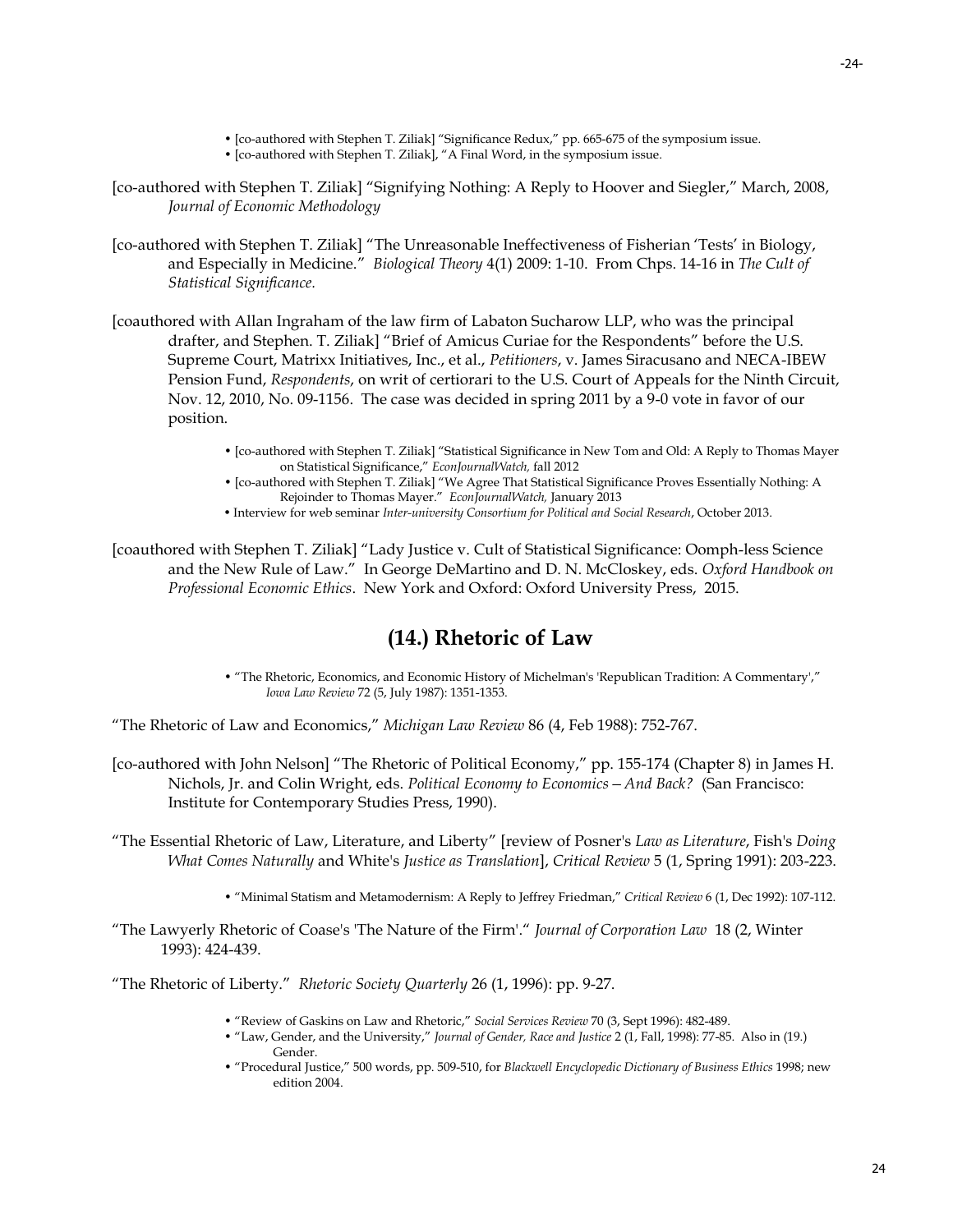- [co-authored with Stephen T. Ziliak] "Significance Redux," pp. 665-675 of the symposium issue.
- [co-authored with Stephen T. Ziliak], "A Final Word, in the symposium issue.

[co-authored with Stephen T. Ziliak] "Signifying Nothing: A Reply to Hoover and Siegler," March, 2008, *Journal of Economic Methodology*

[co-authored with Stephen T. Ziliak] "The Unreasonable Ineffectiveness of Fisherian 'Tests' in Biology, and Especially in Medicine." *Biological Theory* 4(1) 2009: 1-10. From Chps. 14-16 in *The Cult of Statistical Significance.*

[coauthored with Allan Ingraham of the law firm of Labaton Sucharow LLP, who was the principal drafter, and Stephen. T. Ziliak] "Brief of Amicus Curiae for the Respondents" before the U.S. Supreme Court, Matrixx Initiatives, Inc., et al., *Petitioners*, v. James Siracusano and NECA-IBEW Pension Fund, *Respondents*, on writ of certiorari to the U.S. Court of Appeals for the Ninth Circuit, Nov. 12, 2010, No. 09-1156. The case was decided in spring 2011 by a 9-0 vote in favor of our position.

- [co-authored with Stephen T. Ziliak] "Statistical Significance in New Tom and Old: A Reply to Thomas Mayer on Statistical Significance," *EconJournalWatch,* fall 2012
- [co-authored with Stephen T. Ziliak] "We Agree That Statistical Significance Proves Essentially Nothing: A Rejoinder to Thomas Mayer." *EconJournalWatch,* January 2013
- Interview for web seminar *Inter-university Consortium for Political and Social Research*, October 2013.

[coauthored with Stephen T. Ziliak] "Lady Justice v. Cult of Statistical Significance: Oomph-less Science and the New Rule of Law." In George DeMartino and D. N. McCloskey, eds. *Oxford Handbook on Professional Economic Ethics*. New York and Oxford: Oxford University Press, 2015.

## (14.) Rhetoric of Law

- "The Rhetoric, Economics, and Economic History of Michelman's 'Republican Tradition: A Commentary'," *Iowa Law Review* 72 (5, July 1987): 1351-1353.

"The Rhetoric of Law and Economics," *Michigan Law Review* 86 (4, Feb 1988): 752-767.

[co-authored with John Nelson] "The Rhetoric of Political Economy," pp. 155-174 (Chapter 8) in James H. Nichols, Jr. and Colin Wright, eds. *Political Economy to Economics—And Back?* (San Francisco: Institute for Contemporary Studies Press, 1990).

"The Essential Rhetoric of Law, Literature, and Liberty" [review of Posner's *Law as Literature*, Fish's *Doing What Comes Naturally* and White's *Justice as Translation*], *Critical Review* 5 (1, Spring 1991): 203-223.

- "Minimal Statism and Metamodernism: A Reply to Jeffrey Friedman," *Critical Review* 6 (1, Dec 1992): 107-112.

"The Lawyerly Rhetoric of Coase's 'The Nature of the Firm'." *Journal of Corporation Law* 18 (2, Winter 1993): 424-439.

"The Rhetoric of Liberty." *Rhetoric Society Quarterly* 26 (1, 1996): pp. 9-27.

- "Review of Gaskins on Law and Rhetoric," *Social Services Review* 70 (3, Sept 1996): 482-489.
- "Law, Gender, and the University," *Journal of Gender, Race and Justice* 2 (1, Fall, 1998): 77-85. Also in (19.) Gender.
- "Procedural Justice," 500 words, pp. 509-510, for *Blackwell Encyclopedic Dictionary of Business Ethics* 1998; new edition 2004.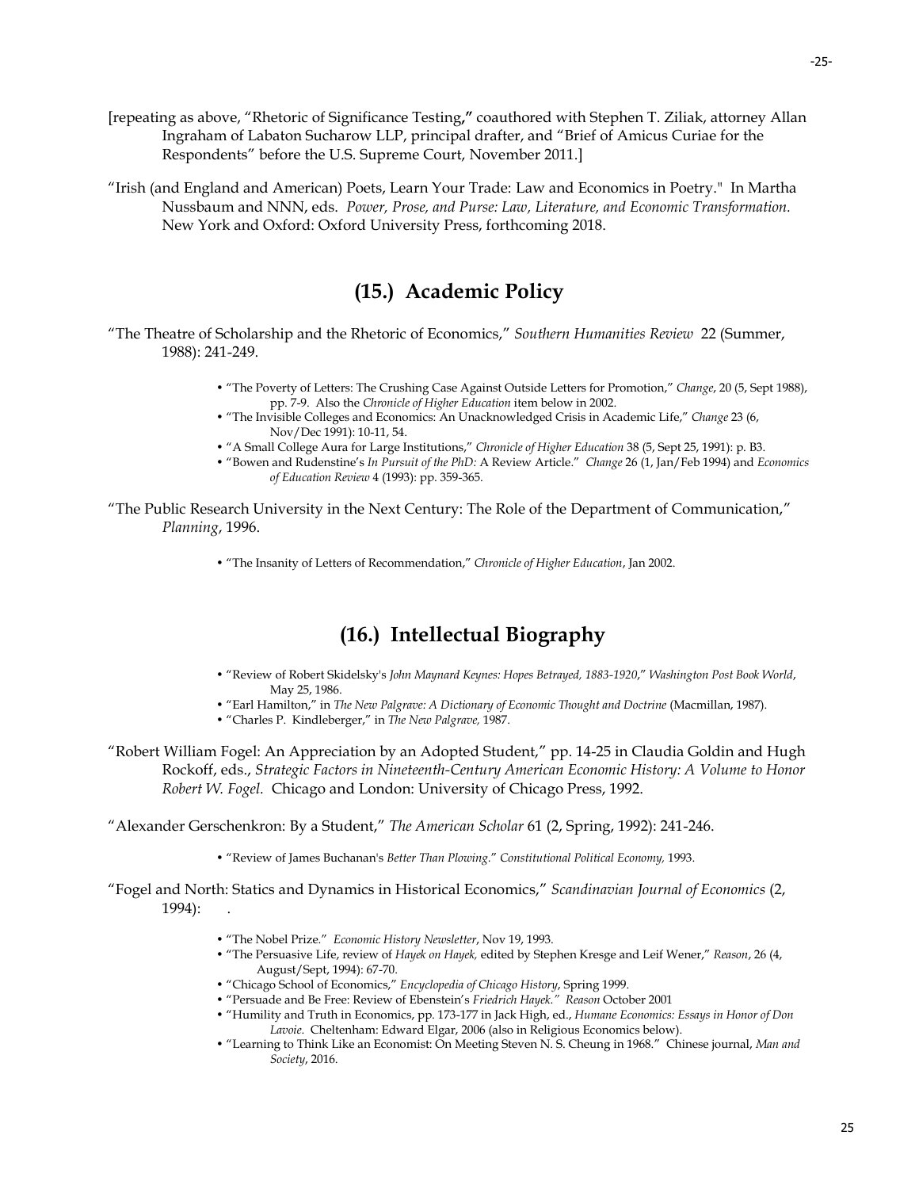[repeating as above, "Rhetoric of Significance Testing**,"** coauthored with Stephen T. Ziliak, attorney Allan Ingraham of Labaton Sucharow LLP, principal drafter, and "Brief of Amicus Curiae for the Respondents" before the U.S. Supreme Court, November 2011.]

"Irish (and England and American) Poets, Learn Your Trade: Law and Economics in Poetry." In Martha Nussbaum and NNN, eds. *Power, Prose, and Purse: Law, Literature, and Economic Transformation.* New York and Oxford: Oxford University Press, forthcoming 2018.

## (15.) Academic Policy

"The Theatre of Scholarship and the Rhetoric of Economics," *Southern Humanities Review* 22 (Summer, 1988): 241-249.

- "The Poverty of Letters: The Crushing Case Against Outside Letters for Promotion," *Change*, 20 (5, Sept 1988), pp. 7-9. Also the *Chronicle of Higher Education* item below in 2002.
- "The Invisible Colleges and Economics: An Unacknowledged Crisis in Academic Life," *Change* 23 (6, Nov/Dec 1991): 10-11, 54.
- "A Small College Aura for Large Institutions," *Chronicle of Higher Education* 38 (5, Sept 25, 1991): p. B3.
- "Bowen and Rudenstine's *In Pursuit of the PhD:* A Review Article." *Change* 26 (1, Jan/Feb 1994) and *Economics of Education Review* 4 (1993): pp. 359-365.

"The Public Research University in the Next Century: The Role of the Department of Communication," *Planning*, 1996.

- "The Insanity of Letters of Recommendation," *Chronicle of Higher Education*, Jan 2002.

## (16.) Intellectual Biography

- "Review of Robert Skidelsky's *John Maynard Keynes: Hopes Betrayed, 1883-1920*," *Washington Post Book World*, May 25, 1986.
- "Earl Hamilton," in *The New Palgrave: A Dictionary of Economic Thought and Doctrine* (Macmillan, 1987).
- "Charles P. Kindleberger," in *The New Palgrave,* 1987.

"Robert William Fogel: An Appreciation by an Adopted Student," pp. 14-25 in Claudia Goldin and Hugh Rockoff, eds., *Strategic Factors in Nineteenth-Century American Economic History: A Volume to Honor Robert W. Fogel.* Chicago and London: University of Chicago Press, 1992.

"Alexander Gerschenkron: By a Student," *The American Scholar* 61 (2, Spring, 1992): 241-246.

- "Review of James Buchanan's *Better Than Plowing*." *Constitutional Political Economy,* 1993.

"Fogel and North: Statics and Dynamics in Historical Economics," *Scandinavian Journal of Economics* (2, 1994): .

- "The Nobel Prize." *Economic History Newsletter*, Nov 19, 1993.
- "The Persuasive Life, review of *Hayek on Hayek,* edited by Stephen Kresge and Leif Wener," *Reason*, 26 (4, August/Sept, 1994): 67-70.
- "Chicago School of Economics," *Encyclopedia of Chicago History*, Spring 1999.
- "Persuade and Be Free: Review of Ebenstein's *Friedrich Hayek." Reason* October 2001
- "Humility and Truth in Economics, pp. 173-177 in Jack High, ed., *Humane Economics: Essays in Honor of Don Lavoie.* Cheltenham: Edward Elgar, 2006 (also in Religious Economics below).
- "Learning to Think Like an Economist: On Meeting Steven N. S. Cheung in 1968." Chinese journal, *Man and Society*, 2016.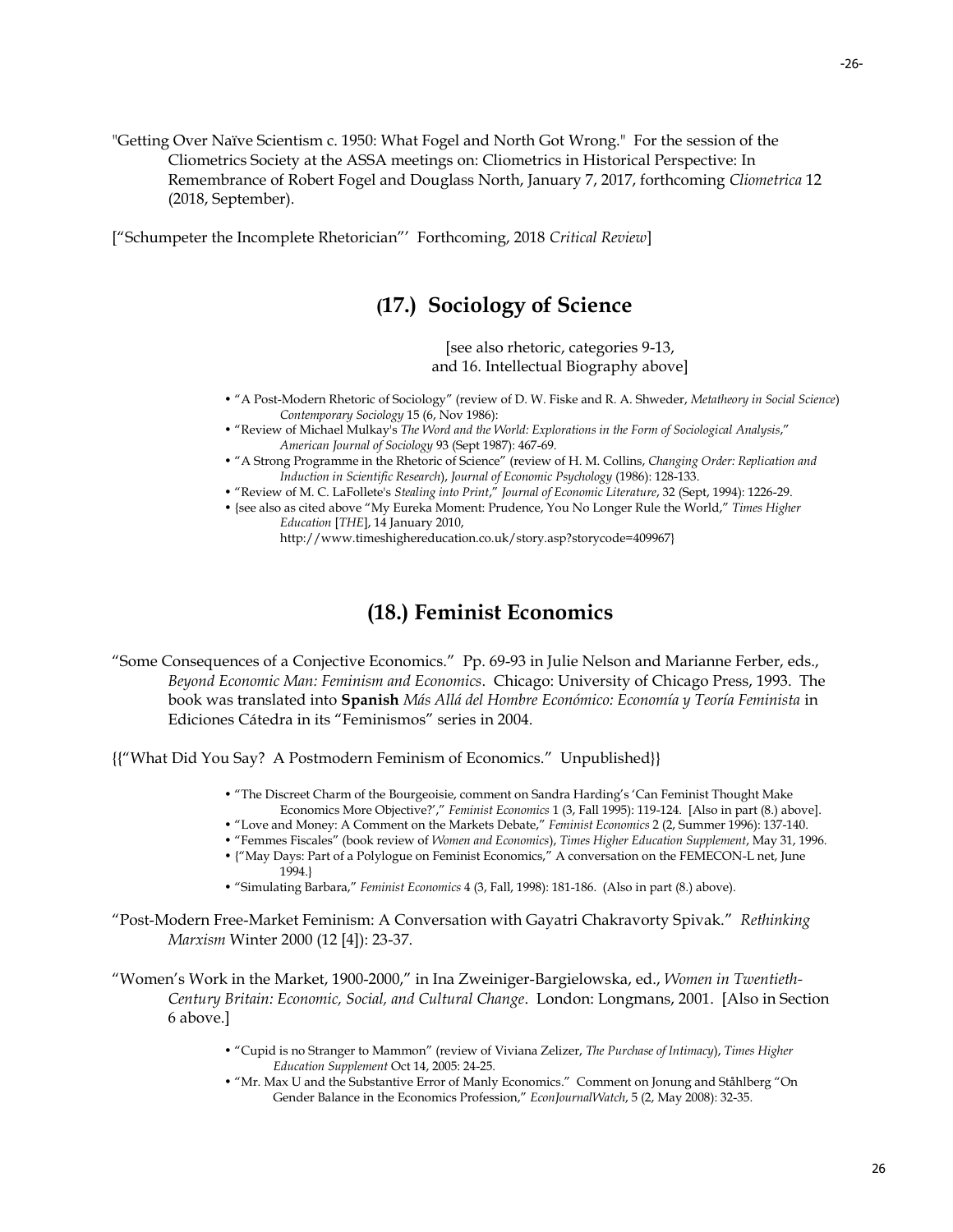"Getting Over Naïve Scientism c. 1950: What Fogel and North Got Wrong." For the session of the Cliometrics Society at the ASSA meetings on: Cliometrics in Historical Perspective: In Remembrance of Robert Fogel and Douglass North, January 7, 2017, forthcoming *Cliometrica* 12 (2018, September).

[“Schumpeter the Incomplete Rhetorician”’ Forthcoming, 2018 *Critical Review*]

## (17.) Sociology of Science

[see also rhetoric, categories 9-13, and 16. Intellectual Biography above]

- “A Post-Modern Rhetoric of Sociology” (review of D. W. Fiske and R. A. Shweder, *Metatheory in Social Science*) *Contemporary Sociology* 15 (6, Nov 1986):
- “Review of Michael Mulkay's *The Word and the World: Explorations in the Form of Sociological Analysis*,” *American Journal of Sociology* 93 (Sept 1987): 467-69.
- “A Strong Programme in the Rhetoric of Science” (review of H. M. Collins, *Changing Order: Replication and Induction in Scientific Research*), *Journal of Economic Psychology* (1986): 128-133.
- “Review of M. C. LaFollete's *Stealing into Print*,” *Journal of Economic Literature*, 32 (Sept, 1994): 1226-29.
- {see also as cited above “My Eureka Moment: Prudence, You No Longer Rule the World,” *Times Higher Education* [*THE*], 14 January 2010, http://www.timeshighereducation.co.uk/story.asp?storycode=409967}

## (18.) Feminist Economics

“Some Consequences of a Conjective Economics.” Pp. 69-93 in Julie Nelson and Marianne Ferber, eds., *Beyond Economic Man: Feminism and Economics*. Chicago: University of Chicago Press, 1993. The book was translated into **Spanish** *Más Allá del Hombre Económico: Economía y Teoría Feminista* in Ediciones Cátedra in its “Feminismos” series in 2004.

{{“What Did You Say? A Postmodern Feminism of Economics.” Unpublished}}

- “The Discreet Charm of the Bourgeoisie, comment on Sandra Harding’s ‘Can Feminist Thought Make Economics More Objective?’,” *Feminist Economics* 1 (3, Fall 1995): 119-124. [Also in part (8.) above].
- “Love and Money: A Comment on the Markets Debate,” *Feminist Economics* 2 (2, Summer 1996): 137-140.
- “Femmes Fiscales” (book review of *Women and Economics*), *Times Higher Education Supplement*, May 31, 1996.
- {“May Days: Part of a Polylogue on Feminist Economics,” A conversation on the FEMECON-L net, June 1994.}
- “Simulating Barbara,” *Feminist Economics* 4 (3, Fall, 1998): 181-186. (Also in part (8.) above).

“Post-Modern Free-Market Feminism: A Conversation with Gayatri Chakravorty Spivak.” *Rethinking Marxism* Winter 2000 (12 [4]): 23-37.

“Women’s Work in the Market, 1900-2000,” in Ina Zweiniger-Bargielowska, ed., *Women in Twentieth-Century Britain: Economic, Social, and Cultural Change*. London: Longmans, 2001. [Also in Section 6 above.]

- “Cupid is no Stranger to Mammon” (review of Viviana Zelizer, *The Purchase of Intimacy*), *Times Higher Education Supplement* Oct 14, 2005: 24-25.
- “Mr. Max U and the Substantive Error of Manly Economics.” Comment on Jonung and Ståhlberg “On Gender Balance in the Economics Profession,” *EconJournalWatch*, 5 (2, May 2008): 32-35.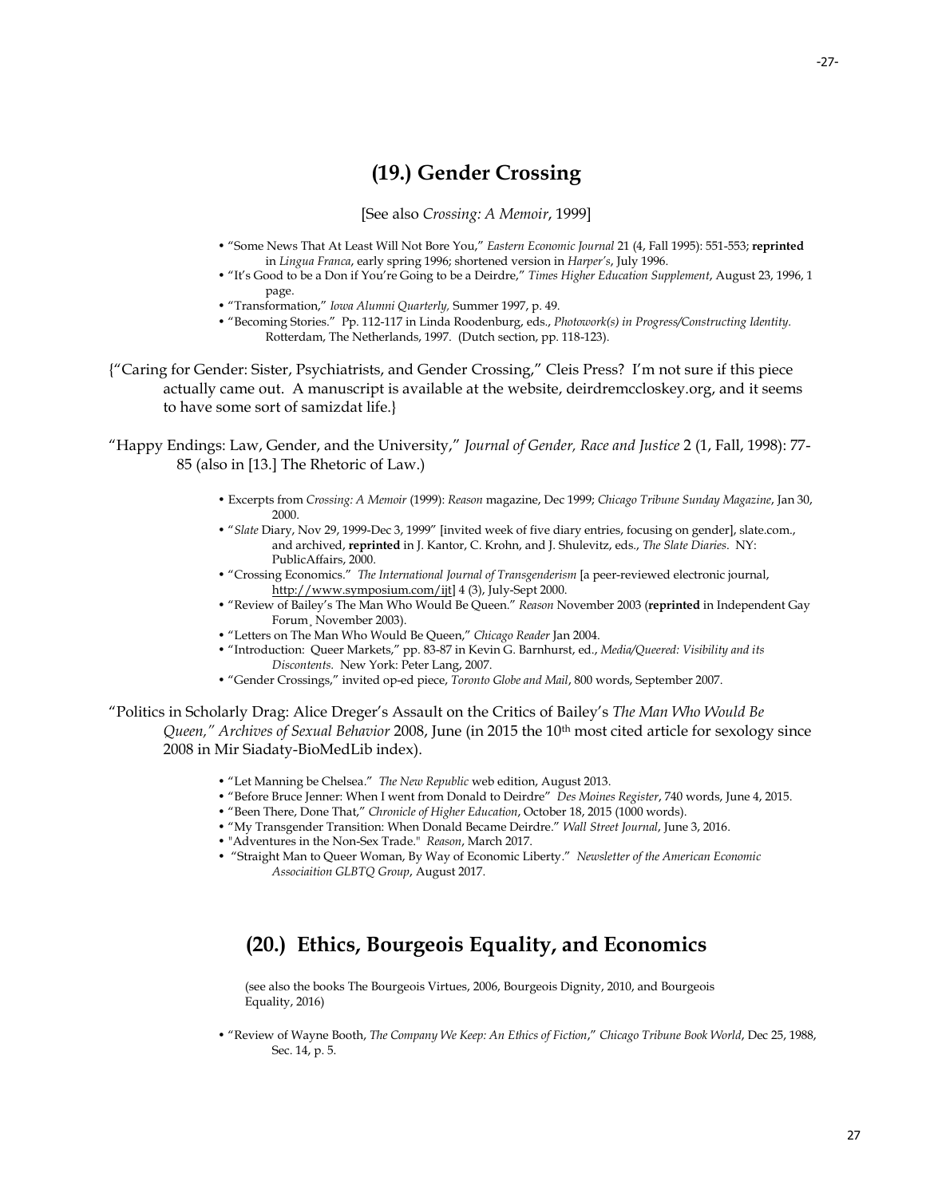## (19.) Gender Crossing

[See also *Crossing: A Memoir*, 1999]

- "Some News That At Least Will Not Bore You," *Eastern Economic Journal* 21 (4, Fall 1995): 551-553; **reprinted** in *Lingua Franca*, early spring 1996; shortened version in *Harper's*, July 1996.
- "It's Good to be a Don if You're Going to be a Deirdre," *Times Higher Education Supplement*, August 23, 1996, 1 page.
- "Transformation," *Iowa Alumni Quarterly,* Summer 1997, p. 49.
- "Becoming Stories." Pp. 112-117 in Linda Roodenburg, eds., *Photowork(s) in Progress/Constructing Identity.* Rotterdam, The Netherlands, 1997. (Dutch section, pp. 118-123).

{"Caring for Gender: Sister, Psychiatrists, and Gender Crossing," Cleis Press? I'm not sure if this piece actually came out. A manuscript is available at the website, deirdremccloskey.org, and it seems to have some sort of samizdat life.}

"Happy Endings: Law, Gender, and the University," *Journal of Gender, Race and Justice* 2 (1, Fall, 1998): 77-85 (also in [13.] The Rhetoric of Law.)

- Excerpts from *Crossing: A Memoir* (1999): *Reason* magazine, Dec 1999; *Chicago Tribune Sunday Magazine*, Jan 30, 2000.
- "*Slate* Diary, Nov 29, 1999-Dec 3, 1999" [invited week of five diary entries, focusing on gender], slate.com., and archived, **reprinted** in J. Kantor, C. Krohn, and J. Shulevitz, eds., *The Slate Diaries*. NY: PublicAffairs, 2000.
- "Crossing Economics." *The International Journal of Transgenderism* [a peer-reviewed electronic journal, http://www.symposium.com/ijt] 4 (3), July-Sept 2000.
- "Review of Bailey's The Man Who Would Be Queen." *Reason* November 2003 (**reprinted** in Independent Gay Forum¸ November 2003).
- "Letters on The Man Who Would Be Queen," *Chicago Reader* Jan 2004.
- "Introduction: Queer Markets," pp. 83-87 in Kevin G. Barnhurst, ed., *Media/Queered: Visibility and its Discontents.* New York: Peter Lang, 2007.
- "Gender Crossings," invited op-ed piece, *Toronto Globe and Mail*, 800 words, September 2007.

"Politics in Scholarly Drag: Alice Dreger's Assault on the Critics of Bailey's *The Man Who Would Be Queen," Archives of Sexual Behavior* 2008, June (in 2015 the 10th most cited article for sexology since 2008 in Mir Siadaty-BioMedLib index).

- "Let Manning be Chelsea." *The New Republic* web edition, August 2013.
- "Before Bruce Jenner: When I went from Donald to Deirdre" *Des Moines Register*, 740 words, June 4, 2015.
- "Been There, Done That," *Chronicle of Higher Education*, October 18, 2015 (1000 words).
- "My Transgender Transition: When Donald Became Deirdre." *Wall Street Journal*, June 3, 2016.
- "Adventures in the Non-Sex Trade." *Reason*, March 2017.
- "Straight Man to Queer Woman, By Way of Economic Liberty." *Newsletter of the American Economic Associaition GLBTQ Group*, August 2017.

## (20.) Ethics, Bourgeois Equality, and Economics

(see also the books The Bourgeois Virtues, 2006, Bourgeois Dignity, 2010, and Bourgeois Equality, 2016)

- "Review of Wayne Booth, *The Company We Keep: An Ethics of Fiction*," *Chicago Tribune Book World*, Dec 25, 1988, Sec. 14, p. 5.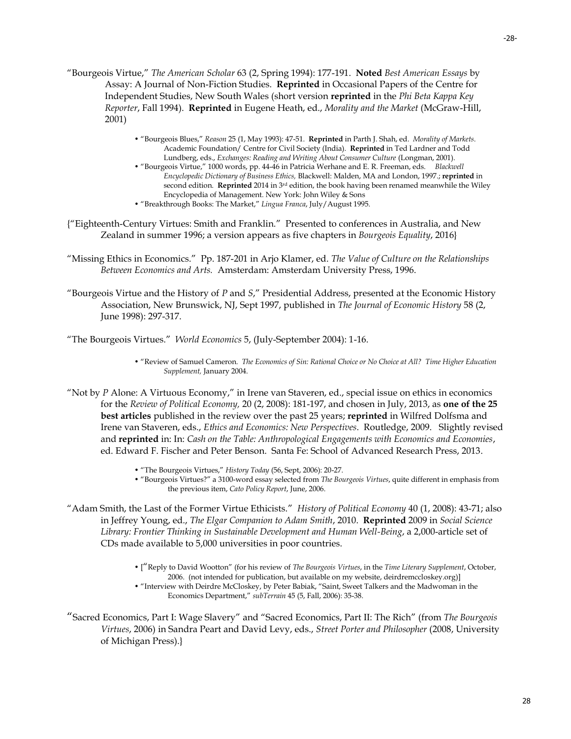"Bourgeois Virtue," *The American Scholar* 63 (2, Spring 1994): 177-191. **Noted** *Best American Essays* by Assay: A Journal of Non-Fiction Studies. **Reprinted** in Occasional Papers of the Centre for Independent Studies, New South Wales (short version **reprinted** in the *Phi Beta Kappa Key Reporter*, Fall 1994). **Reprinted** in Eugene Heath, ed., *Morality and the Market* (McGraw-Hill, 2001)

- "Bourgeois Blues," *Reason* 25 (1, May 1993): 47-51. **Reprinted** in Parth J. Shah, ed. *Morality of Markets*. Academic Foundation/ Centre for Civil Society (India). **Reprinted** in Ted Lardner and Todd Lundberg, eds., *Exchanges: Reading and Writing About Consumer Culture* (Longman, 2001).
- "Bourgeois Virtue," 1000 words, pp. 44-46 in Patricia Werhane and E. R. Freeman, eds. *Blackwell Encyclopedic Dictionary of Business Ethics,* Blackwell: Malden, MA and London, 1997.; **reprinted** in second edition. **Reprinted** 2014 in 3rd edition, the book having been renamed meanwhile the Wiley Encyclopedia of Management. New York: John Wiley & Sons
- "Breakthrough Books: The Market," *Lingua Franca*, July/August 1995.

{"Eighteenth-Century Virtues: Smith and Franklin." Presented to conferences in Australia, and New Zealand in summer 1996; a version appears as five chapters in *Bourgeois Equality*, 2016}

"Missing Ethics in Economics." Pp. 187-201 in Arjo Klamer, ed. *The Value of Culture on the Relationships Between Economics and Arts.* Amsterdam: Amsterdam University Press, 1996.

"Bourgeois Virtue and the History of *P* and *S*," Presidential Address, presented at the Economic History Association, New Brunswick, NJ, Sept 1997, published in *The Journal of Economic History* 58 (2, June 1998): 297-317.

"The Bourgeois Virtues." *World Economics* 5, (July-September 2004): 1-16.

- "Review of Samuel Cameron. *The Economics of Sin: Rational Choice or No Choice at All? Time Higher Education Supplement,* January 2004.

"Not by *P* Alone: A Virtuous Economy," in Irene van Staveren, ed., special issue on ethics in economics for the *Review of Political Economy,* 20 (2, 2008): 181-197, and chosen in July, 2013, as **one of the 25 best articles** published in the review over the past 25 years; **reprinted** in Wilfred Dolfsma and Irene van Staveren, eds., *Ethics and Economics: New Perspectives*. Routledge, 2009. Slightly revised and **reprinted** in: In: *Cash on the Table: Anthropological Engagements with Economics and Economies*, ed. Edward F. Fischer and Peter Benson. Santa Fe: School of Advanced Research Press, 2013.

- "The Bourgeois Virtues," *History Today* (56, Sept, 2006): 20-27.
- "Bourgeois Virtues?" a 3100-word essay selected from *The Bourgeois Virtues*, quite different in emphasis from the previous item, *Cato Policy Report*, June, 2006.

"Adam Smith, the Last of the Former Virtue Ethicists." *History of Political Economy* 40 (1, 2008): 43-71; also in Jeffrey Young, ed., *The Elgar Companion to Adam Smith*, 2010. **Reprinted** 2009 in *Social Science Library: Frontier Thinking in Sustainable Development and Human Well-Being*, a 2,000-article set of CDs made available to 5,000 universities in poor countries.

- ["Reply to David Wootton" (for his review of *The Bourgeois Virtues*, in the *Time Literary Supplement*, October, 2006. (not intended for publication, but available on my website, deirdremccloskey.org)]
- "Interview with Deirdre McCloskey, by Peter Babiak, "Saint, Sweet Talkers and the Madwoman in the Economics Department," *subTerrain* 45 (5, Fall, 2006): 35-38.

"Sacred Economics, Part I: Wage Slavery" and "Sacred Economics, Part II: The Rich" (from *The Bourgeois Virtues*, 2006) in Sandra Peart and David Levy, eds., *Street Porter and Philosopher* (2008, University of Michigan Press).}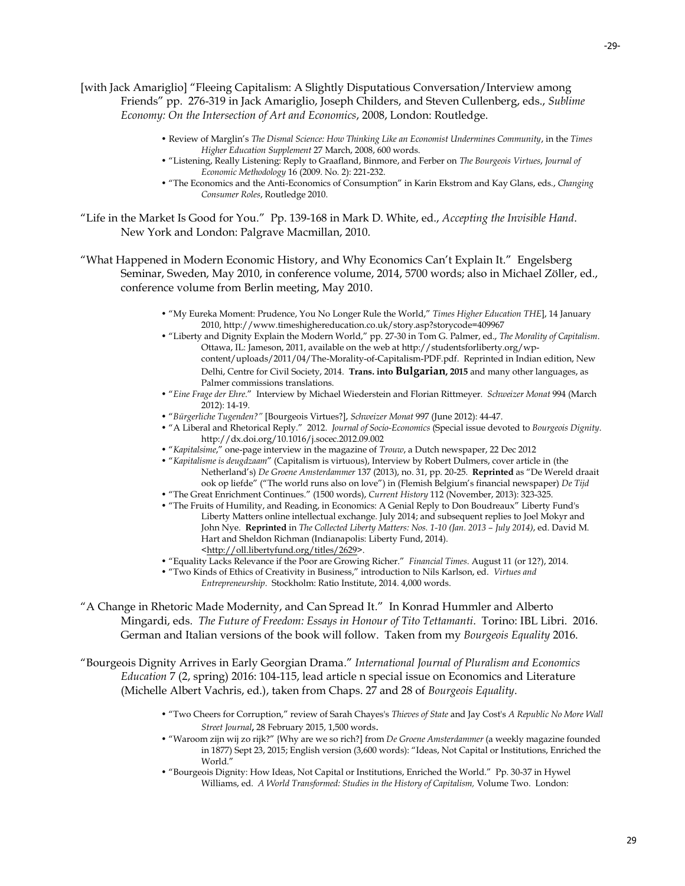[with Jack Amariglio] "Fleeing Capitalism: A Slightly Disputatious Conversation/Interview among Friends" pp. 276-319 in Jack Amariglio, Joseph Childers, and Steven Cullenberg, eds., *Sublime Economy: On the Intersection of Art and Economics*, 2008, London: Routledge.

- Review of Marglin's *The Dismal Science: How Thinking Like an Economist Undermines Community*, in the *Times Higher Education Supplement* 27 March, 2008, 600 words.
- "Listening, Really Listening: Reply to Graafland, Binmore, and Ferber on *The Bourgeois Virtues*, *Journal of Economic Methodology* 16 (2009. No. 2): 221-232.
- "The Economics and the Anti-Economics of Consumption" in Karin Ekstrom and Kay Glans, eds., *Changing Consumer Roles*, Routledge 2010.

"Life in the Market Is Good for You." Pp. 139-168 in Mark D. White, ed., *Accepting the Invisible Hand*. New York and London: Palgrave Macmillan, 2010.

"What Happened in Modern Economic History, and Why Economics Can't Explain It." Engelsberg Seminar, Sweden, May 2010, in conference volume, 2014, 5700 words; also in Michael Zöller, ed., conference volume from Berlin meeting, May 2010.

- "My Eureka Moment: Prudence, You No Longer Rule the World," *Times Higher Education THE*], 14 January 2010, http://www.timeshighereducation.co.uk/story.asp?storycode=409967
- "Liberty and Dignity Explain the Modern World," pp. 27-30 in Tom G. Palmer, ed., *The Morality of Capitalism*. Ottawa, IL: Jameson, 2011, available on the web at http://studentsforliberty.org/wp-content/uploads/2011/04/The-Morality-of-Capitalism-PDF.pdf. Reprinted in Indian edition, New Delhi, Centre for Civil Society, 2014. **Trans. into Bulgarian, 2015** and many other languages, as Palmer commissions translations.
- "*Eine Frage der Ehre*." Interview by Michael Wiederstein and Florian Rittmeyer. *Schweizer Monat* 994 (March 2012): 14-19.
- "*Bürgerliche Tugenden?"* [Bourgeois Virtues?], *Schweizer Monat* 997 (June 2012): 44-47.
- "A Liberal and Rhetorical Reply." 2012. *Journal of Socio-Economics* (Special issue devoted to *Bourgeois Dignity*. http://dx.doi.org/10.1016/j.socec.2012.09.002
- "*Kapitalsime*," one-page interview in the magazine of *Trouw*, a Dutch newspaper, 22 Dec 2012
- "*Kapitalisme is deugdzaam*" (Capitalism is virtuous), Interview by Robert Dulmers, cover article in (the Netherland's) *De Groene Amsterdammer* 137 (2013), no. 31, pp. 20-25. **Reprinted** as "De Wereld draait ook op liefde" ("The world runs also on love") in (Flemish Belgium's financial newspaper) *De Tijd*
- "The Great Enrichment Continues." (1500 words), *Current History* 112 (November, 2013): 323-325.
- "The Fruits of Humility, and Reading, in Economics: A Genial Reply to Don Boudreaux" Liberty Fund's Liberty Matters online intellectual exchange. July 2014; and subsequent replies to Joel Mokyr and John Nye. **Reprinted** in *The Collected Liberty Matters: Nos. 1-10 (Jan. 2013 – July 2014)*, ed. David M. Hart and Sheldon Richman (Indianapolis: Liberty Fund, 2014). <http://oll.libertyfund.org/titles/2629>.
- "Equality Lacks Relevance if the Poor are Growing Richer." *Financial Times*. August 11 (or 12?), 2014.
- "Two Kinds of Ethics of Creativity in Business," introduction to Nils Karlson, ed. *Virtues and Entrepreneurship*. Stockholm: Ratio Institute, 2014. 4,000 words.

"A Change in Rhetoric Made Modernity, and Can Spread It." In Konrad Hummler and Alberto Mingardi, eds. *The Future of Freedom: Essays in Honour of Tito Tettamanti*. Torino: IBL Libri. 2016. German and Italian versions of the book will follow. Taken from my *Bourgeois Equality* 2016.

"Bourgeois Dignity Arrives in Early Georgian Drama." *International Journal of Pluralism and Economics Education* 7 (2, spring) 2016: 104-115, lead article n special issue on Economics and Literature (Michelle Albert Vachris, ed.), taken from Chaps. 27 and 28 of *Bourgeois Equality*.

- "Two Cheers for Corruption," review of Sarah Chayes's *Thieves of State* and Jay Cost's *A Republic No More Wall Street Journal*, 28 February 2015, 1,500 words.
- "Waroom zijn wij zo rijk?" {Why are we so rich?] from *De Groene Amsterdammer* (a weekly magazine founded in 1877) Sept 23, 2015; English version (3,600 words): "Ideas, Not Capital or Institutions, Enriched the World."
- "Bourgeois Dignity: How Ideas, Not Capital or Institutions, Enriched the World." Pp. 30-37 in Hywel Williams, ed. *A World Transformed: Studies in the History of Capitalism,* Volume Two. London: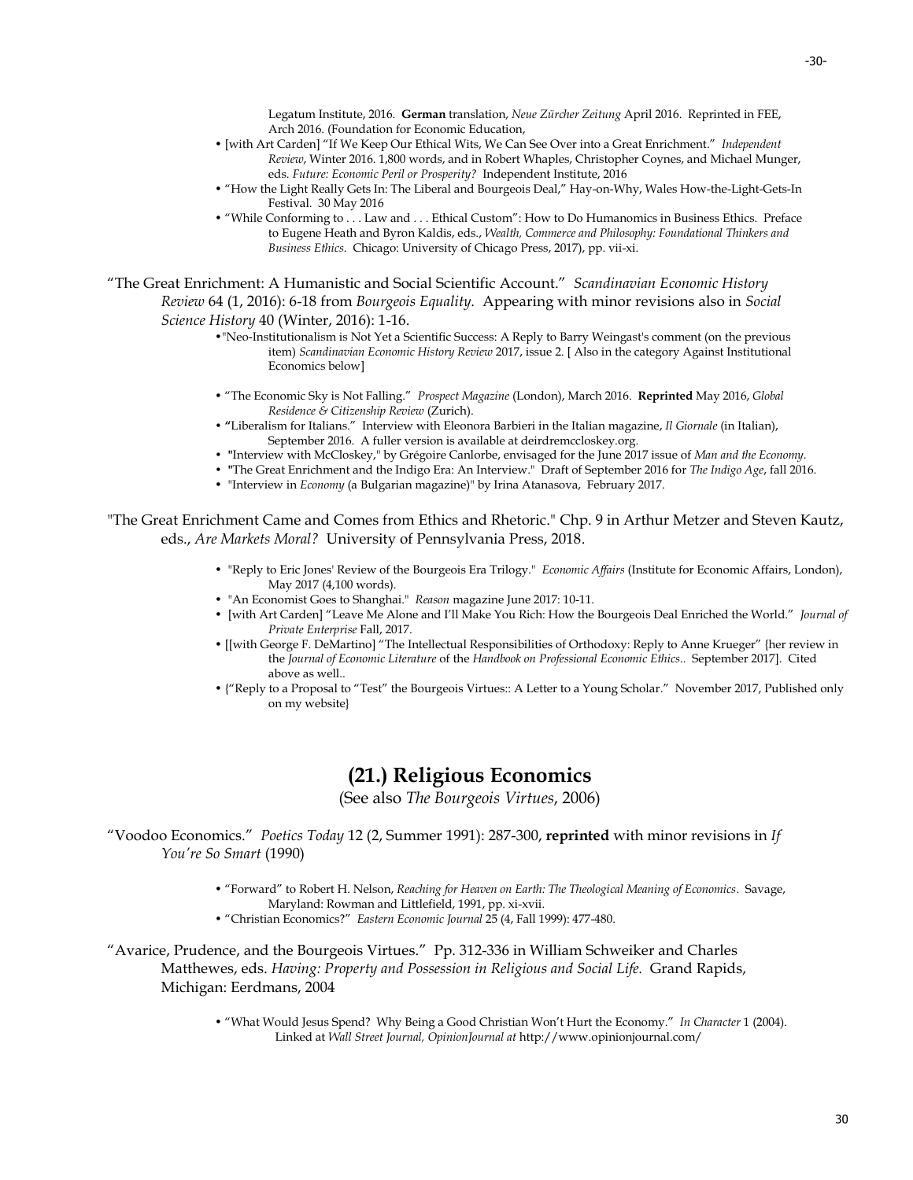Legatum Institute, 2016. **German** translation, *Neue Zürcher Zeitung* April 2016. Reprinted in FEE, Arch 2016. (Foundation for Economic Education,

- [with Art Carden] "If We Keep Our Ethical Wits, We Can See Over into a Great Enrichment." *Independent Review*, Winter 2016. 1,800 words, and in Robert Whaples, Christopher Coynes, and Michael Munger, eds. *Future: Economic Peril or Prosperity?* Independent Institute, 2016
- "How the Light Really Gets In: The Liberal and Bourgeois Deal," Hay-on-Why, Wales How-the-Light-Gets-In Festival. 30 May 2016
- "While Conforming to . . . Law and . . . Ethical Custom": How to Do Humanomics in Business Ethics. Preface to Eugene Heath and Byron Kaldis, eds., *Wealth, Commerce and Philosophy: Foundational Thinkers and Business Ethics*. Chicago: University of Chicago Press, 2017), pp. vii-xi.

"The Great Enrichment: A Humanistic and Social Scientific Account." *Scandinavian Economic History Review* 64 (1, 2016): 6-18 from *Bourgeois Equality*. Appearing with minor revisions also in *Social Science History* 40 (Winter, 2016): 1-16.

- "Neo-Institutionalism is Not Yet a Scientific Success: A Reply to Barry Weingast's comment (on the previous item) *Scandinavian Economic History Review* 2017, issue 2. [ Also in the category Against Institutional Economics below]
- "The Economic Sky is Not Falling." *Prospect Magazine* (London), March 2016. **Reprinted** May 2016, *Global Residence & Citizenship Review* (Zurich).
- "Liberalism for Italians." Interview with Eleonora Barbieri in the Italian magazine, *Il Giornale* (in Italian), September 2016. A fuller version is available at deirdremccloskey.org.
- "Interview with McCloskey," by Grégoire Canlorbe, envisaged for the June 2017 issue of *Man and the Economy*.
- "The Great Enrichment and the Indigo Era: An Interview." Draft of September 2016 for *The Indigo Age*, fall 2016.
- "Interview in *Economy* (a Bulgarian magazine)" by Irina Atanasova, February 2017.

"The Great Enrichment Came and Comes from Ethics and Rhetoric." Chp. 9 in Arthur Metzer and Steven Kautz, eds., *Are Markets Moral?* University of Pennsylvania Press, 2018.

- "Reply to Eric Jones' Review of the Bourgeois Era Trilogy." *Economic Affairs* (Institute for Economic Affairs, London), May 2017 (4,100 words).
- "An Economist Goes to Shanghai." *Reason* magazine June 2017: 10-11.
- [with Art Carden] "Leave Me Alone and I'll Make You Rich: How the Bourgeois Deal Enriched the World." *Journal of Private Enterprise* Fall, 2017.
- [[with George F. DeMartino] "The Intellectual Responsibilities of Orthodoxy: Reply to Anne Krueger" {her review in the *Journal of Economic Literature* of the *Handbook on Professional Economic Ethics*.. September 2017]. Cited above as well..
- {"Reply to a Proposal to "Test" the Bourgeois Virtues:: A Letter to a Young Scholar." November 2017, Published only on my website}

## (21.) Religious Economics

(See also *The Bourgeois Virtues*, 2006)

"Voodoo Economics." *Poetics Today* 12 (2, Summer 1991): 287-300, **reprinted** with minor revisions in *If You're So Smart* (1990)

- "Forward" to Robert H. Nelson, *Reaching for Heaven on Earth: The Theological Meaning of Economics*. Savage, Maryland: Rowman and Littlefield, 1991, pp. xi-xvii.
- "Christian Economics?" *Eastern Economic Journal* 25 (4, Fall 1999): 477-480.

"Avarice, Prudence, and the Bourgeois Virtues." Pp. 312-336 in William Schweiker and Charles Matthewes, eds. *Having: Property and Possession in Religious and Social Life.* Grand Rapids, Michigan: Eerdmans, 2004

- "What Would Jesus Spend? Why Being a Good Christian Won't Hurt the Economy." *In Character* 1 (2004). Linked at *Wall Street Journal, OpinionJournal at* http://www.opinionjournal.com/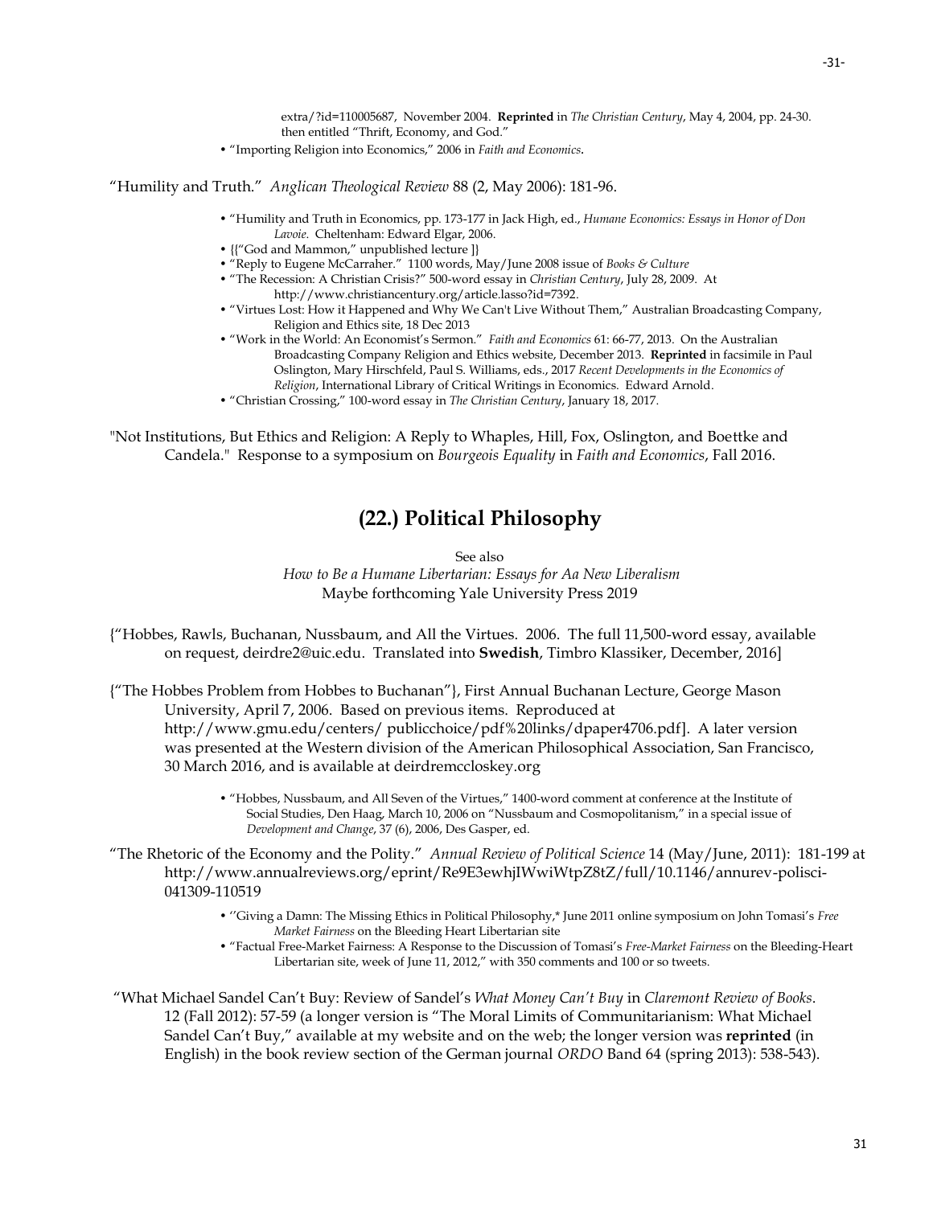extra/?id=110005687, November 2004. **Reprinted** in *The Christian Century*, May 4, 2004, pp. 24-30. then entitled "Thrift, Economy, and God."

- "Importing Religion into Economics," 2006 in *Faith and Economics*.

"Humility and Truth." *Anglican Theological Review* 88 (2, May 2006): 181-96.

- "Humility and Truth in Economics, pp. 173-177 in Jack High, ed., *Humane Economics: Essays in Honor of Don Lavoie*. Cheltenham: Edward Elgar, 2006.
- {["God and Mammon," unpublished lecture ]}
- "Reply to Eugene McCarraher." 1100 words, May/June 2008 issue of *Books & Culture*
- "The Recession: A Christian Crisis?" 500-word essay in *Christian Century*, July 28, 2009. At http://www.christiancentury.org/article.lasso?id=7392.
- "Virtues Lost: How it Happened and Why We Can't Live Without Them," Australian Broadcasting Company, Religion and Ethics site, 18 Dec 2013
- "Work in the World: An Economist's Sermon." *Faith and Economics* 61: 66-77, 2013. On the Australian Broadcasting Company Religion and Ethics website, December 2013. **Reprinted** in facsimile in Paul Oslington, Mary Hirschfeld, Paul S. Williams, eds., 2017 *Recent Developments in the Economics of Religion*, International Library of Critical Writings in Economics. Edward Arnold.
- "Christian Crossing," 100-word essay in *The Christian Century*, January 18, 2017.

"Not Institutions, But Ethics and Religion: A Reply to Whaples, Hill, Fox, Oslington, and Boettke and Candela." Response to a symposium on *Bourgeois Equality* in *Faith and Economics*, Fall 2016.

## (22.) Political Philosophy

See also
*How to Be a Humane Libertarian: Essays for Aa New Liberalism*
Maybe forthcoming Yale University Press 2019

{"Hobbes, Rawls, Buchanan, Nussbaum, and All the Virtues. 2006. The full 11,500-word essay, available on request, deirdre2@uic.edu. Translated into **Swedish**, Timbro Klassiker, December, 2016]

{"The Hobbes Problem from Hobbes to Buchanan"}, First Annual Buchanan Lecture, George Mason University, April 7, 2006. Based on previous items. Reproduced at http://www.gmu.edu/centers/ publicchoice/pdf%20links/dpaper4706.pdf]. A later version was presented at the Western division of the American Philosophical Association, San Francisco, 30 March 2016, and is available at deirdremccloskey.org

- "Hobbes, Nussbaum, and All Seven of the Virtues," 1400-word comment at conference at the Institute of Social Studies, Den Haag, March 10, 2006 on "Nussbaum and Cosmopolitanism," in a special issue of *Development and Change*, 37 (6), 2006, Des Gasper, ed.

"The Rhetoric of the Economy and the Polity." *Annual Review of Political Science* 14 (May/June, 2011): 181-199 at http://www.annualreviews.org/eprint/Re9E3ewhjIWwiWtpZ8tZ/full/10.1146/annurev-polisci-041309-110519

- ''Giving a Damn: The Missing Ethics in Political Philosophy,* June 2011 online symposium on John Tomasi's *Free Market Fairness* on the Bleeding Heart Libertarian site
- "Factual Free-Market Fairness: A Response to the Discussion of Tomasi's *Free-Market Fairness* on the Bleeding-Heart Libertarian site, week of June 11, 2012," with 350 comments and 100 or so tweets.

"What Michael Sandel Can't Buy: Review of Sandel's *What Money Can't Buy* in *Claremont Review of Books*. 12 (Fall 2012): 57-59 (a longer version is "The Moral Limits of Communitarianism: What Michael Sandel Can't Buy," available at my website and on the web; the longer version was **reprinted** (in English) in the book review section of the German journal *ORDO* Band 64 (spring 2013): 538-543).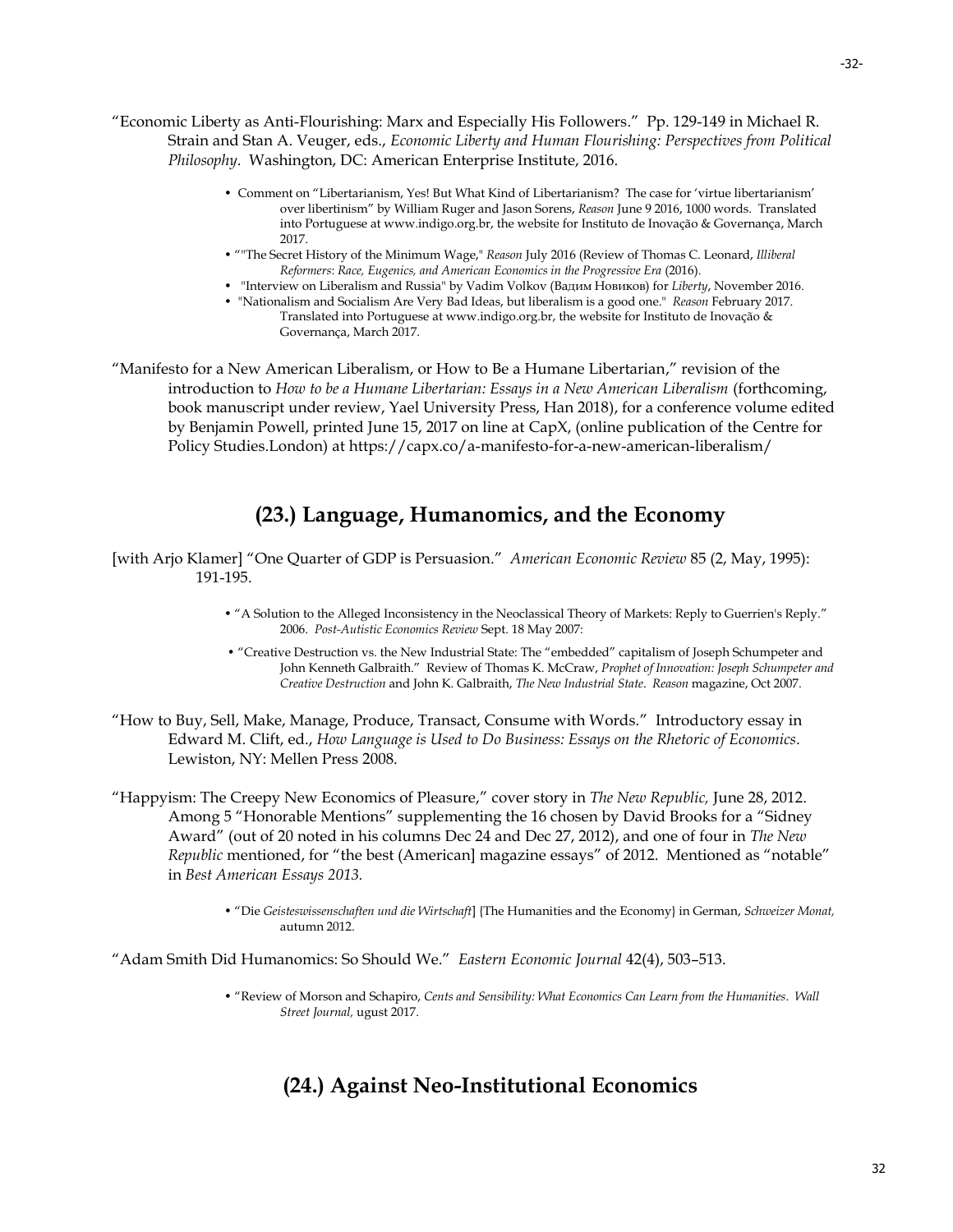"Economic Liberty as Anti-Flourishing: Marx and Especially His Followers." Pp. 129-149 in Michael R. Strain and Stan A. Veuger, eds., *Economic Liberty and Human Flourishing: Perspectives from Political Philosophy*. Washington, DC: American Enterprise Institute, 2016.

- Comment on "Libertarianism, Yes! But What Kind of Libertarianism? The case for 'virtue libertarianism' over libertinism" by William Ruger and Jason Sorens, *Reason* June 9 2016, 1000 words. Translated into Portuguese at www.indigo.org.br, the website for Instituto de Inovação & Governança, March 2017.
- ""The Secret History of the Minimum Wage," *Reason* July 2016 (Review of Thomas C. Leonard, *Illiberal Reformers*: *Race, Eugenics, and American Economics in the Progressive Era* (2016).
- "Interview on Liberalism and Russia" by Vadim Volkov (Вадим Новиков) for *Liberty*, November 2016.
- "Nationalism and Socialism Are Very Bad Ideas, but liberalism is a good one." *Reason* February 2017. Translated into Portuguese at www.indigo.org.br, the website for Instituto de Inovação & Governança, March 2017.

"Manifesto for a New American Liberalism, or How to Be a Humane Libertarian," revision of the introduction to *How to be a Humane Libertarian: Essays in a New American Liberalism* (forthcoming, book manuscript under review, Yael University Press, Han 2018), for a conference volume edited by Benjamin Powell, printed June 15, 2017 on line at CapX, (online publication of the Centre for Policy Studies.London) at https://capx.co/a-manifesto-for-a-new-american-liberalism/

## (23.) Language, Humanomics, and the Economy

[with Arjo Klamer] "One Quarter of GDP is Persuasion." *American Economic Review* 85 (2, May, 1995): 191-195.

- "A Solution to the Alleged Inconsistency in the Neoclassical Theory of Markets: Reply to Guerrien's Reply." 2006. *Post-Autistic Economics Review* Sept. 18 May 2007:
- "Creative Destruction vs. the New Industrial State: The "embedded" capitalism of Joseph Schumpeter and John Kenneth Galbraith." Review of Thomas K. McCraw, *Prophet of Innovation: Joseph Schumpeter and Creative Destruction* and John K. Galbraith, *The New Industrial State*. *Reason* magazine, Oct 2007.

"How to Buy, Sell, Make, Manage, Produce, Transact, Consume with Words." Introductory essay in Edward M. Clift, ed., *How Language is Used to Do Business: Essays on the Rhetoric of Economics*. Lewiston, NY: Mellen Press 2008.

"Happyism: The Creepy New Economics of Pleasure," cover story in *The New Republic,* June 28, 2012. Among 5 "Honorable Mentions" supplementing the 16 chosen by David Brooks for a "Sidney Award" (out of 20 noted in his columns Dec 24 and Dec 27, 2012), and one of four in *The New Republic* mentioned, for "the best (American] magazine essays" of 2012. Mentioned as "notable" in *Best American Essays 2013.*

- "Die *Geisteswissenschaften und die Wirtschaft*] {The Humanities and the Economy} in German, *Schweizer Monat,* autumn 2012.

"Adam Smith Did Humanomics: So Should We." *Eastern Economic Journal* 42(4), 503–513.

- "Review of Morson and Schapiro, *Cents and Sensibility: What Economics Can Learn from the Humanities*. *Wall Street Journal,* ugust 2017.

## (24.) Against Neo-Institutional Economics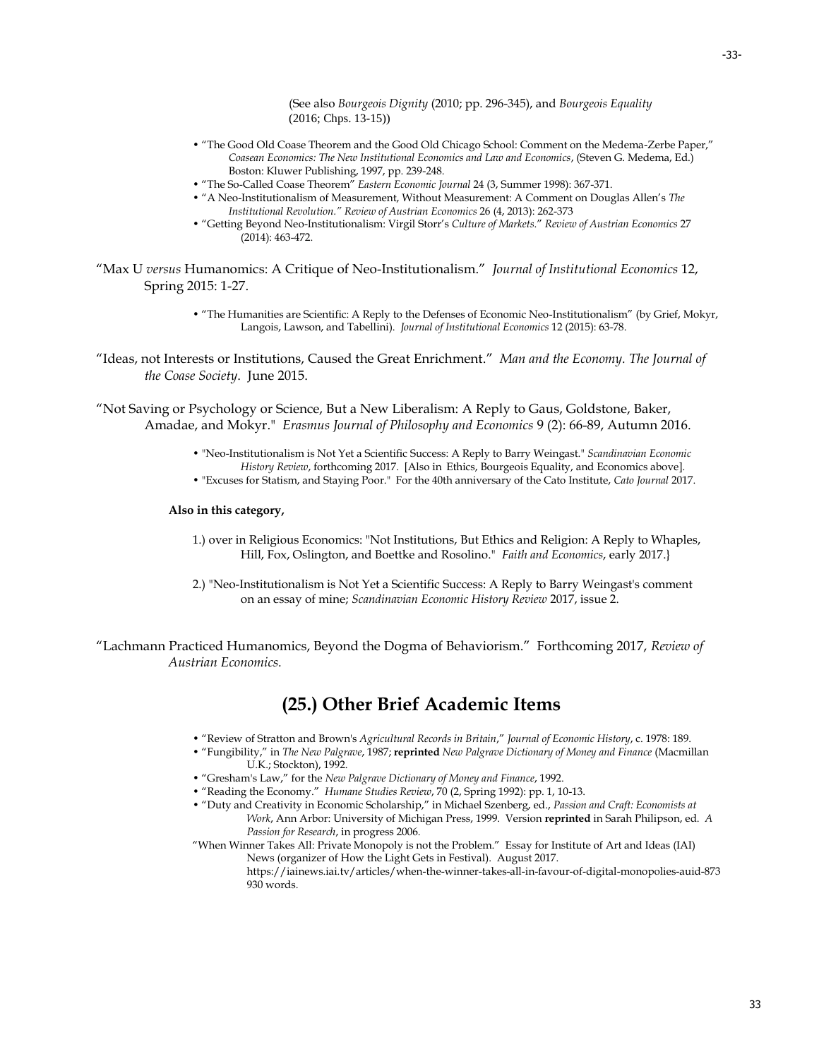(See also *Bourgeois Dignity* (2010; pp. 296-345), and *Bourgeois Equality* (2016; Chps. 13-15))

- "The Good Old Coase Theorem and the Good Old Chicago School: Comment on the Medema-Zerbe Paper," *Coasean Economics: The New Institutional Economics and Law and Economics*, (Steven G. Medema, Ed.) Boston: Kluwer Publishing, 1997, pp. 239-248.
- "The So-Called Coase Theorem" *Eastern Economic Journal* 24 (3, Summer 1998): 367-371.
- "A Neo-Institutionalism of Measurement, Without Measurement: A Comment on Douglas Allen's *The Institutional Revolution." Review of Austrian Economics* 26 (4, 2013): 262-373
- "Getting Beyond Neo-Institutionalism: Virgil Storr's *Culture of Markets*." *Review of Austrian Economics* 27 (2014): 463-472.

"Max U *versus* Humanomics: A Critique of Neo-Institutionalism." *Journal of Institutional Economics* 12, Spring 2015: 1-27.

- "The Humanities are Scientific: A Reply to the Defenses of Economic Neo-Institutionalism" (by Grief, Mokyr, Langois, Lawson, and Tabellini). *Journal of Institutional Economics* 12 (2015): 63-78.

"Ideas, not Interests or Institutions, Caused the Great Enrichment." *Man and the Economy. The Journal of the Coase Society*. June 2015.

"Not Saving or Psychology or Science, But a New Liberalism: A Reply to Gaus, Goldstone, Baker, Amadae, and Mokyr." *Erasmus Journal of Philosophy and Economics* 9 (2): 66-89, Autumn 2016.

- "Neo-Institutionalism is Not Yet a Scientific Success: A Reply to Barry Weingast." *Scandinavian Economic History Review*, forthcoming 2017. [Also in Ethics, Bourgeois Equality, and Economics above].
- "Excuses for Statism, and Staying Poor." For the 40th anniversary of the Cato Institute, *Cato Journal* 2017.

**Also in this category,**

1.) over in Religious Economics: "Not Institutions, But Ethics and Religion: A Reply to Whaples, Hill, Fox, Oslington, and Boettke and Rosolino." *Faith and Economics*, early 2017.}

2.) "Neo-Institutionalism is Not Yet a Scientific Success: A Reply to Barry Weingast's comment on an essay of mine; *Scandinavian Economic History Review* 2017, issue 2.

"Lachmann Practiced Humanomics, Beyond the Dogma of Behaviorism." Forthcoming 2017, *Review of Austrian Economics.*

## (25.) Other Brief Academic Items

- "Review of Stratton and Brown's *Agricultural Records in Britain*," *Journal of Economic History*, c. 1978: 189.
- "Fungibility," in *The New Palgrave*, 1987; **reprinted** *New Palgrave Dictionary of Money and Finance* (Macmillan U.K.; Stockton), 1992.
- "Gresham's Law," for the *New Palgrave Dictionary of Money and Finance*, 1992.
- "Reading the Economy." *Humane Studies Review*, 70 (2, Spring 1992): pp. 1, 10-13.
- "Duty and Creativity in Economic Scholarship," in Michael Szenberg, ed., *Passion and Craft: Economists at Work*, Ann Arbor: University of Michigan Press, 1999. Version **reprinted** in Sarah Philipson, ed. *A Passion for Research*, in progress 2006.

"When Winner Takes All: Private Monopoly is not the Problem." Essay for Institute of Art and Ideas (IAI) News (organizer of How the Light Gets in Festival). August 2017. https://iainews.iai.tv/articles/when-the-winner-takes-all-in-favour-of-digital-monopolies-auid-873 930 words.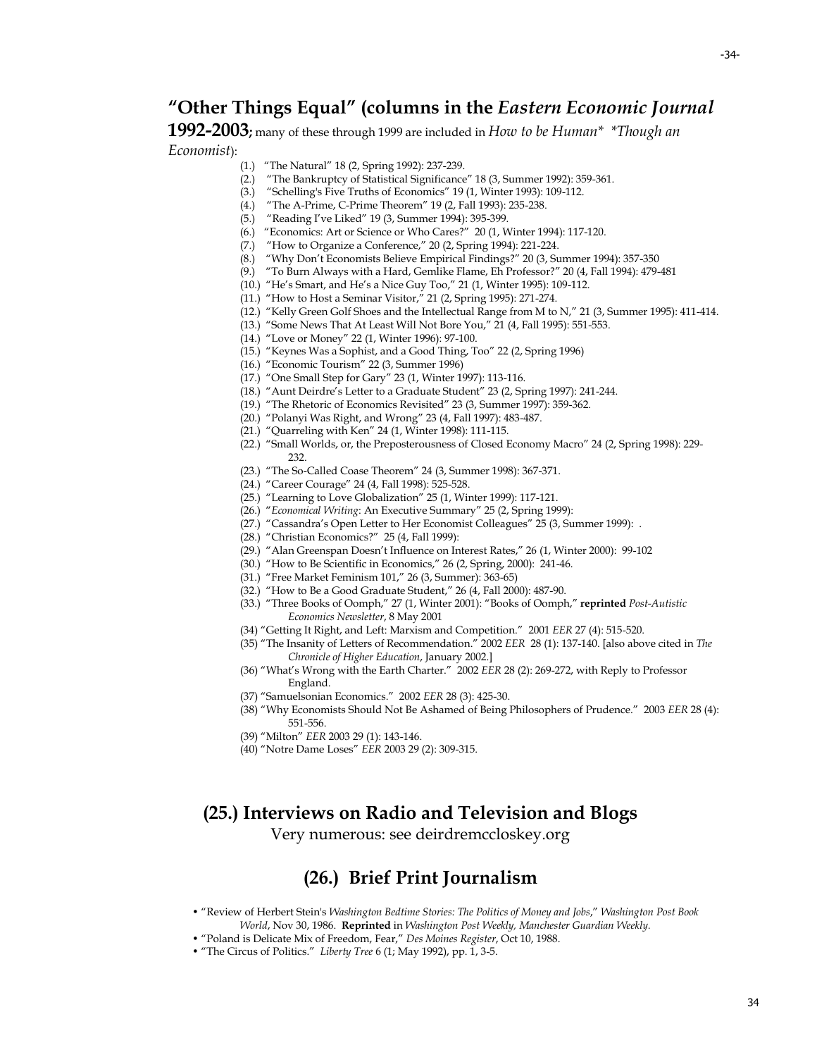## "Other Things Equal" (columns in the *Eastern Economic Journal* 1992-2003; many of these through 1999 are included in *How to be Human\* \*Though an Economist*):

(1.) "The Natural" 18 (2, Spring 1992): 237-239.
(2.) "The Bankruptcy of Statistical Significance" 18 (3, Summer 1992): 359-361.
(3.) "Schelling's Five Truths of Economics" 19 (1, Winter 1993): 109-112.
(4.) "The A-Prime, C-Prime Theorem" 19 (2, Fall 1993): 235-238.
(5.) "Reading I've Liked" 19 (3, Summer 1994): 395-399.
(6.) "Economics: Art or Science or Who Cares?" 20 (1, Winter 1994): 117-120.
(7.) "How to Organize a Conference," 20 (2, Spring 1994): 221-224.
(8.) "Why Don't Economists Believe Empirical Findings?" 20 (3, Summer 1994): 357-350
(9.) "To Burn Always with a Hard, Gemlike Flame, Eh Professor?" 20 (4, Fall 1994): 479-481
(10.) "He's Smart, and He's a Nice Guy Too," 21 (1, Winter 1995): 109-112.
(11.) "How to Host a Seminar Visitor," 21 (2, Spring 1995): 271-274.
(12.) "Kelly Green Golf Shoes and the Intellectual Range from M to N," 21 (3, Summer 1995): 411-414.
(13.) "Some News That At Least Will Not Bore You," 21 (4, Fall 1995): 551-553.
(14.) "Love or Money" 22 (1, Winter 1996): 97-100.
(15.) "Keynes Was a Sophist, and a Good Thing, Too" 22 (2, Spring 1996)
(16.) "Economic Tourism" 22 (3, Summer 1996)
(17.) "One Small Step for Gary" 23 (1, Winter 1997): 113-116.
(18.) "Aunt Deirdre's Letter to a Graduate Student" 23 (2, Spring 1997): 241-244.
(19.) "The Rhetoric of Economics Revisited" 23 (3, Summer 1997): 359-362.
(20.) "Polanyi Was Right, and Wrong" 23 (4, Fall 1997): 483-487.
(21.) "Quarreling with Ken" 24 (1, Winter 1998): 111-115.
(22.) "Small Worlds, or, the Preposterousness of Closed Economy Macro" 24 (2, Spring 1998): 229-232.
(23.) "The So-Called Coase Theorem" 24 (3, Summer 1998): 367-371.
(24.) "Career Courage" 24 (4, Fall 1998): 525-528.
(25.) "Learning to Love Globalization" 25 (1, Winter 1999): 117-121.
(26.) "*Economical Writing*: An Executive Summary" 25 (2, Spring 1999):
(27.) "Cassandra's Open Letter to Her Economist Colleagues" 25 (3, Summer 1999): .
(28.) "Christian Economics?" 25 (4, Fall 1999):
(29.) "Alan Greenspan Doesn't Influence on Interest Rates," 26 (1, Winter 2000): 99-102
(30.) "How to Be Scientific in Economics," 26 (2, Spring, 2000): 241-46.
(31.) "Free Market Feminism 101," 26 (3, Summer): 363-65)
(32.) "How to Be a Good Graduate Student," 26 (4, Fall 2000): 487-90.
(33.) "Three Books of Oomph," 27 (1, Winter 2001): "Books of Oomph," **reprinted** *Post-Autistic Economics Newsletter*, 8 May 2001
(34) "Getting It Right, and Left: Marxism and Competition." 2001 *EER* 27 (4): 515-520.
(35) "The Insanity of Letters of Recommendation." 2002 *EER* 28 (1): 137-140. [also above cited in *The Chronicle of Higher Education*, January 2002.]
(36) "What's Wrong with the Earth Charter." 2002 *EER* 28 (2): 269-272, with Reply to Professor England.
(37) "Samuelsonian Economics." 2002 *EER* 28 (3): 425-30.
(38) "Why Economists Should Not Be Ashamed of Being Philosophers of Prudence." 2003 *EER* 28 (4): 551-556.
(39) "Milton" *EER* 2003 29 (1): 143-146.
(40) "Notre Dame Loses" *EER* 2003 29 (2): 309-315.

## (25.) Interviews on Radio and Television and Blogs

Very numerous: see deirdremccloskey.org

## (26.) Brief Print Journalism

- "Review of Herbert Stein's *Washington Bedtime Stories: The Politics of Money and Jobs*," *Washington Post Book World*, Nov 30, 1986. **Reprinted** in *Washington Post Weekly, Manchester Guardian Weekly.*
- "Poland is Delicate Mix of Freedom, Fear," *Des Moines Register*, Oct 10, 1988.
- "The Circus of Politics." *Liberty Tree* 6 (1; May 1992), pp. 1, 3-5.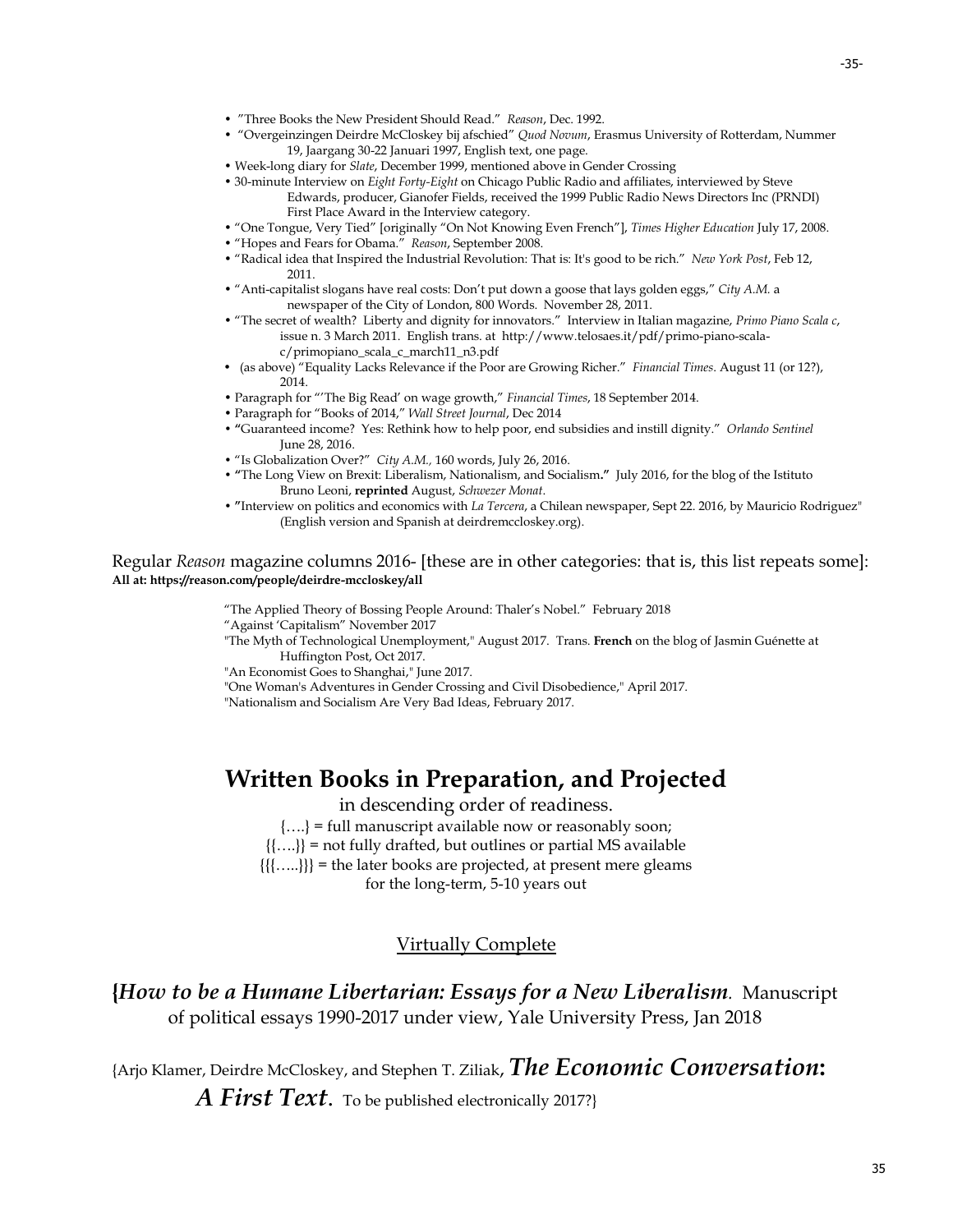- "Three Books the New President Should Read." *Reason*, Dec. 1992.
- "Overgeinzingen Deirdre McCloskey bij afschied" *Quod Novum*, Erasmus University of Rotterdam, Nummer 19, Jaargang 30-22 Januari 1997, English text, one page.
- Week-long diary for *Slate*, December 1999, mentioned above in Gender Crossing
- 30-minute Interview on *Eight Forty-Eight* on Chicago Public Radio and affiliates, interviewed by Steve Edwards, producer, Gianofer Fields, received the 1999 Public Radio News Directors Inc (PRNDI) First Place Award in the Interview category.
- "One Tongue, Very Tied" [originally "On Not Knowing Even French"], *Times Higher Education* July 17, 2008.
- "Hopes and Fears for Obama." *Reason*, September 2008.
- "Radical idea that Inspired the Industrial Revolution: That is: It's good to be rich." *New York Post*, Feb 12, 2011.
- "Anti-capitalist slogans have real costs: Don't put down a goose that lays golden eggs," *City A.M.* a newspaper of the City of London, 800 Words. November 28, 2011.
- "The secret of wealth? Liberty and dignity for innovators." Interview in Italian magazine, *Primo Piano Scala c*, issue n. 3 March 2011. English trans. at http://www.telosaes.it/pdf/primo-piano-scala-c/primopiano_scala_c_march11_n3.pdf
- (as above) "Equality Lacks Relevance if the Poor are Growing Richer." *Financial Times*. August 11 (or 12?), 2014.
- Paragraph for "'The Big Read' on wage growth," *Financial Times*, 18 September 2014.
- Paragraph for "Books of 2014," *Wall Street Journal*, Dec 2014
- "Guaranteed income? Yes: Rethink how to help poor, end subsidies and instill dignity." *Orlando Sentinel* June 28, 2016.
- "Is Globalization Over?" *City A.M.,* 160 words, July 26, 2016.
- "The Long View on Brexit: Liberalism, Nationalism, and Socialism." July 2016, for the blog of the Istituto Bruno Leoni, **reprinted** August, *Schwezer Monat*.
- "Interview on politics and economics with *La Tercera*, a Chilean newspaper, Sept 22. 2016, by Mauricio Rodriguez" (English version and Spanish at deirdremccloskey.org).

Regular *Reason* magazine columns 2016- [these are in other categories: that is, this list repeats some]:
**All at: https://reason.com/people/deirdre-mccloskey/all**

"The Applied Theory of Bossing People Around: Thaler's Nobel." February 2018
"Against 'Capitalism" November 2017
"The Myth of Technological Unemployment," August 2017. Trans. **French** on the blog of Jasmin Guénette at Huffington Post, Oct 2017.
"An Economist Goes to Shanghai," June 2017.
"One Woman's Adventures in Gender Crossing and Civil Disobedience," April 2017.
"Nationalism and Socialism Are Very Bad Ideas, February 2017.

# Written Books in Preparation, and Projected

in descending order of readiness.
{….} = full manuscript available now or reasonably soon;
{{….}} = not fully drafted, but outlines or partial MS available
{{{…..}}} = the later books are projected, at present mere gleams for the long-term, 5-10 years out

## Virtually Complete

**{*How to be a Humane Libertarian: Essays for a New Liberalism*.** Manuscript of political essays 1990-2017 under view, Yale University Press, Jan 2018

{Arjo Klamer, Deirdre McCloskey, and Stephen T. Ziliak, ***The Economic Conversation*: *A First Text*.** To be published electronically 2017?}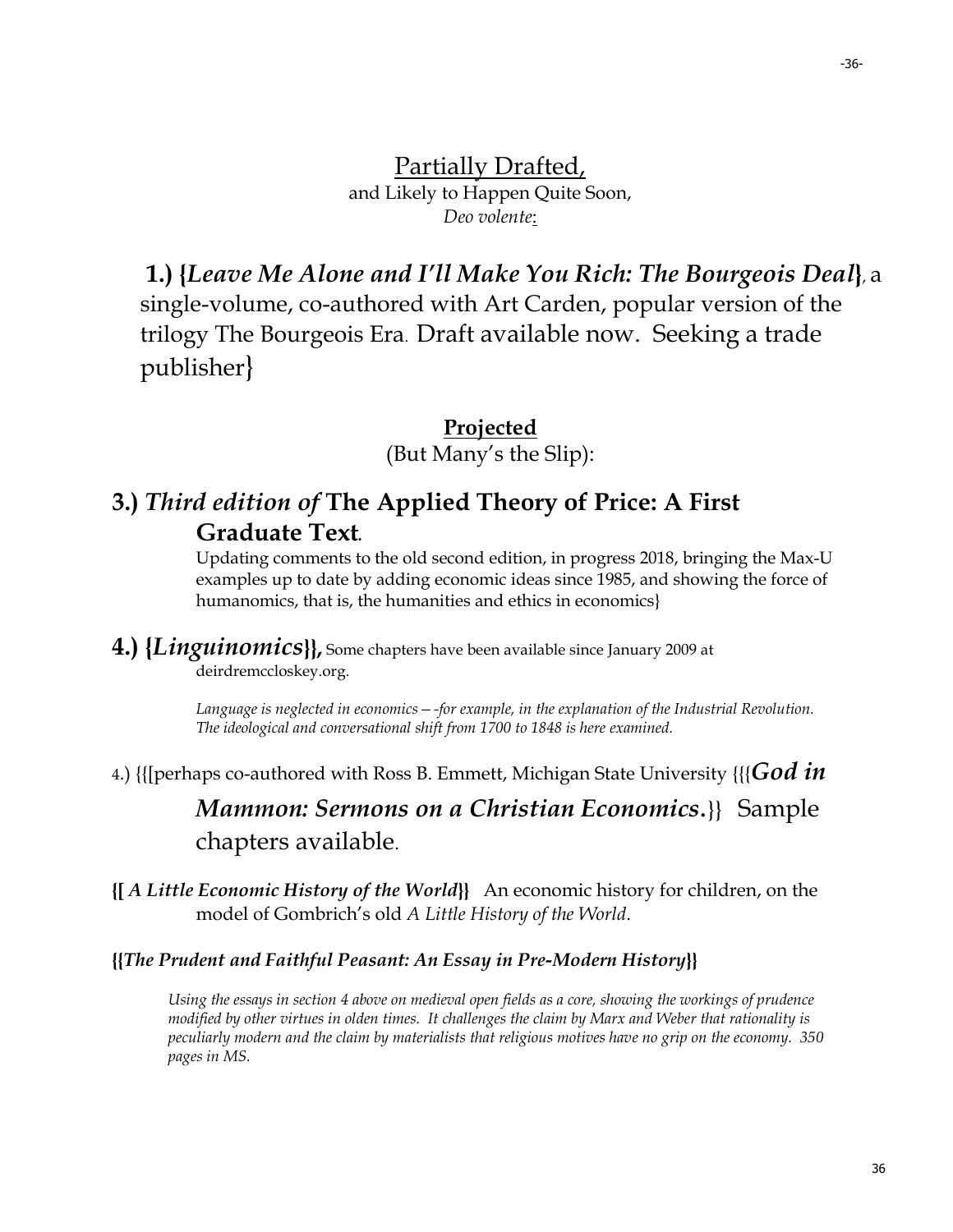<u>Partially Drafted,</u>
and Likely to Happen Quite Soon,
*Deo volente*:

**1.) {*Leave Me Alone and I'll Make You Rich: The Bourgeois Deal*}**, a single-volume, co-authored with Art Carden, popular version of the trilogy The Bourgeois Era. Draft available now. Seeking a trade publisher}

**<u>Projected</u>**
(But Many's the Slip):

**3.) *Third edition of* The Applied Theory of Price: A First Graduate Text.**
Updating comments to the old second edition, in progress 2018, bringing the Max-U examples up to date by adding economic ideas since 1985, and showing the force of humanomics, that is, the humanities and ethics in economics}

**4.) {*Linguinomics*}},** Some chapters have been available since January 2009 at deirdremccloskey.org.

*Language is neglected in economics—-for example, in the explanation of the Industrial Revolution. The ideological and conversational shift from 1700 to 1848 is here examined.*

4.) {{[perhaps co-authored with Ross B. Emmett, Michigan State University {{{***God in Mammon: Sermons on a Christian Economics*.**}} Sample chapters available.

**{[ *A Little Economic History of the World*}}** An economic history for children, on the model of Gombrich's old *A Little History of the World*.

**{{*The Prudent and Faithful Peasant: An Essay in Pre-Modern History*}}**

*Using the essays in section 4 above on medieval open fields as a core, showing the workings of prudence modified by other virtues in olden times. It challenges the claim by Marx and Weber that rationality is peculiarly modern and the claim by materialists that religious motives have no grip on the economy. 350 pages in MS.*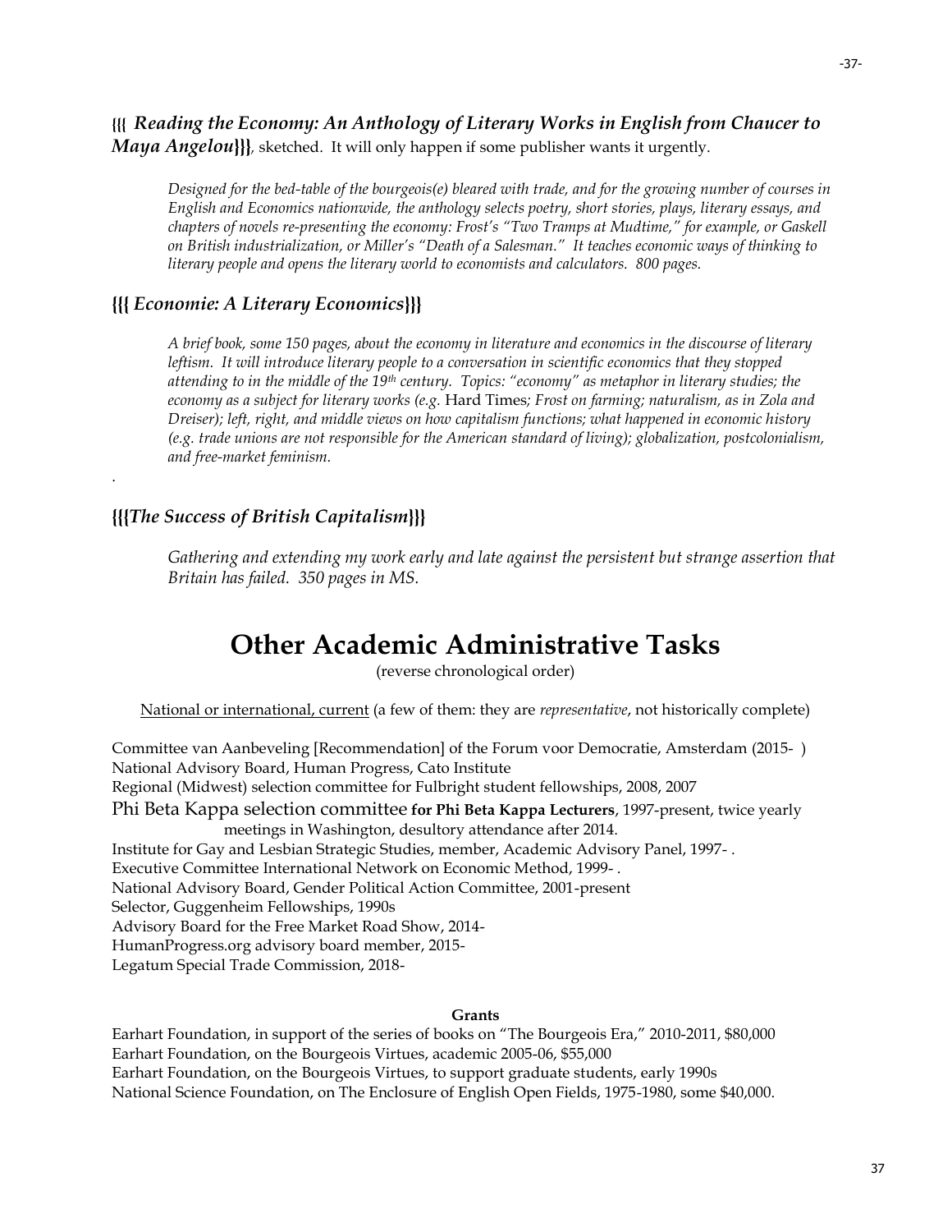**{{{ *Reading the Economy: An Anthology of Literary Works in English from Chaucer to Maya Angelou*}}}**, sketched. It will only happen if some publisher wants it urgently.

> *Designed for the bed-table of the bourgeois(e) bleared with trade, and for the growing number of courses in English and Economics nationwide, the anthology selects poetry, short stories, plays, literary essays, and chapters of novels re-presenting the economy: Frost's "Two Tramps at Mudtime," for example, or Gaskell on British industrialization, or Miller's "Death of a Salesman." It teaches economic ways of thinking to literary people and opens the literary world to economists and calculators. 800 pages.*

**{{{ *Economie: A Literary Economics*}}}**

> *A brief book, some 150 pages, about the economy in literature and economics in the discourse of literary leftism. It will introduce literary people to a conversation in scientific economics that they stopped attending to in the middle of the 19th century. Topics: "economy" as metaphor in literary studies; the economy as a subject for literary works (e.g.* Hard Times*; Frost on farming; naturalism, as in Zola and Dreiser); left, right, and middle views on how capitalism functions; what happened in economic history (e.g. trade unions are not responsible for the American standard of living); globalization, postcolonialism, and free-market feminism.*

.

**{{{*The Success of British Capitalism*}}}**

> *Gathering and extending my work early and late against the persistent but strange assertion that Britain has failed. 350 pages in MS.*

# Other Academic Administrative Tasks

(reverse chronological order)

National or international, current (a few of them: they are *representative*, not historically complete)

Committee van Aanbeveling [Recommendation] of the Forum voor Democratie, Amsterdam (2015- )
National Advisory Board, Human Progress, Cato Institute
Regional (Midwest) selection committee for Fulbright student fellowships, 2008, 2007
Phi Beta Kappa selection committee **for Phi Beta Kappa Lecturers**, 1997-present, twice yearly meetings in Washington, desultory attendance after 2014.
Institute for Gay and Lesbian Strategic Studies, member, Academic Advisory Panel, 1997- .
Executive Committee International Network on Economic Method, 1999- .
National Advisory Board, Gender Political Action Committee, 2001-present
Selector, Guggenheim Fellowships, 1990s
Advisory Board for the Free Market Road Show, 2014-
HumanProgress.org advisory board member, 2015-
Legatum Special Trade Commission, 2018-

**Grants**

Earhart Foundation, in support of the series of books on "The Bourgeois Era," 2010-2011, $80,000
Earhart Foundation, on the Bourgeois Virtues, academic 2005-06, $55,000
Earhart Foundation, on the Bourgeois Virtues, to support graduate students, early 1990s
National Science Foundation, on The Enclosure of English Open Fields, 1975-1980, some $40,000.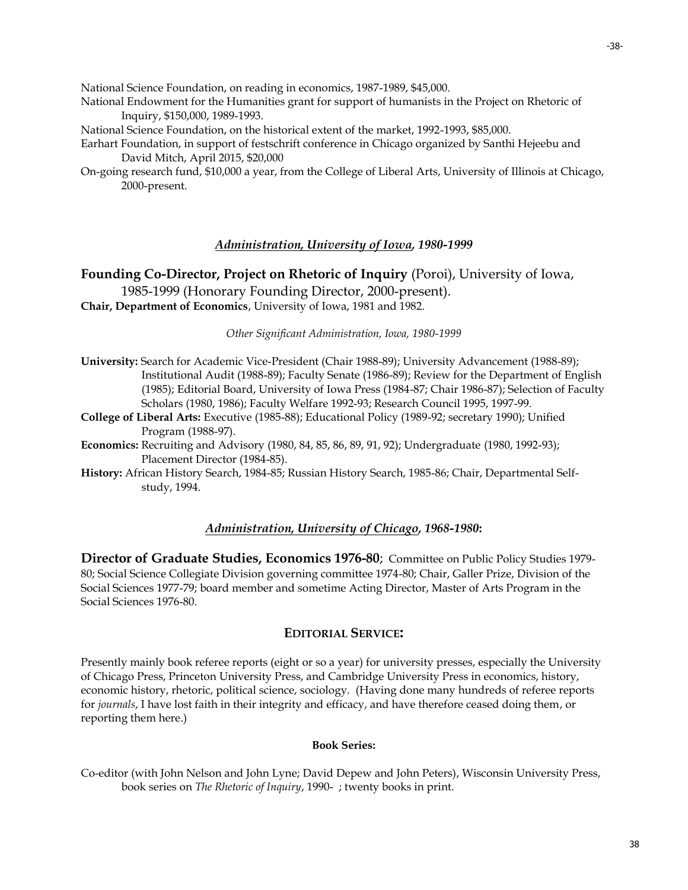National Science Foundation, on reading in economics, 1987-1989, $45,000.

National Endowment for the Humanities grant for support of humanists in the Project on Rhetoric of Inquiry, $150,000, 1989-1993.

National Science Foundation, on the historical extent of the market, 1992-1993, $85,000.

Earhart Foundation, in support of festschrift conference in Chicago organized by Santhi Hejeebu and David Mitch, April 2015, $20,000

On-going research fund, $10,000 a year, from the College of Liberal Arts, University of Illinois at Chicago, 2000-present.

### ***Administration, University of Iowa, 1980-1999***

**Founding Co-Director, Project on Rhetoric of Inquiry** (Poroi), University of Iowa, 1985-1999 (Honorary Founding Director, 2000-present).

**Chair, Department of Economics**, University of Iowa, 1981 and 1982.

*Other Significant Administration, Iowa, 1980-1999*

**University:** Search for Academic Vice-President (Chair 1988-89); University Advancement (1988-89); Institutional Audit (1988-89); Faculty Senate (1986-89); Review for the Department of English (1985); Editorial Board, University of Iowa Press (1984-87; Chair 1986-87); Selection of Faculty Scholars (1980, 1986); Faculty Welfare 1992-93; Research Council 1995, 1997-99.

**College of Liberal Arts:** Executive (1985-88); Educational Policy (1989-92; secretary 1990); Unified Program (1988-97).

**Economics:** Recruiting and Advisory (1980, 84, 85, 86, 89, 91, 92); Undergraduate (1980, 1992-93); Placement Director (1984-85).

**History:** African History Search, 1984-85; Russian History Search, 1985-86; Chair, Departmental Self-study, 1994.

### ***Administration, University of Chicago, 1968-1980*:**

**Director of Graduate Studies, Economics 1976-80**; Committee on Public Policy Studies 1979-80; Social Science Collegiate Division governing committee 1974-80; Chair, Galler Prize, Division of the Social Sciences 1977-79; board member and sometime Acting Director, Master of Arts Program in the Social Sciences 1976-80.

## EDITORIAL SERVICE:

Presently mainly book referee reports (eight or so a year) for university presses, especially the University of Chicago Press, Princeton University Press, and Cambridge University Press in economics, history, economic history, rhetoric, political science, sociology. (Having done many hundreds of referee reports for *journals*, I have lost faith in their integrity and efficacy, and have therefore ceased doing them, or reporting them here.)

#### Book Series:

Co-editor (with John Nelson and John Lyne; David Depew and John Peters), Wisconsin University Press, book series on *The Rhetoric of Inquiry*, 1990- ; twenty books in print.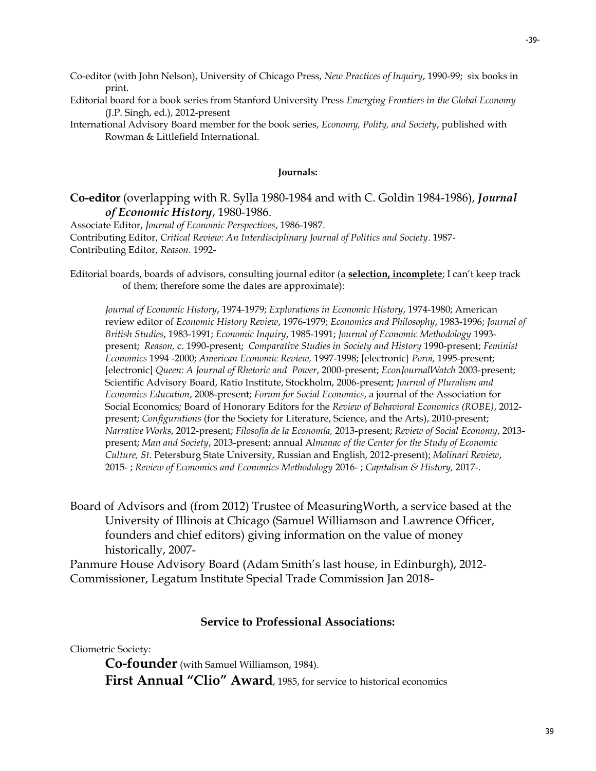Co-editor (with John Nelson), University of Chicago Press, *New Practices of Inquiry*, 1990-99; six books in print.

Editorial board for a book series from Stanford University Press *Emerging Frontiers in the Global Economy* (J.P. Singh, ed.), 2012-present

International Advisory Board member for the book series, *Economy, Polity, and Society*, published with Rowman & Littlefield International.

**Journals:**

**Co-editor** (overlapping with R. Sylla 1980-1984 and with C. Goldin 1984-1986), ***Journal of Economic History***, 1980-1986.

Associate Editor, *Journal of Economic Perspectives*, 1986-1987.

Contributing Editor, *Critical Review: An Interdisciplinary Journal of Politics and Society*. 1987-

Contributing Editor, *Reason*. 1992-

Editorial boards, boards of advisors, consulting journal editor (a **selection, incomplete**; I can't keep track of them; therefore some the dates are approximate):

> *Journal of Economic History*, 1974-1979; *Explorations in Economic History*, 1974-1980; American review editor of *Economic History Review*, 1976-1979; *Economics and Philosophy*, 1983-1996; *Journal of British Studies*, 1983-1991; *Economic Inquiry*, 1985-1991; *Journal of Economic Methodology* 1993-present; *Reason,* c. 1990-present; *Comparative Studies in Society and History* 1990-present; *Feminist Economics* 1994 -2000; *American Economic Review,* 1997-1998; [electronic} *Poroi,* 1995-present; [electronic] *Queen: A Journal of Rhetoric and Power*, 2000-present; *EconJournalWatch* 2003-present; Scientific Advisory Board, Ratio Institute, Stockholm, 2006-present; *Journal of Pluralism and Economics Education*, 2008-present; *Forum for Social Economics*, a journal of the Association for Social Economics; Board of Honorary Editors for the *Review of Behavioral Economics (ROBE)*, 2012-present; *Configurations* (for the Society for Literature, Science, and the Arts), 2010-present; *Narrative Works*, 2012-present; *Filosofía de la Economía,* 2013-present; *Review of Social Economy*, 2013-present; *Man and Society*, 2013-present; annual A*lmanac of the Center for the Study of Economic Culture, St*. Petersburg State University, Russian and English, 2012-present); *Molinari Review*, 2015- ; *Review of Economics and Economics Methodology* 2016- ; *Capitalism & History,* 2017-.

Board of Advisors and (from 2012) Trustee of MeasuringWorth, a service based at the University of Illinois at Chicago (Samuel Williamson and Lawrence Officer, founders and chief editors) giving information on the value of money historically, 2007-

Panmure House Advisory Board (Adam Smith's last house, in Edinburgh), 2012-

Commissioner, Legatum Institute Special Trade Commission Jan 2018-

**Service to Professional Associations:**

Cliometric Society:

> **Co-founder** (with Samuel Williamson, 1984).
>
> **First Annual "Clio" Award**, 1985, for service to historical economics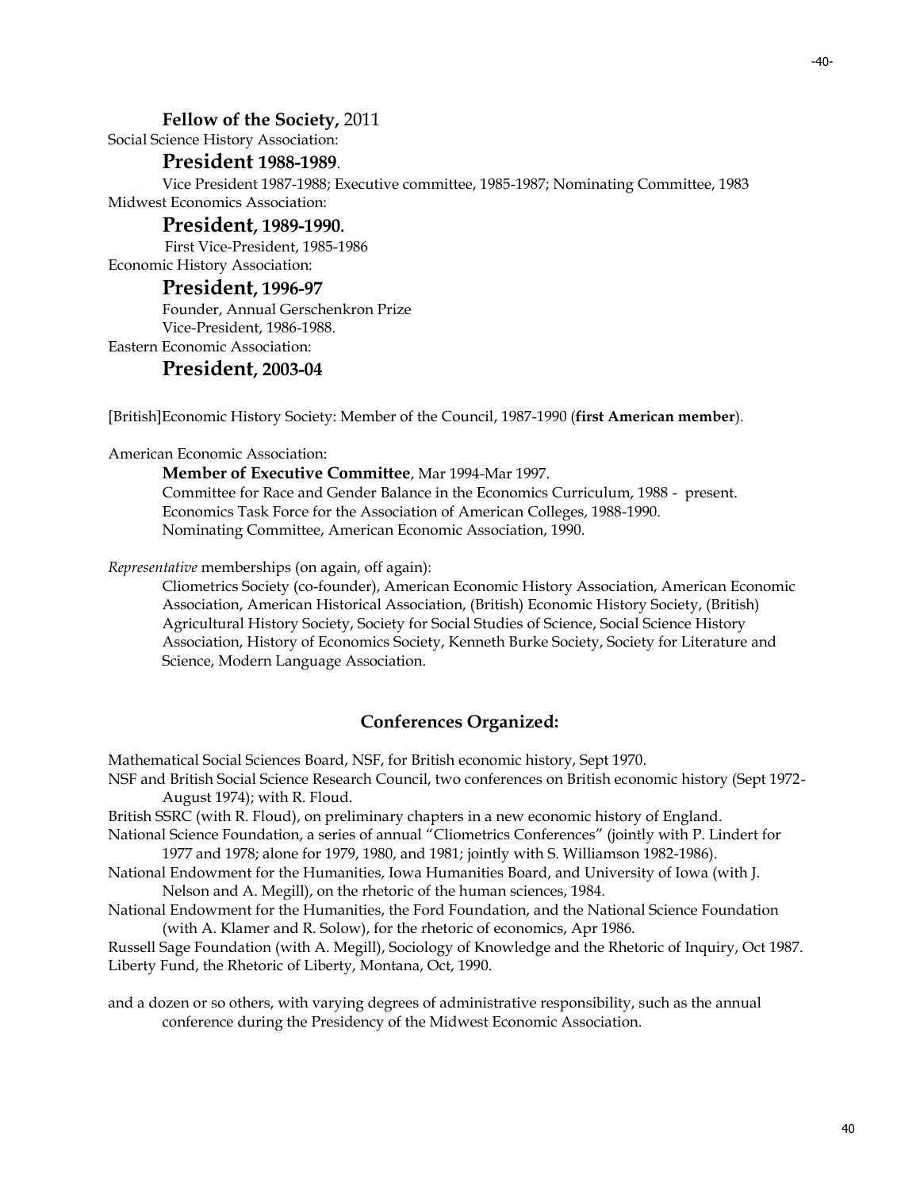**Fellow of the Society,** 2011

Social Science History Association:

**President 1988-1989**.

Vice President 1987-1988; Executive committee, 1985-1987; Nominating Committee, 1983

Midwest Economics Association:

**President, 1989-1990**.

First Vice-President, 1985-1986

Economic History Association:

**President, 1996-97**

Founder, Annual Gerschenkron Prize

Vice-President, 1986-1988.

Eastern Economic Association:

**President, 2003-04**

[British]Economic History Society: Member of the Council, 1987-1990 (**first American member**).

American Economic Association:

**Member of Executive Committee**, Mar 1994-Mar 1997.

Committee for Race and Gender Balance in the Economics Curriculum, 1988 - present.

Economics Task Force for the Association of American Colleges, 1988-1990.

Nominating Committee, American Economic Association, 1990.

*Representative* memberships (on again, off again):

Cliometrics Society (co-founder), American Economic History Association, American Economic Association, American Historical Association, (British) Economic History Society, (British) Agricultural History Society, Society for Social Studies of Science, Social Science History Association, History of Economics Society, Kenneth Burke Society, Society for Literature and Science, Modern Language Association.

## Conferences Organized:

Mathematical Social Sciences Board, NSF, for British economic history, Sept 1970.

NSF and British Social Science Research Council, two conferences on British economic history (Sept 1972-August 1974); with R. Floud.

British SSRC (with R. Floud), on preliminary chapters in a new economic history of England.

National Science Foundation, a series of annual "Cliometrics Conferences" (jointly with P. Lindert for 1977 and 1978; alone for 1979, 1980, and 1981; jointly with S. Williamson 1982-1986).

National Endowment for the Humanities, Iowa Humanities Board, and University of Iowa (with J. Nelson and A. Megill), on the rhetoric of the human sciences, 1984.

National Endowment for the Humanities, the Ford Foundation, and the National Science Foundation (with A. Klamer and R. Solow), for the rhetoric of economics, Apr 1986.

Russell Sage Foundation (with A. Megill), Sociology of Knowledge and the Rhetoric of Inquiry, Oct 1987.

Liberty Fund, the Rhetoric of Liberty, Montana, Oct, 1990.

and a dozen or so others, with varying degrees of administrative responsibility, such as the annual conference during the Presidency of the Midwest Economic Association.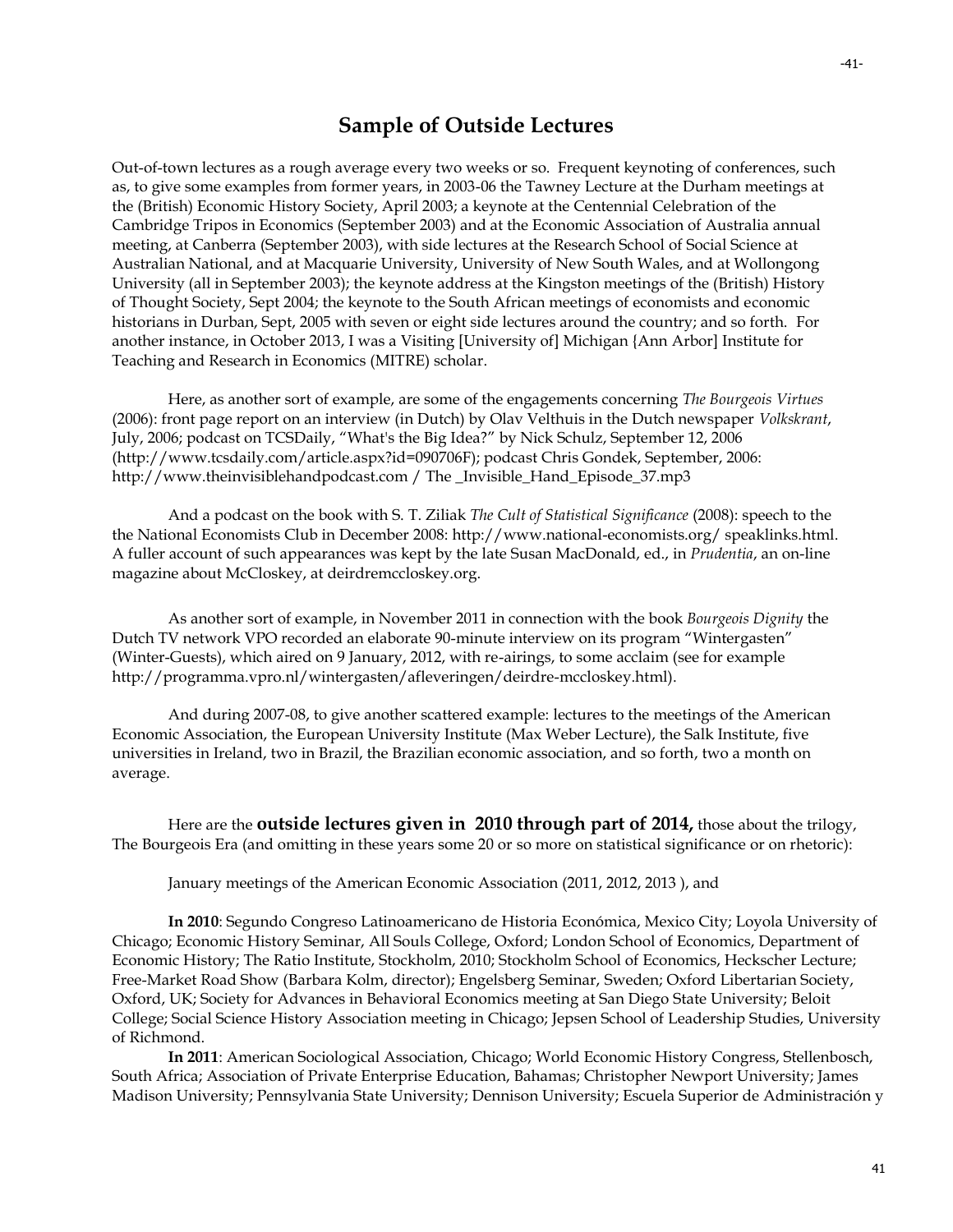## Sample of Outside Lectures

Out-of-town lectures as a rough average every two weeks or so. Frequent keynoting of conferences, such as, to give some examples from former years, in 2003-06 the Tawney Lecture at the Durham meetings at the (British) Economic History Society, April 2003; a keynote at the Centennial Celebration of the Cambridge Tripos in Economics (September 2003) and at the Economic Association of Australia annual meeting, at Canberra (September 2003), with side lectures at the Research School of Social Science at Australian National, and at Macquarie University, University of New South Wales, and at Wollongong University (all in September 2003); the keynote address at the Kingston meetings of the (British) History of Thought Society, Sept 2004; the keynote to the South African meetings of economists and economic historians in Durban, Sept, 2005 with seven or eight side lectures around the country; and so forth. For another instance, in October 2013, I was a Visiting [University of] Michigan {Ann Arbor] Institute for Teaching and Research in Economics (MITRE) scholar.

Here, as another sort of example, are some of the engagements concerning *The Bourgeois Virtues* (2006): front page report on an interview (in Dutch) by Olav Velthuis in the Dutch newspaper *Volkskrant*, July, 2006; podcast on TCSDaily, "What's the Big Idea?" by Nick Schulz, September 12, 2006 (http://www.tcsdaily.com/article.aspx?id=090706F); podcast Chris Gondek, September, 2006: http://www.theinvisiblehandpodcast.com / The _Invisible_Hand_Episode_37.mp3

And a podcast on the book with S. T. Ziliak *The Cult of Statistical Significance* (2008): speech to the the National Economists Club in December 2008: http://www.national-economists.org/ speaklinks.html. A fuller account of such appearances was kept by the late Susan MacDonald, ed., in *Prudentia*, an on-line magazine about McCloskey, at deirdremccloskey.org.

As another sort of example, in November 2011 in connection with the book *Bourgeois Dignity* the Dutch TV network VPO recorded an elaborate 90-minute interview on its program "Wintergasten" (Winter-Guests), which aired on 9 January, 2012, with re-airings, to some acclaim (see for example http://programma.vpro.nl/wintergasten/afleveringen/deirdre-mccloskey.html).

And during 2007-08, to give another scattered example: lectures to the meetings of the American Economic Association, the European University Institute (Max Weber Lecture), the Salk Institute, five universities in Ireland, two in Brazil, the Brazilian economic association, and so forth, two a month on average.

Here are the **outside lectures given in 2010 through part of 2014,** those about the trilogy, The Bourgeois Era (and omitting in these years some 20 or so more on statistical significance or on rhetoric):

January meetings of the American Economic Association (2011, 2012, 2013 ), and

**In 2010**: Segundo Congreso Latinoamericano de Historia Económica, Mexico City; Loyola University of Chicago; Economic History Seminar, All Souls College, Oxford; London School of Economics, Department of Economic History; The Ratio Institute, Stockholm, 2010; Stockholm School of Economics, Heckscher Lecture; Free-Market Road Show (Barbara Kolm, director); Engelsberg Seminar, Sweden; Oxford Libertarian Society, Oxford, UK; Society for Advances in Behavioral Economics meeting at San Diego State University; Beloit College; Social Science History Association meeting in Chicago; Jepsen School of Leadership Studies, University of Richmond.

**In 2011**: American Sociological Association, Chicago; World Economic History Congress, Stellenbosch, South Africa; Association of Private Enterprise Education, Bahamas; Christopher Newport University; James Madison University; Pennsylvania State University; Dennison University; Escuela Superior de Administración y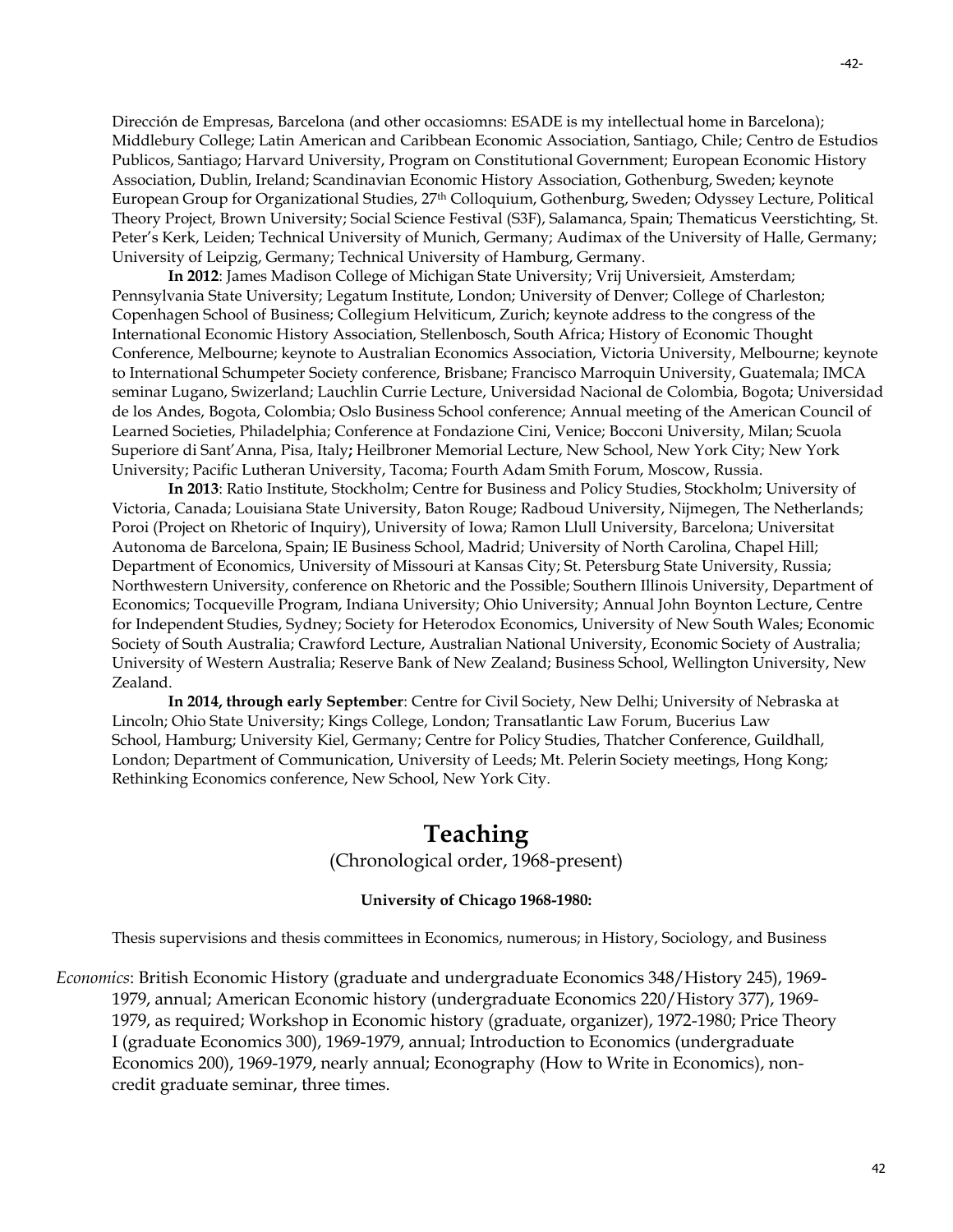Dirección de Empresas, Barcelona (and other occasiomns: ESADE is my intellectual home in Barcelona); Middlebury College; Latin American and Caribbean Economic Association, Santiago, Chile; Centro de Estudios Publicos, Santiago; Harvard University, Program on Constitutional Government; European Economic History Association, Dublin, Ireland; Scandinavian Economic History Association, Gothenburg, Sweden; keynote European Group for Organizational Studies, 27th Colloquium, Gothenburg, Sweden; Odyssey Lecture, Political Theory Project, Brown University; Social Science Festival (S3F), Salamanca, Spain; Thematicus Veerstichting, St. Peter's Kerk, Leiden; Technical University of Munich, Germany; Audimax of the University of Halle, Germany; University of Leipzig, Germany; Technical University of Hamburg, Germany.

**In 2012**: James Madison College of Michigan State University; Vrij Universieit, Amsterdam; Pennsylvania State University; Legatum Institute, London; University of Denver; College of Charleston; Copenhagen School of Business; Collegium Helviticum, Zurich; keynote address to the congress of the International Economic History Association, Stellenbosch, South Africa; History of Economic Thought Conference, Melbourne; keynote to Australian Economics Association, Victoria University, Melbourne; keynote to International Schumpeter Society conference, Brisbane; Francisco Marroquin University, Guatemala; IMCA seminar Lugano, Swizerland; Lauchlin Currie Lecture, Universidad Nacional de Colombia, Bogota; Universidad de los Andes, Bogota, Colombia; Oslo Business School conference; Annual meeting of the American Council of Learned Societies, Philadelphia; Conference at Fondazione Cini, Venice; Bocconi University, Milan; Scuola Superiore di Sant'Anna, Pisa, Italy**;** Heilbroner Memorial Lecture, New School, New York City; New York University; Pacific Lutheran University, Tacoma; Fourth Adam Smith Forum, Moscow, Russia.

**In 2013**: Ratio Institute, Stockholm; Centre for Business and Policy Studies, Stockholm; University of Victoria, Canada; Louisiana State University, Baton Rouge; Radboud University, Nijmegen, The Netherlands; Poroi (Project on Rhetoric of Inquiry), University of Iowa; Ramon Llull University, Barcelona; Universitat Autonoma de Barcelona, Spain; IE Business School, Madrid; University of North Carolina, Chapel Hill; Department of Economics, University of Missouri at Kansas City; St. Petersburg State University, Russia; Northwestern University, conference on Rhetoric and the Possible; Southern Illinois University, Department of Economics; Tocqueville Program, Indiana University; Ohio University; Annual John Boynton Lecture, Centre for Independent Studies, Sydney; Society for Heterodox Economics, University of New South Wales; Economic Society of South Australia; Crawford Lecture, Australian National University, Economic Society of Australia; University of Western Australia; Reserve Bank of New Zealand; Business School, Wellington University, New Zealand.

**In 2014, through early September**: Centre for Civil Society, New Delhi; University of Nebraska at Lincoln; Ohio State University; Kings College, London; Transatlantic Law Forum, Bucerius Law School, Hamburg; University Kiel, Germany; Centre for Policy Studies, Thatcher Conference, Guildhall, London; Department of Communication, University of Leeds; Mt. Pelerin Society meetings, Hong Kong; Rethinking Economics conference, New School, New York City.

## Teaching

(Chronological order, 1968-present)

**University of Chicago 1968-1980:**

Thesis supervisions and thesis committees in Economics, numerous; in History, Sociology, and Business

*Economics*: British Economic History (graduate and undergraduate Economics 348/History 245), 1969-1979, annual; American Economic history (undergraduate Economics 220/History 377), 1969-1979, as required; Workshop in Economic history (graduate, organizer), 1972-1980; Price Theory I (graduate Economics 300), 1969-1979, annual; Introduction to Economics (undergraduate Economics 200), 1969-1979, nearly annual; Econography (How to Write in Economics), non-credit graduate seminar, three times.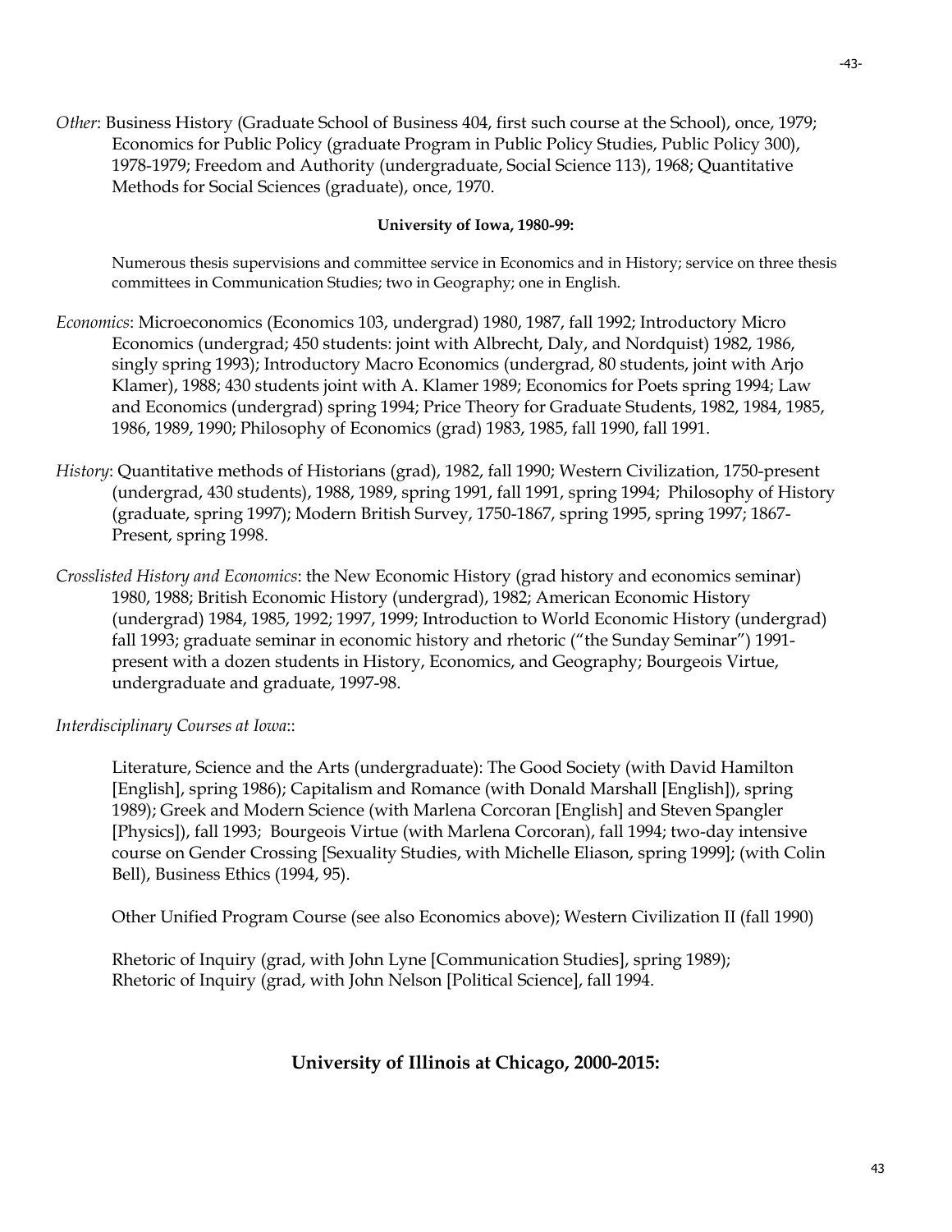*Other*: Business History (Graduate School of Business 404, first such course at the School), once, 1979; Economics for Public Policy (graduate Program in Public Policy Studies, Public Policy 300), 1978-1979; Freedom and Authority (undergraduate, Social Science 113), 1968; Quantitative Methods for Social Sciences (graduate), once, 1970.

**University of Iowa, 1980-99:**

Numerous thesis supervisions and committee service in Economics and in History; service on three thesis committees in Communication Studies; two in Geography; one in English.

*Economics*: Microeconomics (Economics 103, undergrad) 1980, 1987, fall 1992; Introductory Micro Economics (undergrad; 450 students: joint with Albrecht, Daly, and Nordquist) 1982, 1986, singly spring 1993); Introductory Macro Economics (undergrad, 80 students, joint with Arjo Klamer), 1988; 430 students joint with A. Klamer 1989; Economics for Poets spring 1994; Law and Economics (undergrad) spring 1994; Price Theory for Graduate Students, 1982, 1984, 1985, 1986, 1989, 1990; Philosophy of Economics (grad) 1983, 1985, fall 1990, fall 1991.

*History*: Quantitative methods of Historians (grad), 1982, fall 1990; Western Civilization, 1750-present (undergrad, 430 students), 1988, 1989, spring 1991, fall 1991, spring 1994; Philosophy of History (graduate, spring 1997); Modern British Survey, 1750-1867, spring 1995, spring 1997; 1867-Present, spring 1998.

*Crosslisted History and Economics*: the New Economic History (grad history and economics seminar) 1980, 1988; British Economic History (undergrad), 1982; American Economic History (undergrad) 1984, 1985, 1992; 1997, 1999; Introduction to World Economic History (undergrad) fall 1993; graduate seminar in economic history and rhetoric ("the Sunday Seminar") 1991-present with a dozen students in History, Economics, and Geography; Bourgeois Virtue, undergraduate and graduate, 1997-98.

*Interdisciplinary Courses at Iowa*::

Literature, Science and the Arts (undergraduate): The Good Society (with David Hamilton [English], spring 1986); Capitalism and Romance (with Donald Marshall [English]), spring 1989); Greek and Modern Science (with Marlena Corcoran [English] and Steven Spangler [Physics]), fall 1993; Bourgeois Virtue (with Marlena Corcoran), fall 1994; two-day intensive course on Gender Crossing [Sexuality Studies, with Michelle Eliason, spring 1999]; (with Colin Bell), Business Ethics (1994, 95).

Other Unified Program Course (see also Economics above); Western Civilization II (fall 1990)

Rhetoric of Inquiry (grad, with John Lyne [Communication Studies], spring 1989);
Rhetoric of Inquiry (grad, with John Nelson [Political Science], fall 1994.

## University of Illinois at Chicago, 2000-2015: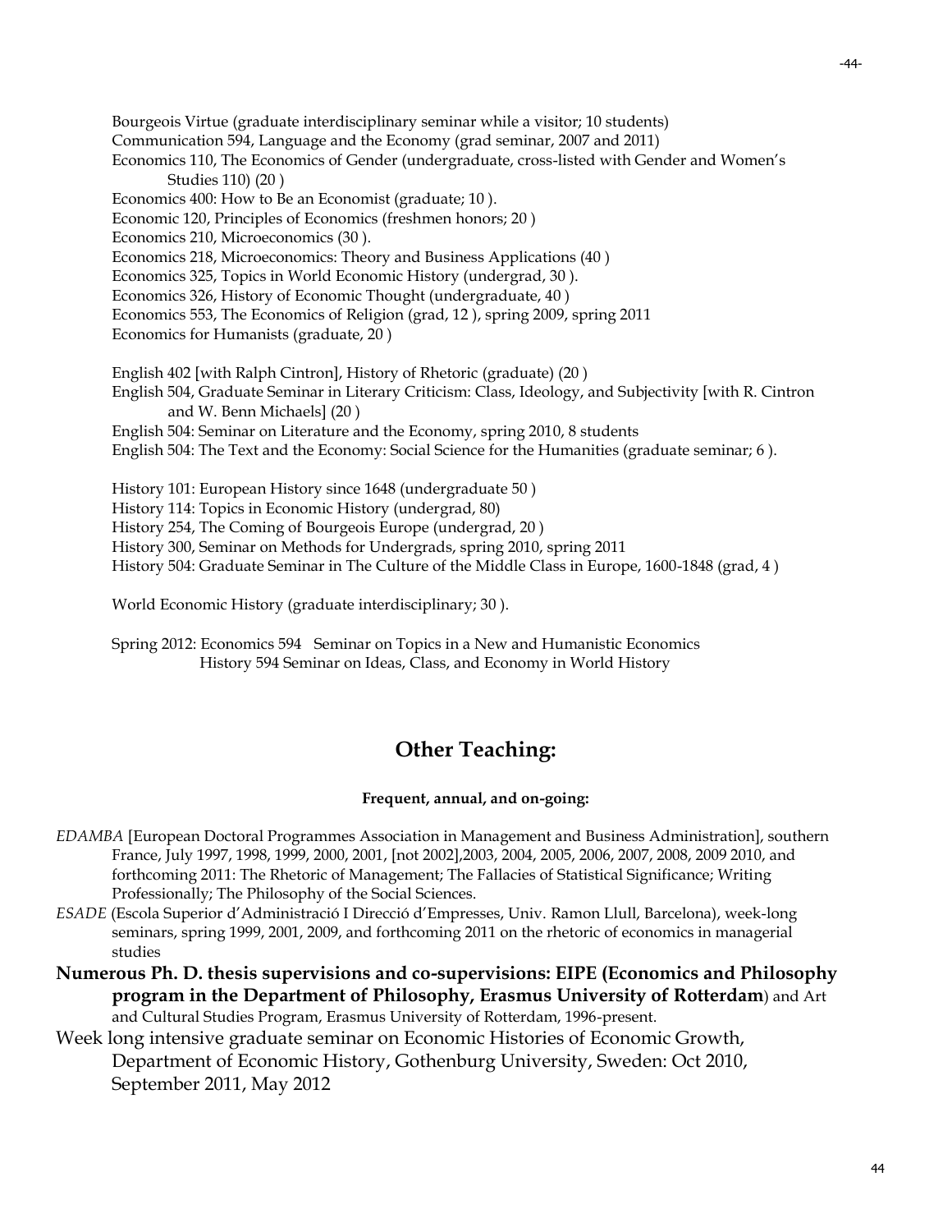Bourgeois Virtue (graduate interdisciplinary seminar while a visitor; 10 students)
Communication 594, Language and the Economy (grad seminar, 2007 and 2011)
Economics 110, The Economics of Gender (undergraduate, cross-listed with Gender and Women's Studies 110) (20 )
Economics 400: How to Be an Economist (graduate; 10 ).
Economic 120, Principles of Economics (freshmen honors; 20 )
Economics 210, Microeconomics (30 ).
Economics 218, Microeconomics: Theory and Business Applications (40 )
Economics 325, Topics in World Economic History (undergrad, 30 ).
Economics 326, History of Economic Thought (undergraduate, 40 )
Economics 553, The Economics of Religion (grad, 12 ), spring 2009, spring 2011
Economics for Humanists (graduate, 20 )

English 402 [with Ralph Cintron], History of Rhetoric (graduate) (20 )
English 504, Graduate Seminar in Literary Criticism: Class, Ideology, and Subjectivity [with R. Cintron and W. Benn Michaels] (20 )
English 504: Seminar on Literature and the Economy, spring 2010, 8 students
English 504: The Text and the Economy: Social Science for the Humanities (graduate seminar; 6 ).

History 101: European History since 1648 (undergraduate 50 )
History 114: Topics in Economic History (undergrad, 80)
History 254, The Coming of Bourgeois Europe (undergrad, 20 )
History 300, Seminar on Methods for Undergrads, spring 2010, spring 2011
History 504: Graduate Seminar in The Culture of the Middle Class in Europe, 1600-1848 (grad, 4 )

World Economic History (graduate interdisciplinary; 30 ).

Spring 2012: Economics 594 Seminar on Topics in a New and Humanistic Economics
History 594 Seminar on Ideas, Class, and Economy in World History

## Other Teaching:

**Frequent, annual, and on-going:**

*EDAMBA* [European Doctoral Programmes Association in Management and Business Administration], southern France, July 1997, 1998, 1999, 2000, 2001, [not 2002],2003, 2004, 2005, 2006, 2007, 2008, 2009 2010, and forthcoming 2011: The Rhetoric of Management; The Fallacies of Statistical Significance; Writing Professionally; The Philosophy of the Social Sciences.

*ESADE* (Escola Superior d'Administració I Direcció d'Empresses, Univ. Ramon Llull, Barcelona), week-long seminars, spring 1999, 2001, 2009, and forthcoming 2011 on the rhetoric of economics in managerial studies

**Numerous Ph. D. thesis supervisions and co-supervisions: EIPE (Economics and Philosophy program in the Department of Philosophy, Erasmus University of Rotterdam**) and Art and Cultural Studies Program, Erasmus University of Rotterdam, 1996-present.

Week long intensive graduate seminar on Economic Histories of Economic Growth, Department of Economic History, Gothenburg University, Sweden: Oct 2010, September 2011, May 2012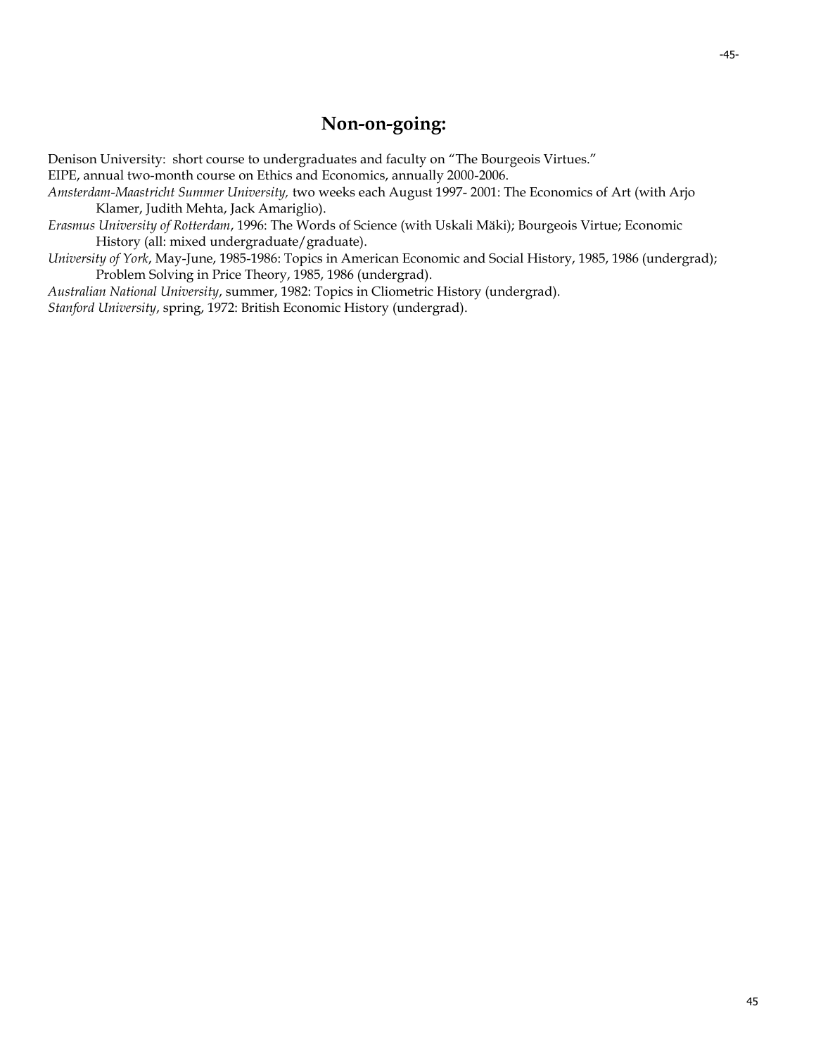## Non-on-going:

Denison University: short course to undergraduates and faculty on "The Bourgeois Virtues."

EIPE, annual two-month course on Ethics and Economics, annually 2000-2006.

*Amsterdam-Maastricht Summer University,* two weeks each August 1997- 2001: The Economics of Art (with Arjo Klamer, Judith Mehta, Jack Amariglio).

*Erasmus University of Rotterdam*, 1996: The Words of Science (with Uskali Mäki); Bourgeois Virtue; Economic History (all: mixed undergraduate/graduate).

*University of York*, May-June, 1985-1986: Topics in American Economic and Social History, 1985, 1986 (undergrad); Problem Solving in Price Theory, 1985, 1986 (undergrad).

*Australian National University*, summer, 1982: Topics in Cliometric History (undergrad).

*Stanford University*, spring, 1972: British Economic History (undergrad).